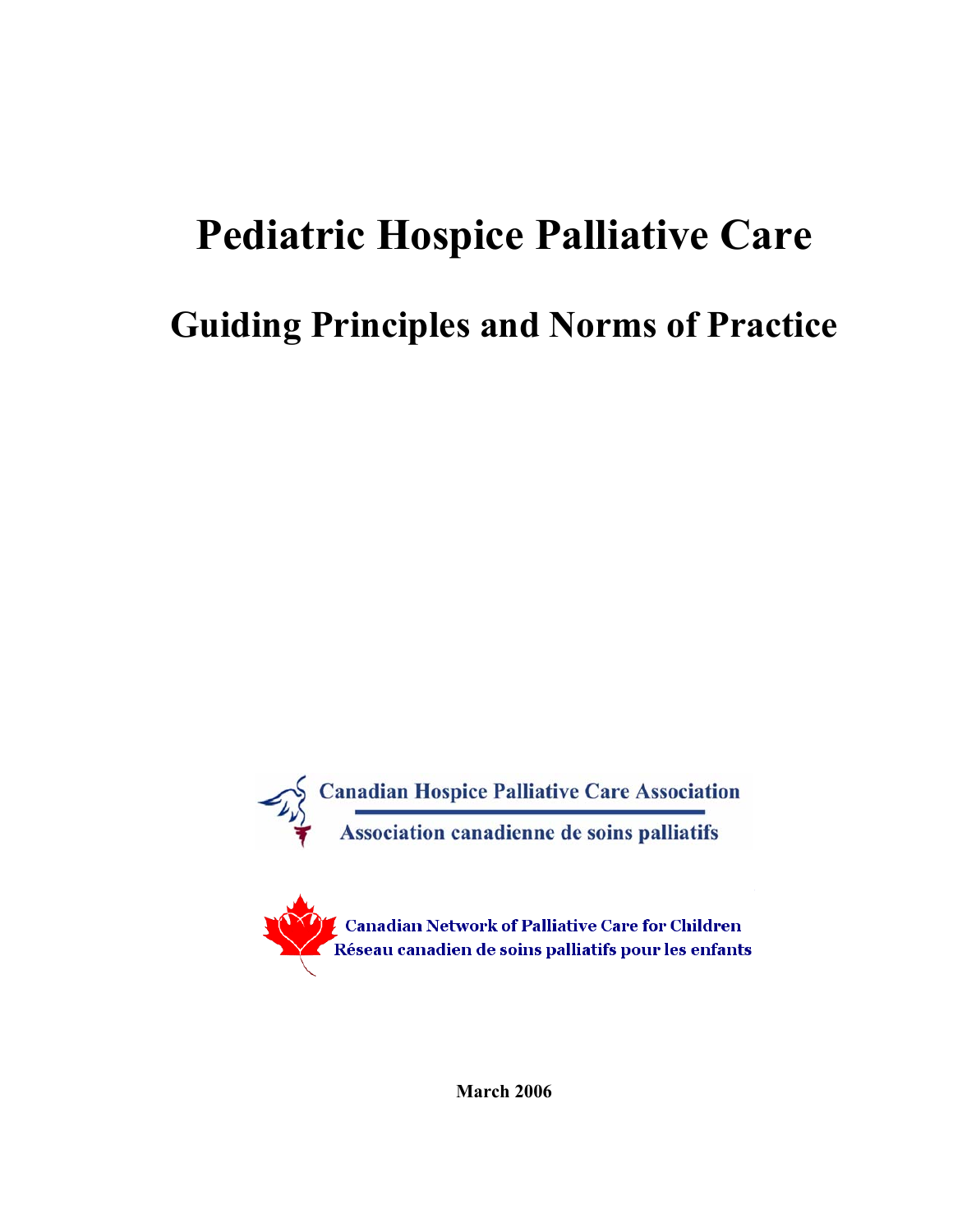# Pediatric Hospice Palliative Care

## Guiding Principles and Norms of Practice

Canadian Hospice Palliative Care Association

Association canadienne de soins palliatifs

Canadian Network of Palliative Care for Children

Réseau canadien de soins palliatifs pour les enfants

**March 2006**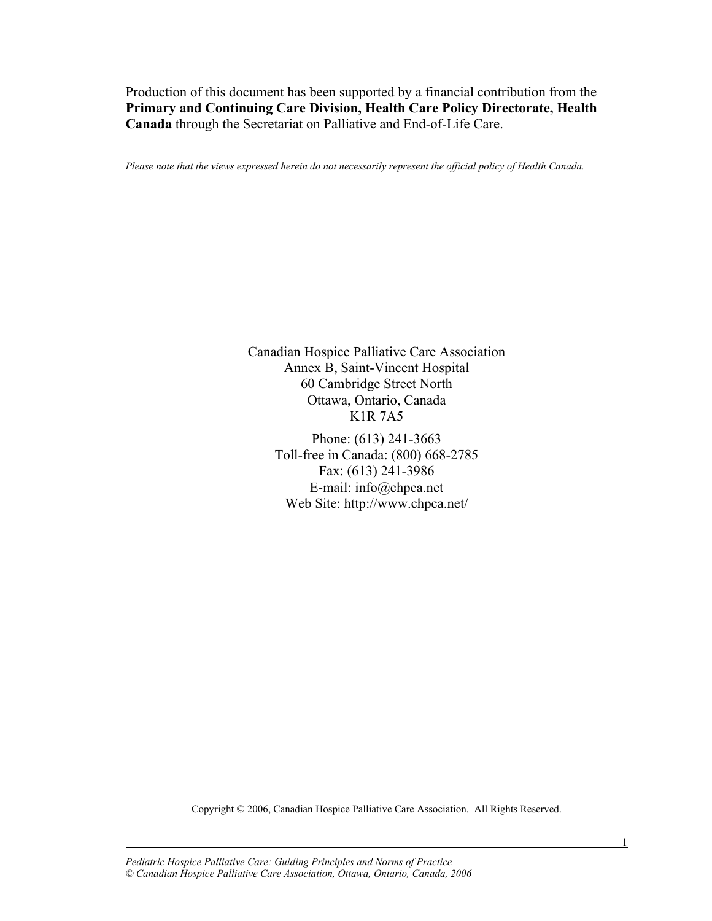Production of this document has been supported by a financial contribution from the **Primary and Continuing Care Division, Health Care Policy Directorate, Health Canada** through the Secretariat on Palliative and End-of-Life Care.

*Please note that the views expressed herein do not necessarily represent the official policy of Health Canada.*

Canadian Hospice Palliative Care Association
Annex B, Saint-Vincent Hospital
60 Cambridge Street North
Ottawa, Ontario, Canada
K1R 7A5

Phone: (613) 241-3663
Toll-free in Canada: (800) 668-2785
Fax: (613) 241-3986
E-mail: info@chpca.net
Web Site: http://www.chpca.net/

Copyright © 2006, Canadian Hospice Palliative Care Association. All Rights Reserved.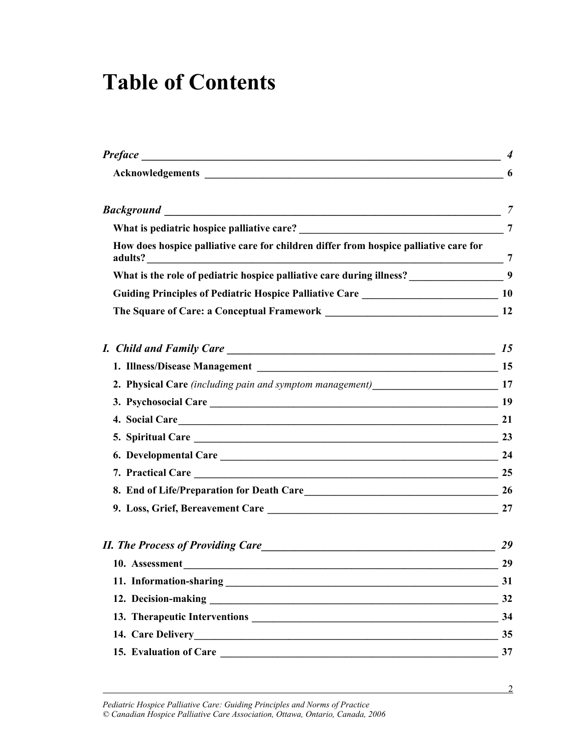# Table of Contents

*Preface* — *4*

**Acknowledgements** — 6

*Background* — *7*

**What is pediatric hospice palliative care?** — 7

**How does hospice palliative care for children differ from hospice palliative care for adults?** — 7

**What is the role of pediatric hospice palliative care during illness?** — 9

**Guiding Principles of Pediatric Hospice Palliative Care** — 10

**The Square of Care: a Conceptual Framework** — 12

*I. Child and Family Care* — *15*

1. **Illness/Disease Management** — 15
2. **Physical Care** *(including pain and symptom management)* — 17
3. **Psychosocial Care** — 19
4. **Social Care** — 21
5. **Spiritual Care** — 23
6. **Developmental Care** — 24
7. **Practical Care** — 25
8. **End of Life/Preparation for Death Care** — 26
9. **Loss, Grief, Bereavement Care** — 27

*II. The Process of Providing Care* — *29*

10. **Assessment** — 29
11. **Information-sharing** — 31
12. **Decision-making** — 32
13. **Therapeutic Interventions** — 34
14. **Care Delivery** — 35
15. **Evaluation of Care** — 37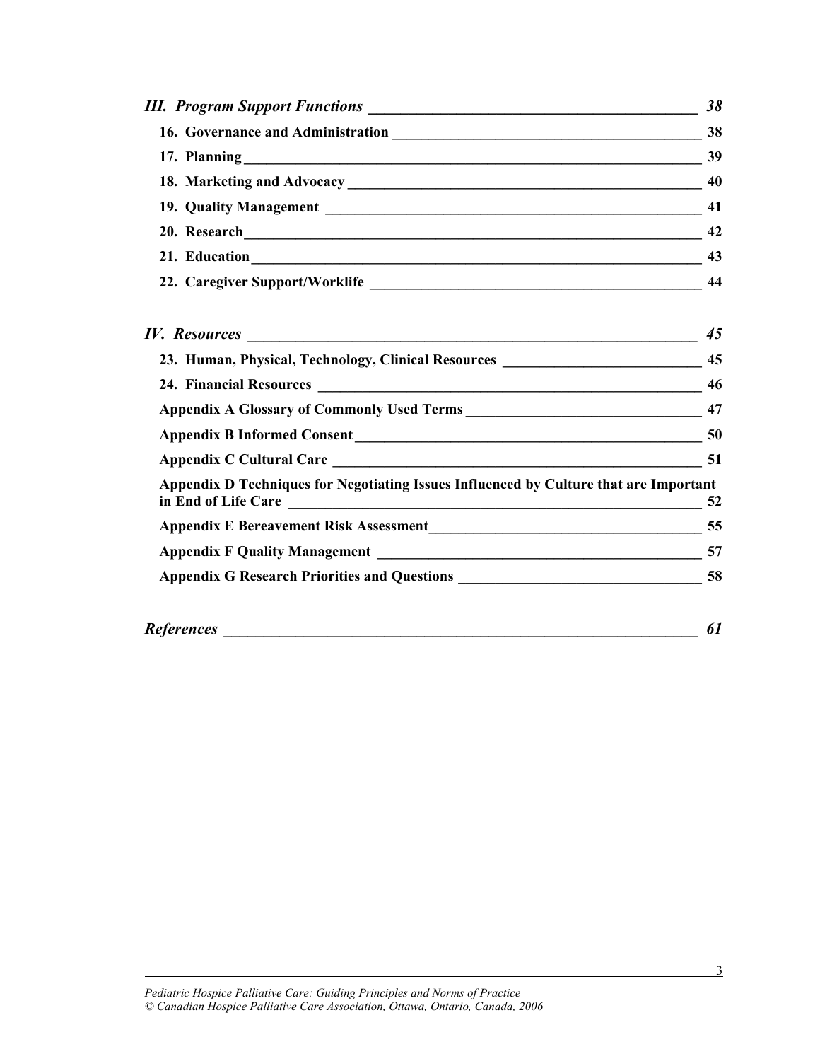*III. Program Support Functions* ______ *38*

16. Governance and Administration ______ 38

17. Planning ______ 39

18. Marketing and Advocacy ______ 40

19. Quality Management ______ 41

20. Research ______ 42

21. Education ______ 43

22. Caregiver Support/Worklife ______ 44

*IV. Resources* ______ *45*

23. Human, Physical, Technology, Clinical Resources ______ 45

24. Financial Resources ______ 46

Appendix A Glossary of Commonly Used Terms ______ 47

Appendix B Informed Consent ______ 50

Appendix C Cultural Care ______ 51

Appendix D Techniques for Negotiating Issues Influenced by Culture that are Important in End of Life Care ______ 52

Appendix E Bereavement Risk Assessment ______ 55

Appendix F Quality Management ______ 57

Appendix G Research Priorities and Questions ______ 58

*References* ______ *61*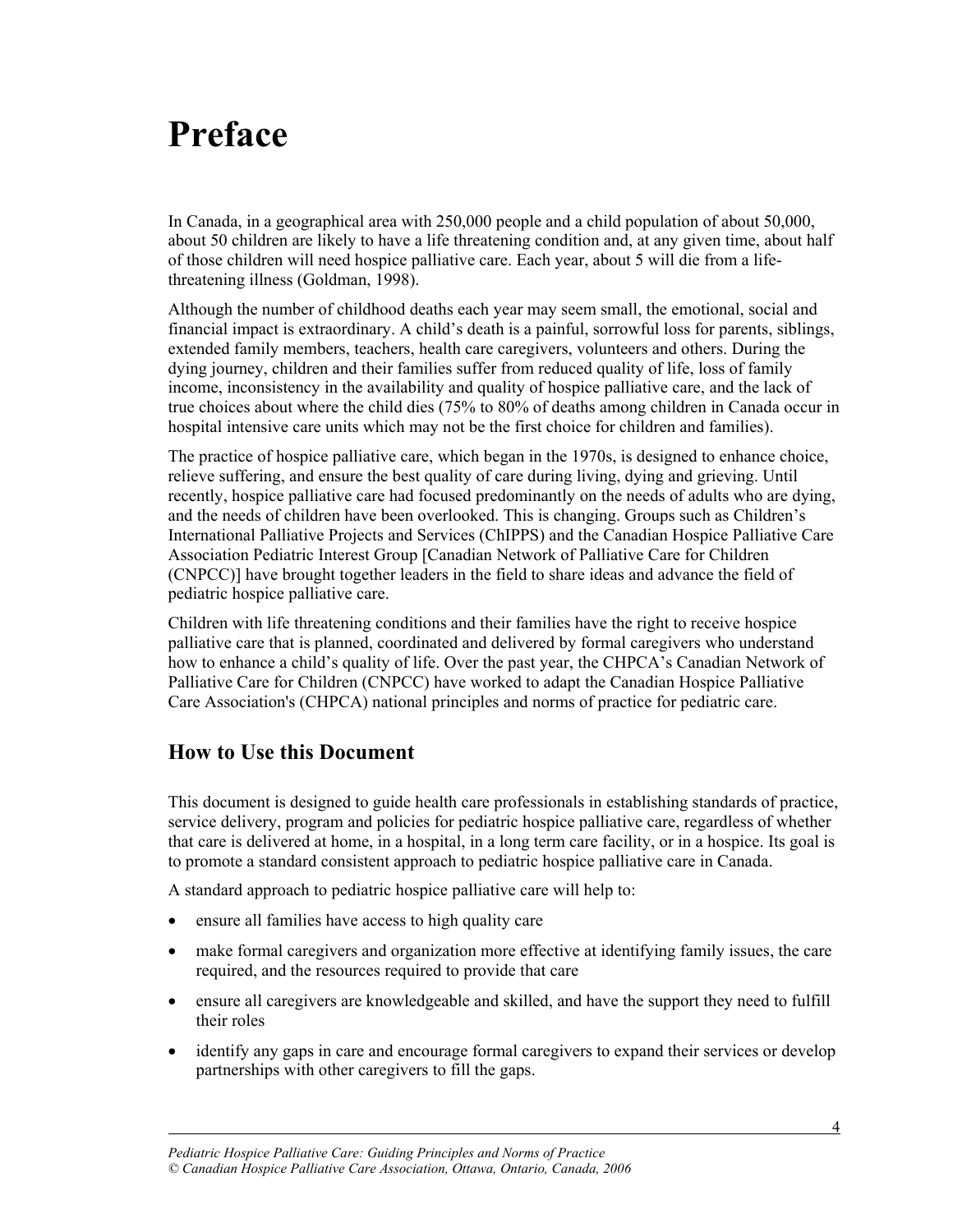# Preface

In Canada, in a geographical area with 250,000 people and a child population of about 50,000, about 50 children are likely to have a life threatening condition and, at any given time, about half of those children will need hospice palliative care. Each year, about 5 will die from a life-threatening illness (Goldman, 1998).

Although the number of childhood deaths each year may seem small, the emotional, social and financial impact is extraordinary. A child's death is a painful, sorrowful loss for parents, siblings, extended family members, teachers, health care caregivers, volunteers and others. During the dying journey, children and their families suffer from reduced quality of life, loss of family income, inconsistency in the availability and quality of hospice palliative care, and the lack of true choices about where the child dies (75% to 80% of deaths among children in Canada occur in hospital intensive care units which may not be the first choice for children and families).

The practice of hospice palliative care, which began in the 1970s, is designed to enhance choice, relieve suffering, and ensure the best quality of care during living, dying and grieving. Until recently, hospice palliative care had focused predominantly on the needs of adults who are dying, and the needs of children have been overlooked. This is changing. Groups such as Children's International Palliative Projects and Services (ChIPPS) and the Canadian Hospice Palliative Care Association Pediatric Interest Group [Canadian Network of Palliative Care for Children (CNPCC)] have brought together leaders in the field to share ideas and advance the field of pediatric hospice palliative care.

Children with life threatening conditions and their families have the right to receive hospice palliative care that is planned, coordinated and delivered by formal caregivers who understand how to enhance a child's quality of life. Over the past year, the CHPCA's Canadian Network of Palliative Care for Children (CNPCC) have worked to adapt the Canadian Hospice Palliative Care Association's (CHPCA) national principles and norms of practice for pediatric care.

## How to Use this Document

This document is designed to guide health care professionals in establishing standards of practice, service delivery, program and policies for pediatric hospice palliative care, regardless of whether that care is delivered at home, in a hospital, in a long term care facility, or in a hospice. Its goal is to promote a standard consistent approach to pediatric hospice palliative care in Canada.

A standard approach to pediatric hospice palliative care will help to:

- ensure all families have access to high quality care
- make formal caregivers and organization more effective at identifying family issues, the care required, and the resources required to provide that care
- ensure all caregivers are knowledgeable and skilled, and have the support they need to fulfill their roles
- identify any gaps in care and encourage formal caregivers to expand their services or develop partnerships with other caregivers to fill the gaps.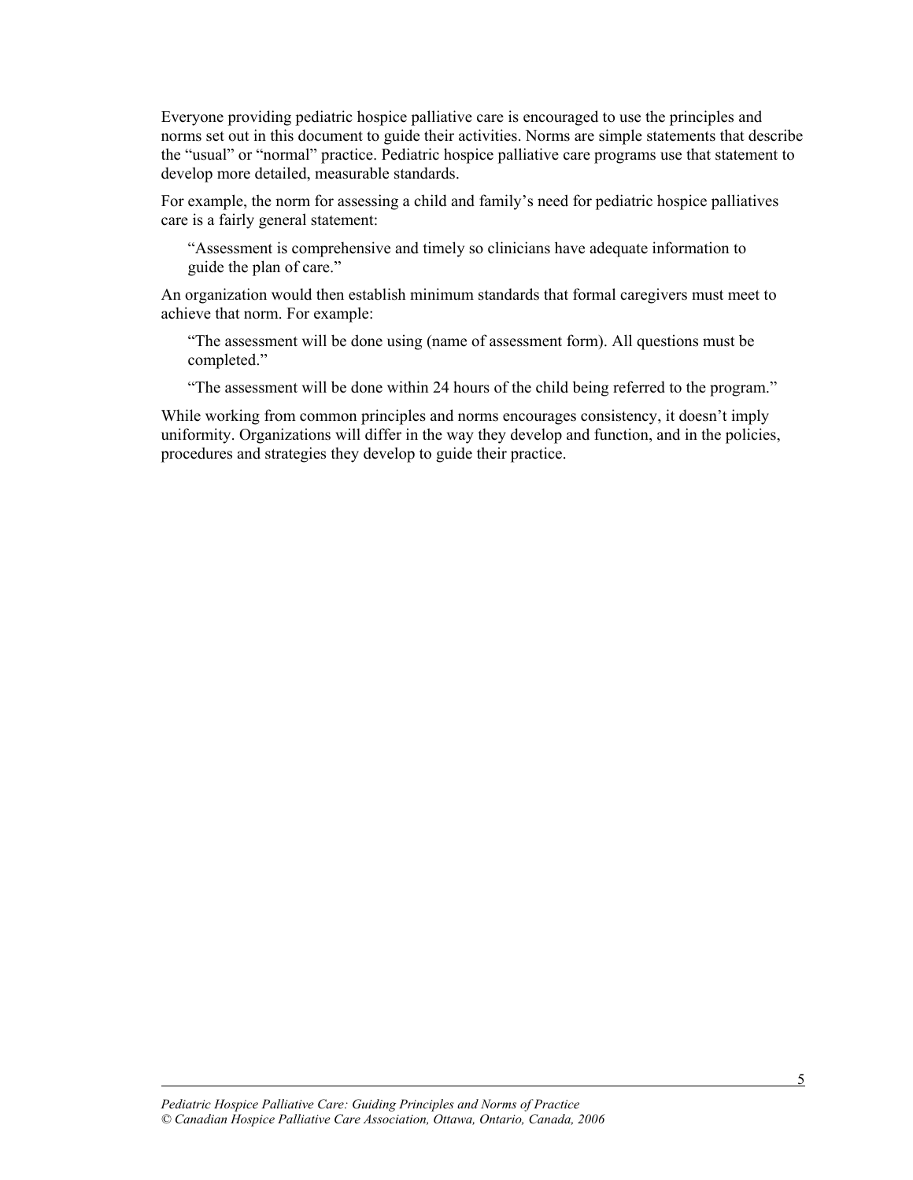Everyone providing pediatric hospice palliative care is encouraged to use the principles and norms set out in this document to guide their activities. Norms are simple statements that describe the "usual" or "normal" practice. Pediatric hospice palliative care programs use that statement to develop more detailed, measurable standards.

For example, the norm for assessing a child and family's need for pediatric hospice palliatives care is a fairly general statement:

> "Assessment is comprehensive and timely so clinicians have adequate information to guide the plan of care."

An organization would then establish minimum standards that formal caregivers must meet to achieve that norm. For example:

> "The assessment will be done using (name of assessment form). All questions must be completed."
>
> "The assessment will be done within 24 hours of the child being referred to the program."

While working from common principles and norms encourages consistency, it doesn't imply uniformity. Organizations will differ in the way they develop and function, and in the policies, procedures and strategies they develop to guide their practice.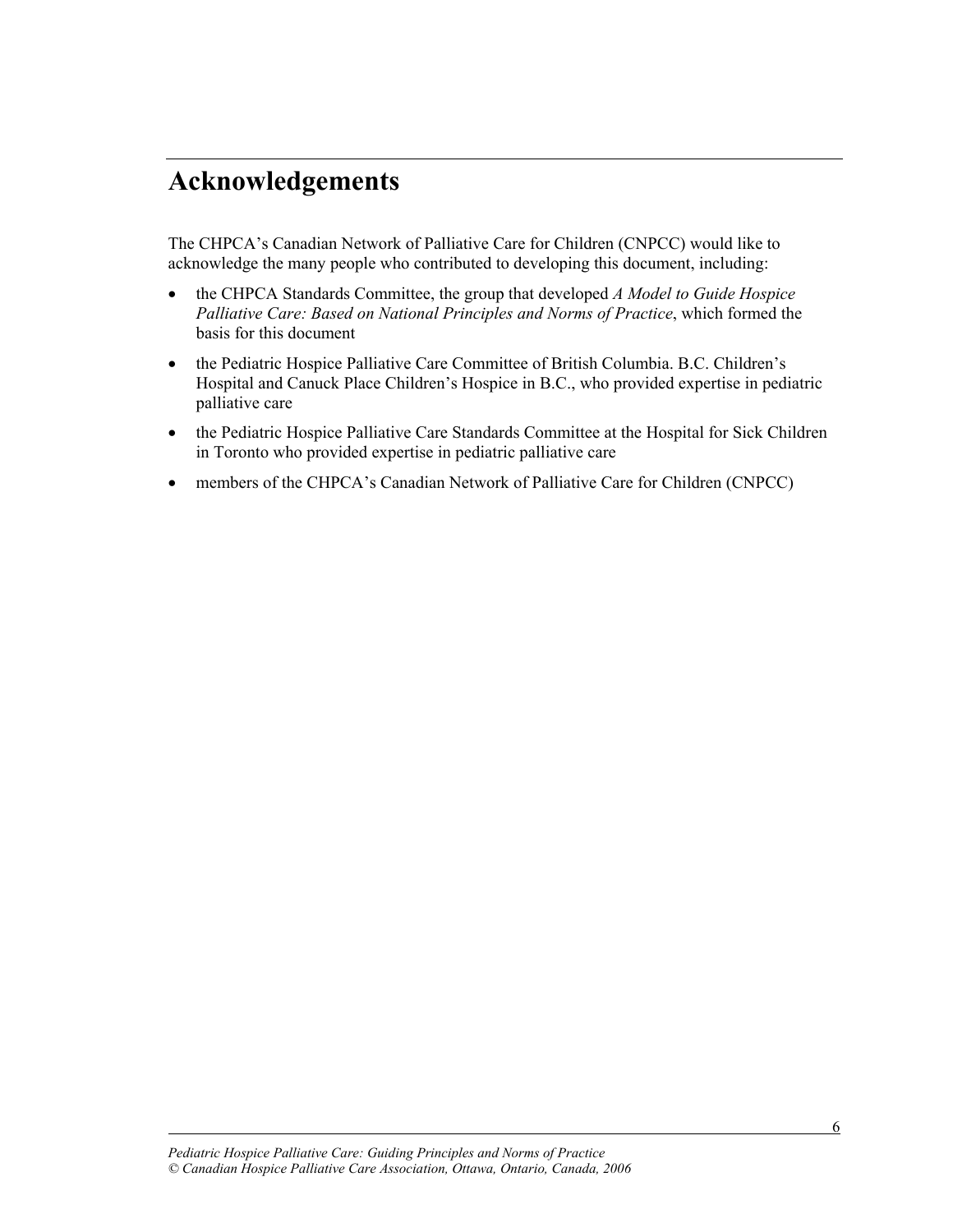# Acknowledgements

The CHPCA's Canadian Network of Palliative Care for Children (CNPCC) would like to acknowledge the many people who contributed to developing this document, including:

- the CHPCA Standards Committee, the group that developed *A Model to Guide Hospice Palliative Care: Based on National Principles and Norms of Practice*, which formed the basis for this document
- the Pediatric Hospice Palliative Care Committee of British Columbia. B.C. Children's Hospital and Canuck Place Children's Hospice in B.C., who provided expertise in pediatric palliative care
- the Pediatric Hospice Palliative Care Standards Committee at the Hospital for Sick Children in Toronto who provided expertise in pediatric palliative care
- members of the CHPCA's Canadian Network of Palliative Care for Children (CNPCC)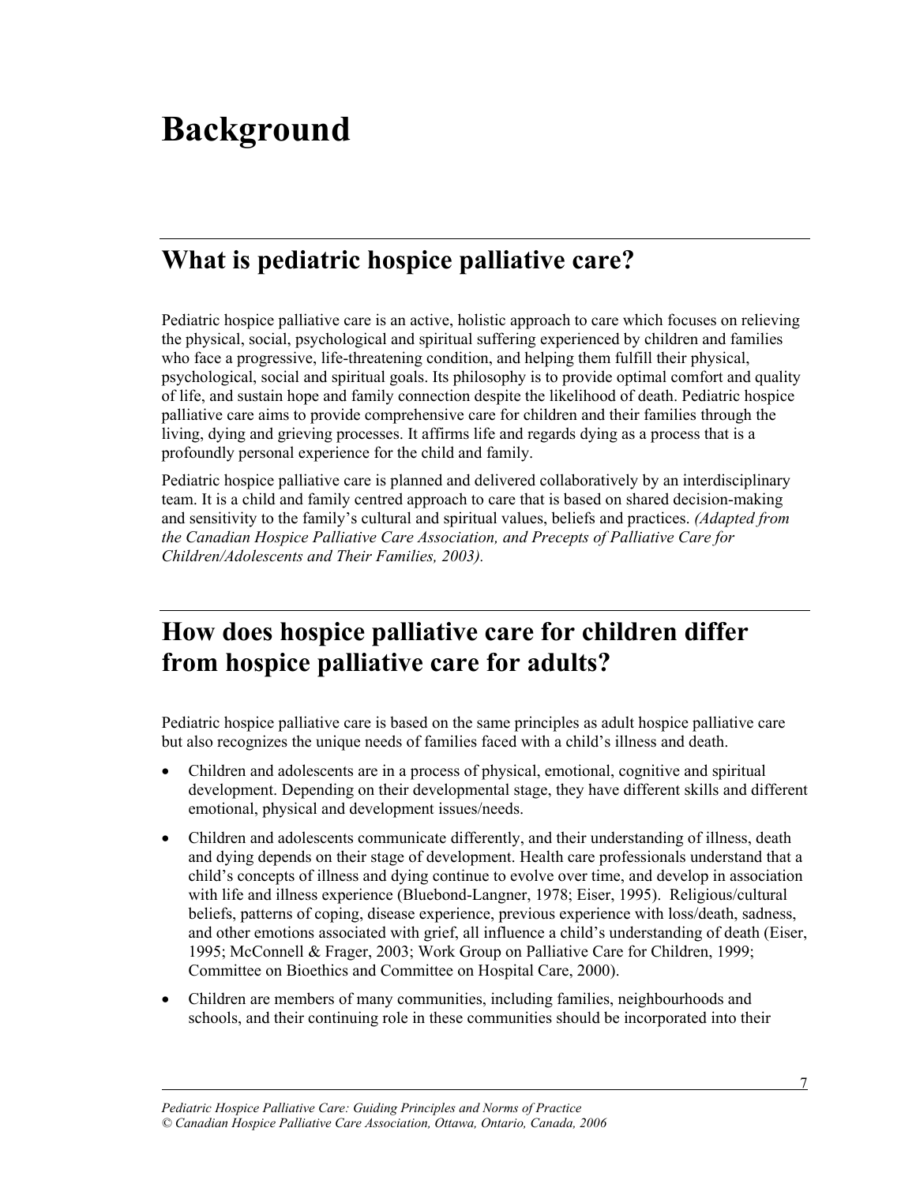# Background

## What is pediatric hospice palliative care?

Pediatric hospice palliative care is an active, holistic approach to care which focuses on relieving the physical, social, psychological and spiritual suffering experienced by children and families who face a progressive, life-threatening condition, and helping them fulfill their physical, psychological, social and spiritual goals. Its philosophy is to provide optimal comfort and quality of life, and sustain hope and family connection despite the likelihood of death. Pediatric hospice palliative care aims to provide comprehensive care for children and their families through the living, dying and grieving processes. It affirms life and regards dying as a process that is a profoundly personal experience for the child and family.

Pediatric hospice palliative care is planned and delivered collaboratively by an interdisciplinary team. It is a child and family centred approach to care that is based on shared decision-making and sensitivity to the family's cultural and spiritual values, beliefs and practices. *(Adapted from the Canadian Hospice Palliative Care Association, and Precepts of Palliative Care for Children/Adolescents and Their Families, 2003).*

## How does hospice palliative care for children differ from hospice palliative care for adults?

Pediatric hospice palliative care is based on the same principles as adult hospice palliative care but also recognizes the unique needs of families faced with a child's illness and death.

- Children and adolescents are in a process of physical, emotional, cognitive and spiritual development. Depending on their developmental stage, they have different skills and different emotional, physical and development issues/needs.
- Children and adolescents communicate differently, and their understanding of illness, death and dying depends on their stage of development. Health care professionals understand that a child's concepts of illness and dying continue to evolve over time, and develop in association with life and illness experience (Bluebond-Langner, 1978; Eiser, 1995). Religious/cultural beliefs, patterns of coping, disease experience, previous experience with loss/death, sadness, and other emotions associated with grief, all influence a child's understanding of death (Eiser, 1995; McConnell & Frager, 2003; Work Group on Palliative Care for Children, 1999; Committee on Bioethics and Committee on Hospital Care, 2000).
- Children are members of many communities, including families, neighbourhoods and schools, and their continuing role in these communities should be incorporated into their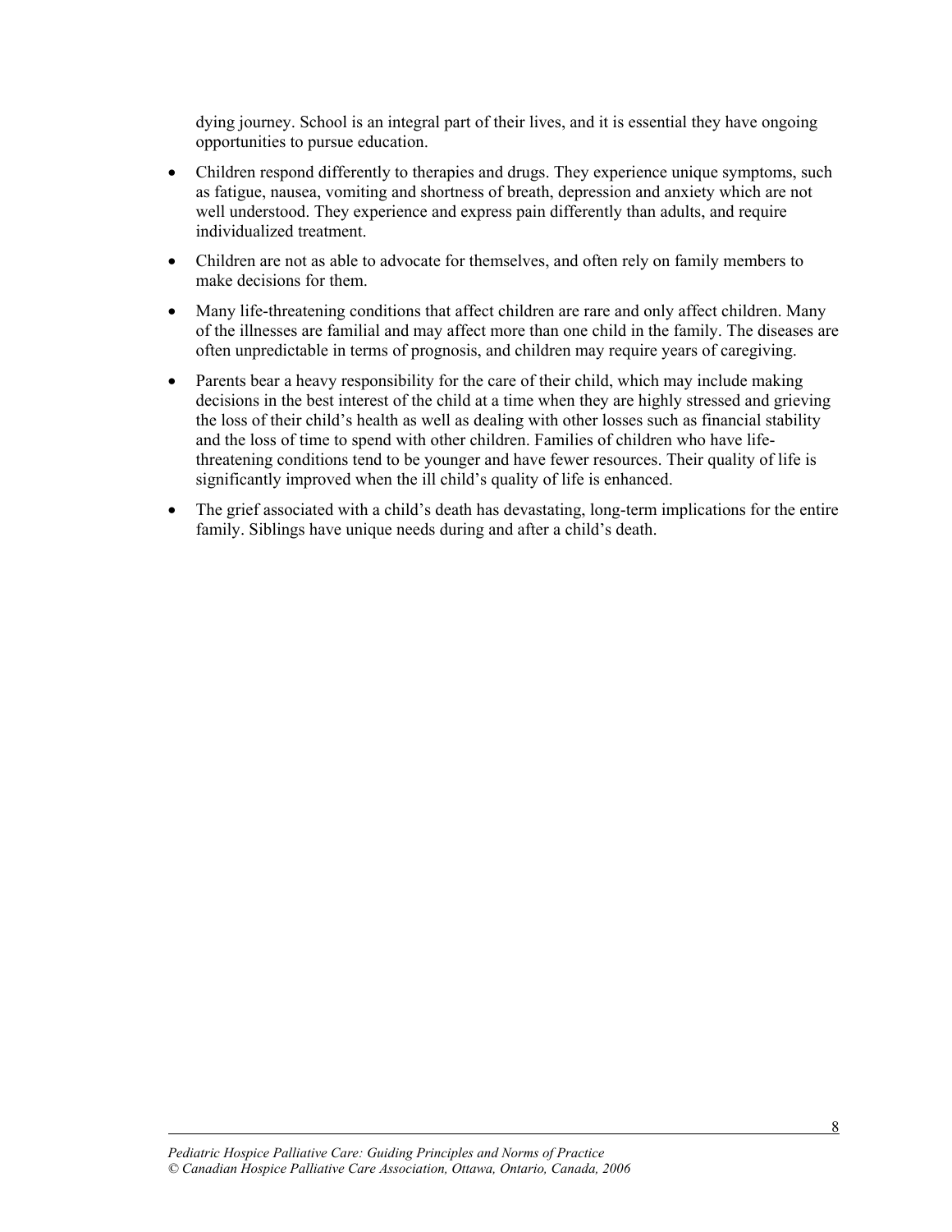dying journey. School is an integral part of their lives, and it is essential they have ongoing opportunities to pursue education.

- Children respond differently to therapies and drugs. They experience unique symptoms, such as fatigue, nausea, vomiting and shortness of breath, depression and anxiety which are not well understood. They experience and express pain differently than adults, and require individualized treatment.
- Children are not as able to advocate for themselves, and often rely on family members to make decisions for them.
- Many life-threatening conditions that affect children are rare and only affect children. Many of the illnesses are familial and may affect more than one child in the family. The diseases are often unpredictable in terms of prognosis, and children may require years of caregiving.
- Parents bear a heavy responsibility for the care of their child, which may include making decisions in the best interest of the child at a time when they are highly stressed and grieving the loss of their child's health as well as dealing with other losses such as financial stability and the loss of time to spend with other children. Families of children who have life-threatening conditions tend to be younger and have fewer resources. Their quality of life is significantly improved when the ill child's quality of life is enhanced.
- The grief associated with a child's death has devastating, long-term implications for the entire family. Siblings have unique needs during and after a child's death.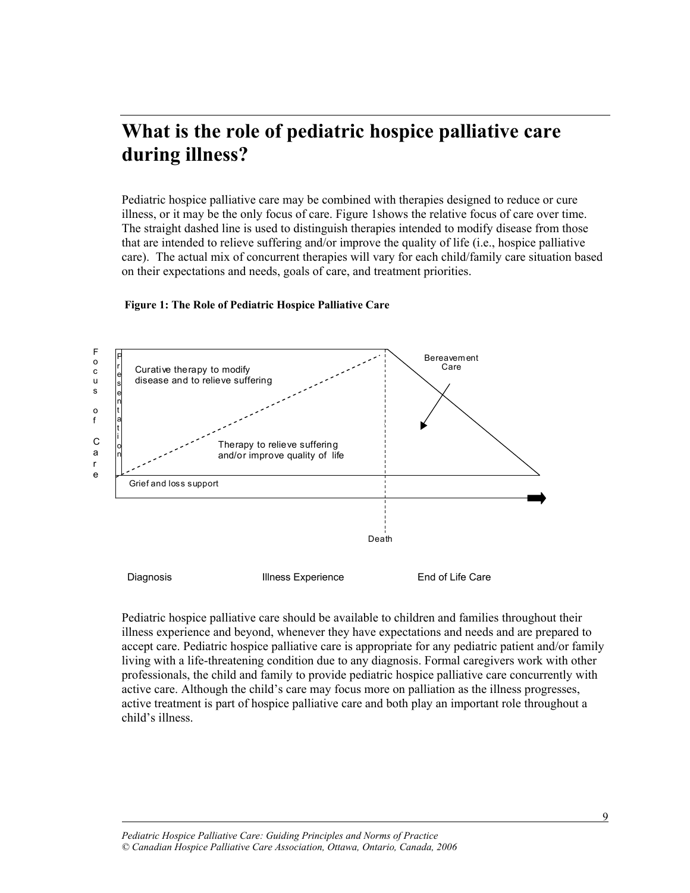# What is the role of pediatric hospice palliative care during illness?

Pediatric hospice palliative care may be combined with therapies designed to reduce or cure illness, or it may be the only focus of care. Figure 1shows the relative focus of care over time. The straight dashed line is used to distinguish therapies intended to modify disease from those that are intended to relieve suffering and/or improve the quality of life (i.e., hospice palliative care). The actual mix of concurrent therapies will vary for each child/family care situation based on their expectations and needs, goals of care, and treatment priorities.

**Figure 1: The Role of Pediatric Hospice Palliative Care**

Focus of Care

Presentation

Curative therapy to modify disease and to relieve suffering

Therapy to relieve suffering and/or improve quality of life

Grief and loss support

Bereavement Care

Death

Diagnosis Illness Experience End of Life Care

Pediatric hospice palliative care should be available to children and families throughout their illness experience and beyond, whenever they have expectations and needs and are prepared to accept care. Pediatric hospice palliative care is appropriate for any pediatric patient and/or family living with a life-threatening condition due to any diagnosis. Formal caregivers work with other professionals, the child and family to provide pediatric hospice palliative care concurrently with active care. Although the child's care may focus more on palliation as the illness progresses, active treatment is part of hospice palliative care and both play an important role throughout a child's illness.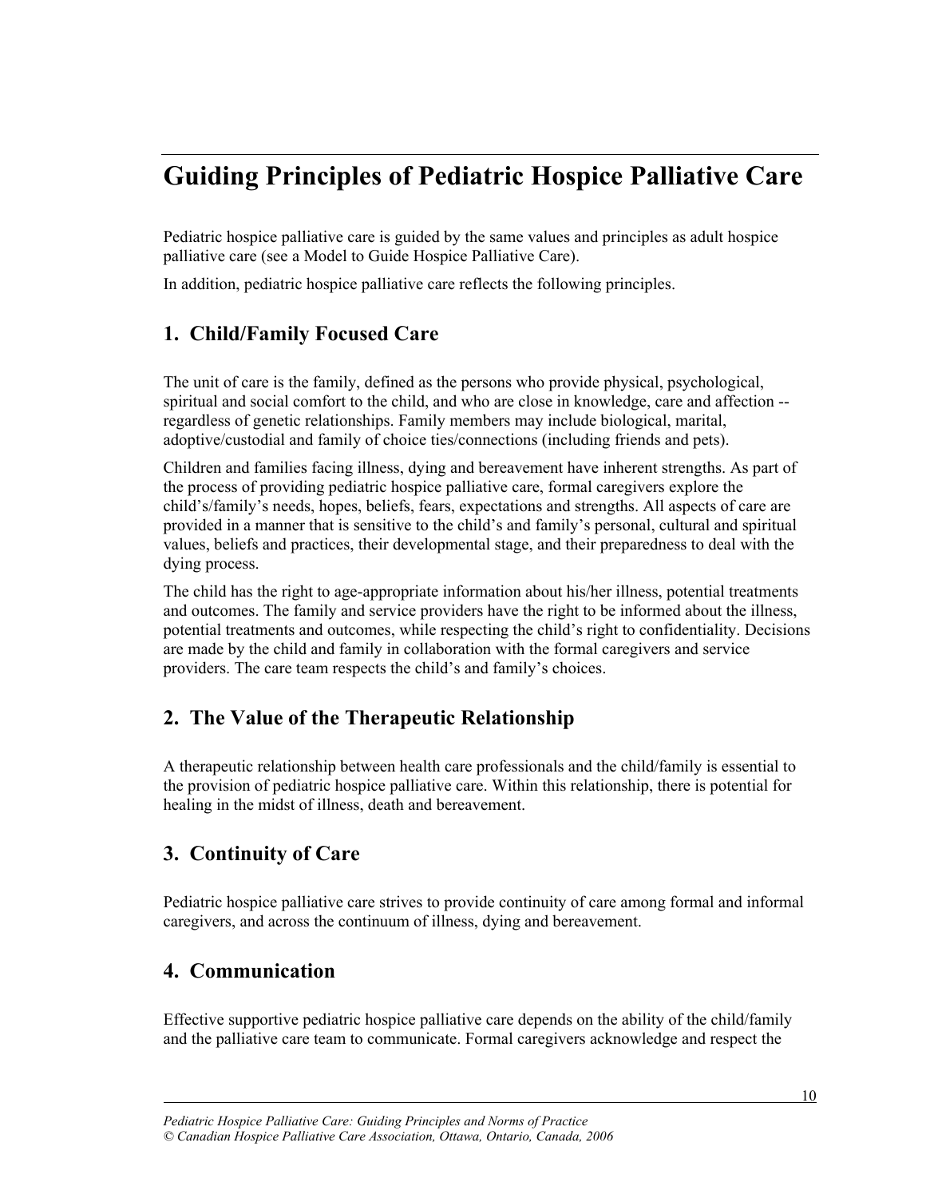# Guiding Principles of Pediatric Hospice Palliative Care

Pediatric hospice palliative care is guided by the same values and principles as adult hospice palliative care (see a Model to Guide Hospice Palliative Care).

In addition, pediatric hospice palliative care reflects the following principles.

## 1. Child/Family Focused Care

The unit of care is the family, defined as the persons who provide physical, psychological, spiritual and social comfort to the child, and who are close in knowledge, care and affection -- regardless of genetic relationships. Family members may include biological, marital, adoptive/custodial and family of choice ties/connections (including friends and pets).

Children and families facing illness, dying and bereavement have inherent strengths. As part of the process of providing pediatric hospice palliative care, formal caregivers explore the child's/family's needs, hopes, beliefs, fears, expectations and strengths. All aspects of care are provided in a manner that is sensitive to the child's and family's personal, cultural and spiritual values, beliefs and practices, their developmental stage, and their preparedness to deal with the dying process.

The child has the right to age-appropriate information about his/her illness, potential treatments and outcomes. The family and service providers have the right to be informed about the illness, potential treatments and outcomes, while respecting the child's right to confidentiality. Decisions are made by the child and family in collaboration with the formal caregivers and service providers. The care team respects the child's and family's choices.

## 2. The Value of the Therapeutic Relationship

A therapeutic relationship between health care professionals and the child/family is essential to the provision of pediatric hospice palliative care. Within this relationship, there is potential for healing in the midst of illness, death and bereavement.

## 3. Continuity of Care

Pediatric hospice palliative care strives to provide continuity of care among formal and informal caregivers, and across the continuum of illness, dying and bereavement.

## 4. Communication

Effective supportive pediatric hospice palliative care depends on the ability of the child/family and the palliative care team to communicate. Formal caregivers acknowledge and respect the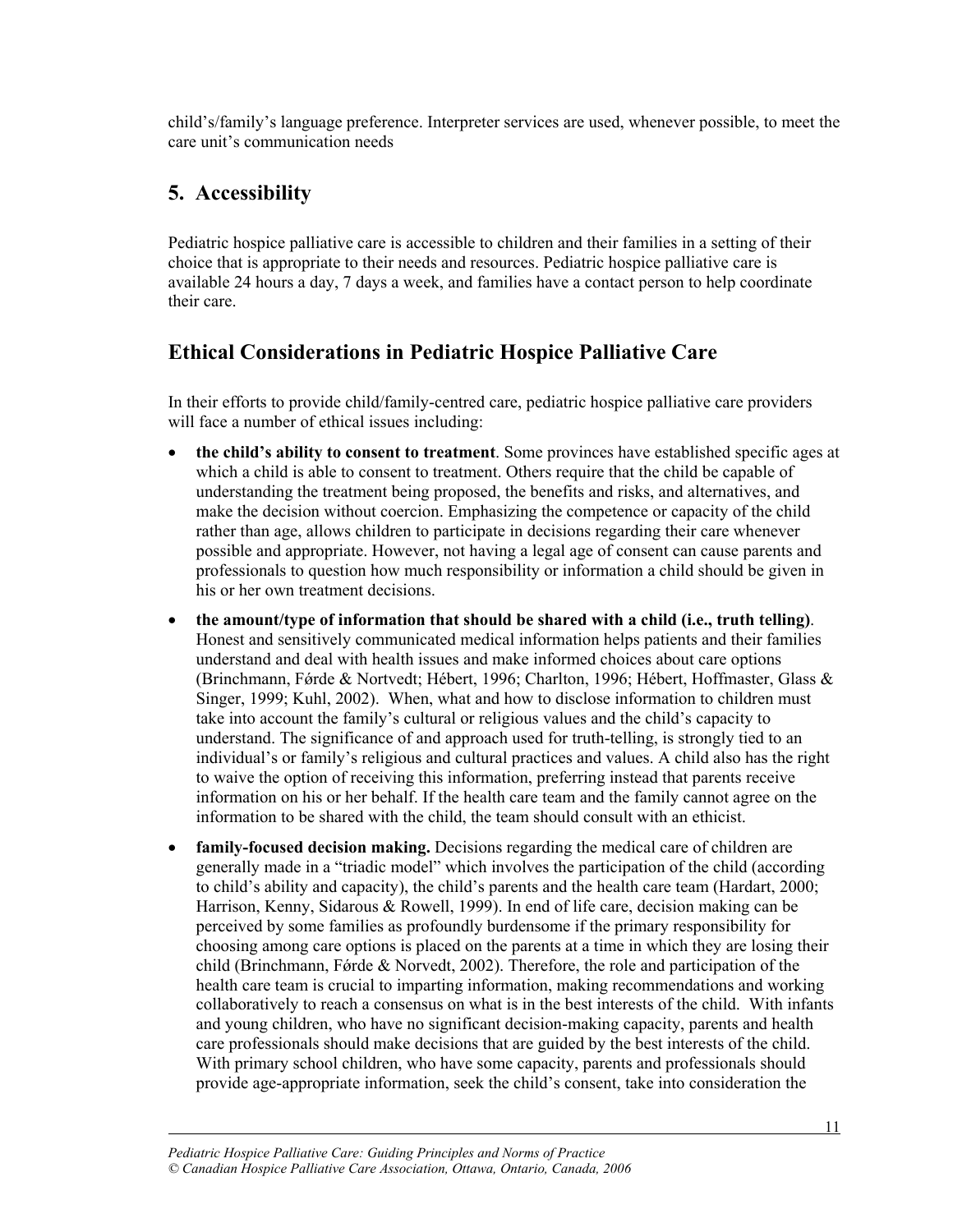child's/family's language preference. Interpreter services are used, whenever possible, to meet the care unit's communication needs

## 5. Accessibility

Pediatric hospice palliative care is accessible to children and their families in a setting of their choice that is appropriate to their needs and resources. Pediatric hospice palliative care is available 24 hours a day, 7 days a week, and families have a contact person to help coordinate their care.

## Ethical Considerations in Pediatric Hospice Palliative Care

In their efforts to provide child/family-centred care, pediatric hospice palliative care providers will face a number of ethical issues including:

- **the child's ability to consent to treatment**. Some provinces have established specific ages at which a child is able to consent to treatment. Others require that the child be capable of understanding the treatment being proposed, the benefits and risks, and alternatives, and make the decision without coercion. Emphasizing the competence or capacity of the child rather than age, allows children to participate in decisions regarding their care whenever possible and appropriate. However, not having a legal age of consent can cause parents and professionals to question how much responsibility or information a child should be given in his or her own treatment decisions.
- **the amount/type of information that should be shared with a child (i.e., truth telling)**. Honest and sensitively communicated medical information helps patients and their families understand and deal with health issues and make informed choices about care options (Brinchmann, Fǿrde & Nortvedt; Hébert, 1996; Charlton, 1996; Hébert, Hoffmaster, Glass & Singer, 1999; Kuhl, 2002). When, what and how to disclose information to children must take into account the family's cultural or religious values and the child's capacity to understand. The significance of and approach used for truth-telling, is strongly tied to an individual's or family's religious and cultural practices and values. A child also has the right to waive the option of receiving this information, preferring instead that parents receive information on his or her behalf. If the health care team and the family cannot agree on the information to be shared with the child, the team should consult with an ethicist.
- **family-focused decision making.** Decisions regarding the medical care of children are generally made in a "triadic model" which involves the participation of the child (according to child's ability and capacity), the child's parents and the health care team (Hardart, 2000; Harrison, Kenny, Sidarous & Rowell, 1999). In end of life care, decision making can be perceived by some families as profoundly burdensome if the primary responsibility for choosing among care options is placed on the parents at a time in which they are losing their child (Brinchmann, Fǿrde & Norvedt, 2002). Therefore, the role and participation of the health care team is crucial to imparting information, making recommendations and working collaboratively to reach a consensus on what is in the best interests of the child. With infants and young children, who have no significant decision-making capacity, parents and health care professionals should make decisions that are guided by the best interests of the child. With primary school children, who have some capacity, parents and professionals should provide age-appropriate information, seek the child's consent, take into consideration the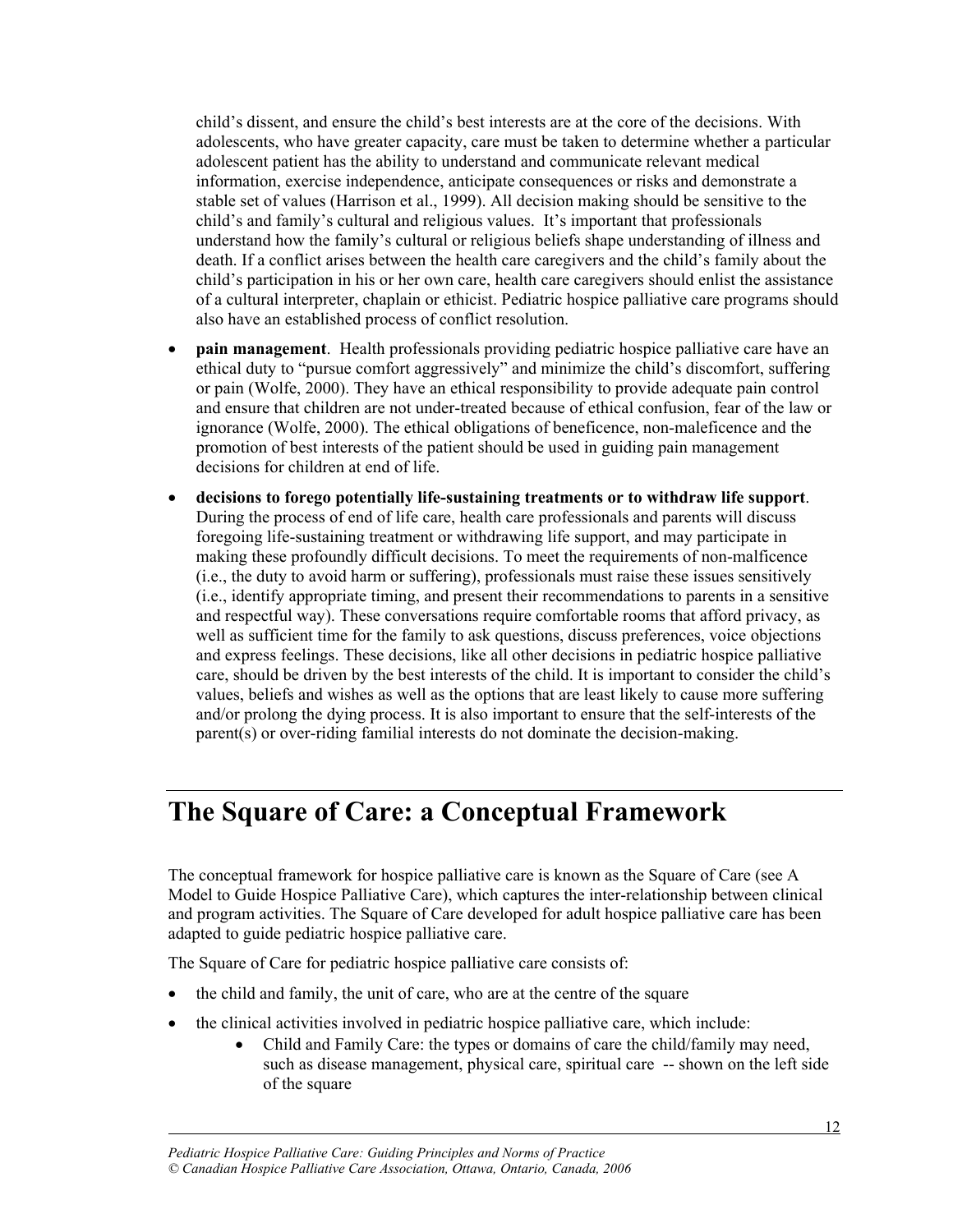child's dissent, and ensure the child's best interests are at the core of the decisions. With adolescents, who have greater capacity, care must be taken to determine whether a particular adolescent patient has the ability to understand and communicate relevant medical information, exercise independence, anticipate consequences or risks and demonstrate a stable set of values (Harrison et al., 1999). All decision making should be sensitive to the child's and family's cultural and religious values. It's important that professionals understand how the family's cultural or religious beliefs shape understanding of illness and death. If a conflict arises between the health care caregivers and the child's family about the child's participation in his or her own care, health care caregivers should enlist the assistance of a cultural interpreter, chaplain or ethicist. Pediatric hospice palliative care programs should also have an established process of conflict resolution.

- **pain management**. Health professionals providing pediatric hospice palliative care have an ethical duty to "pursue comfort aggressively" and minimize the child's discomfort, suffering or pain (Wolfe, 2000). They have an ethical responsibility to provide adequate pain control and ensure that children are not under-treated because of ethical confusion, fear of the law or ignorance (Wolfe, 2000). The ethical obligations of beneficence, non-maleficence and the promotion of best interests of the patient should be used in guiding pain management decisions for children at end of life.
- **decisions to forego potentially life-sustaining treatments or to withdraw life support**. During the process of end of life care, health care professionals and parents will discuss foregoing life-sustaining treatment or withdrawing life support, and may participate in making these profoundly difficult decisions. To meet the requirements of non-malficence (i.e., the duty to avoid harm or suffering), professionals must raise these issues sensitively (i.e., identify appropriate timing, and present their recommendations to parents in a sensitive and respectful way). These conversations require comfortable rooms that afford privacy, as well as sufficient time for the family to ask questions, discuss preferences, voice objections and express feelings. These decisions, like all other decisions in pediatric hospice palliative care, should be driven by the best interests of the child. It is important to consider the child's values, beliefs and wishes as well as the options that are least likely to cause more suffering and/or prolong the dying process. It is also important to ensure that the self-interests of the parent(s) or over-riding familial interests do not dominate the decision-making.

# The Square of Care: a Conceptual Framework

The conceptual framework for hospice palliative care is known as the Square of Care (see A Model to Guide Hospice Palliative Care), which captures the inter-relationship between clinical and program activities. The Square of Care developed for adult hospice palliative care has been adapted to guide pediatric hospice palliative care.

The Square of Care for pediatric hospice palliative care consists of:

- the child and family, the unit of care, who are at the centre of the square
- the clinical activities involved in pediatric hospice palliative care, which include:
    - Child and Family Care: the types or domains of care the child/family may need, such as disease management, physical care, spiritual care -- shown on the left side of the square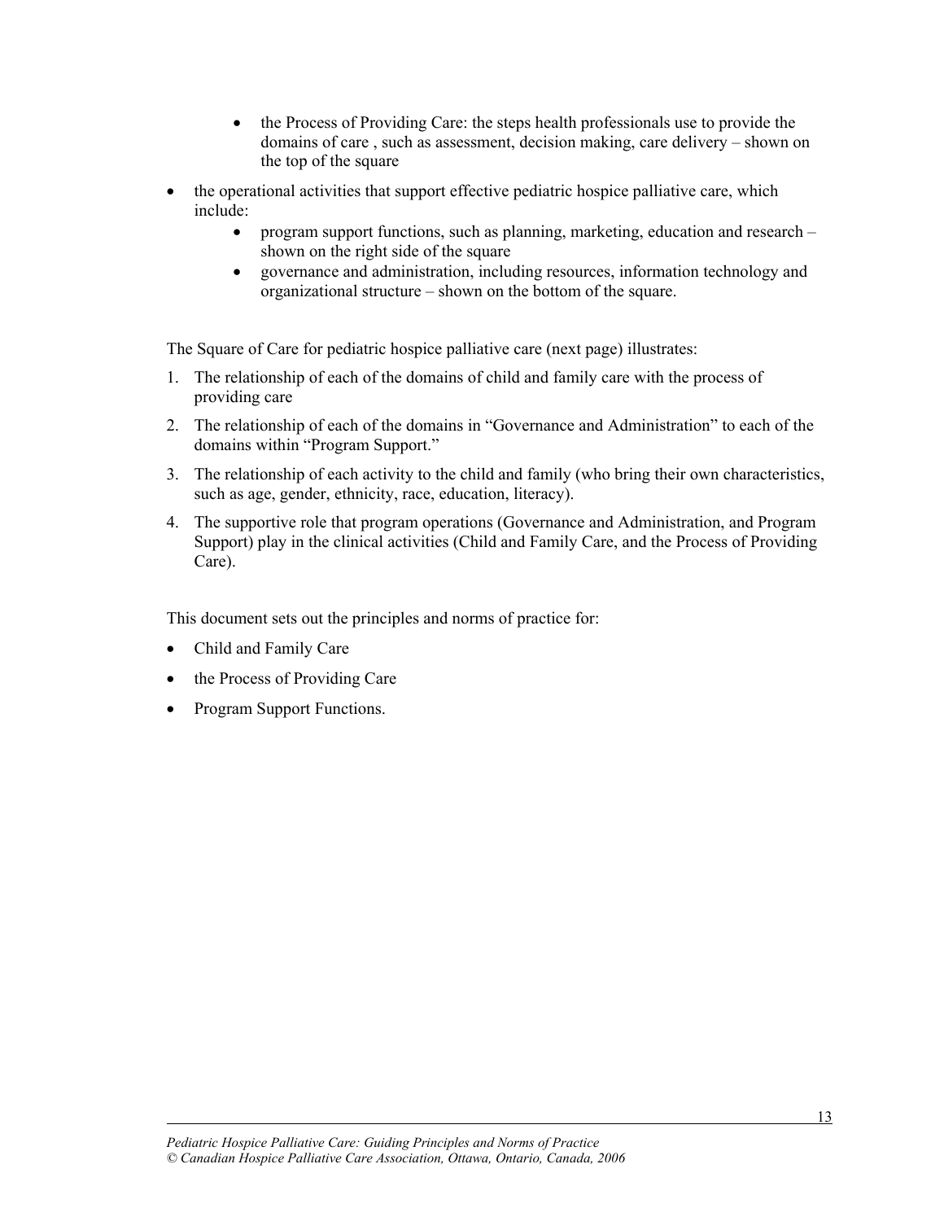- the Process of Providing Care: the steps health professionals use to provide the domains of care , such as assessment, decision making, care delivery – shown on the top of the square

- the operational activities that support effective pediatric hospice palliative care, which include:
    - program support functions, such as planning, marketing, education and research – shown on the right side of the square
    - governance and administration, including resources, information technology and organizational structure – shown on the bottom of the square.

The Square of Care for pediatric hospice palliative care (next page) illustrates:

1. The relationship of each of the domains of child and family care with the process of providing care
2. The relationship of each of the domains in "Governance and Administration" to each of the domains within "Program Support."
3. The relationship of each activity to the child and family (who bring their own characteristics, such as age, gender, ethnicity, race, education, literacy).
4. The supportive role that program operations (Governance and Administration, and Program Support) play in the clinical activities (Child and Family Care, and the Process of Providing Care).

This document sets out the principles and norms of practice for:

- Child and Family Care
- the Process of Providing Care
- Program Support Functions.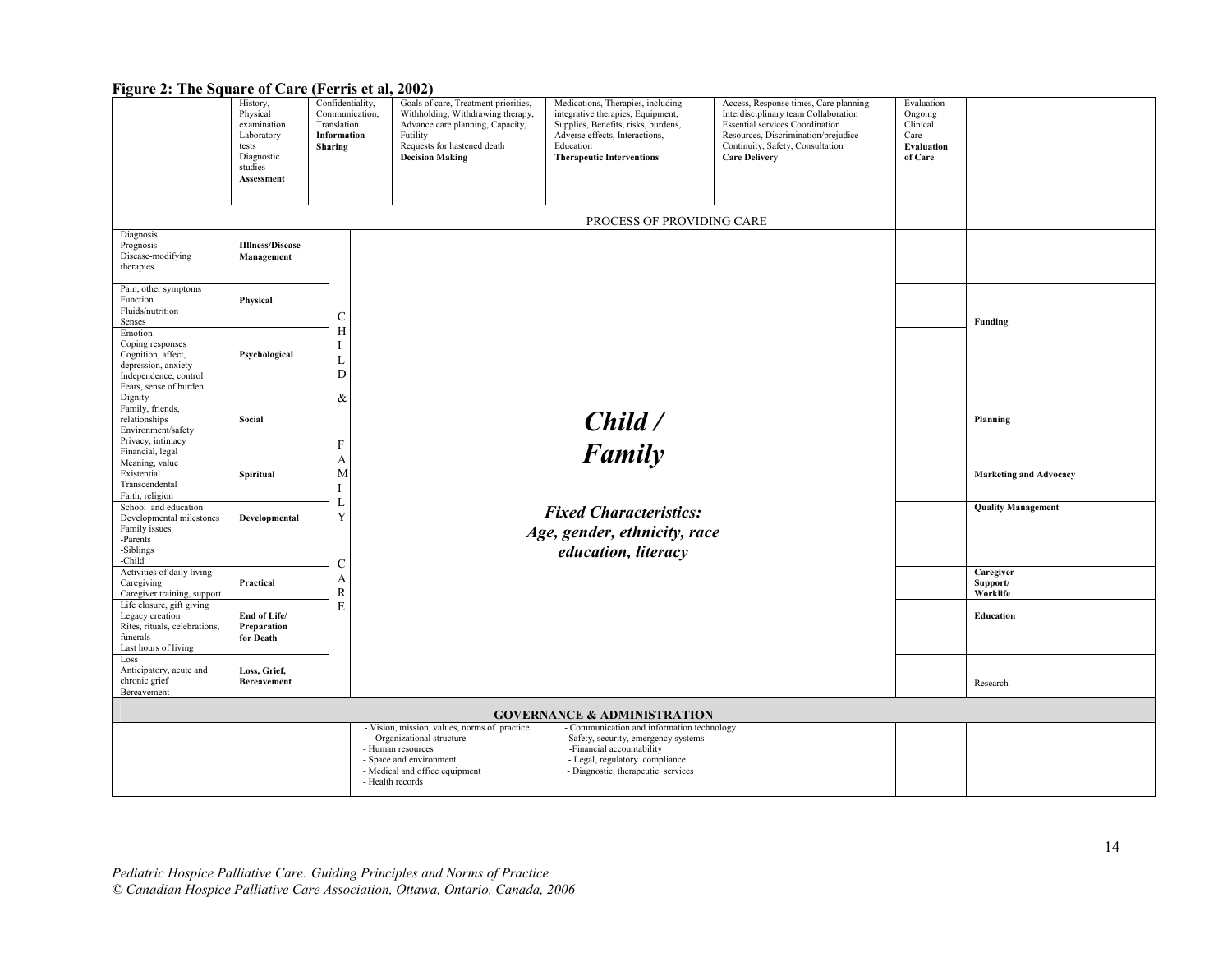**Figure 2: The Square of Care (Ferris et al, 2002)**

| | | | | | | | | |
|---|---|---|---|---|---|---|---|---|
| | | History, Physical examination Laboratory tests Diagnostic studies **Assessment** | Confidentiality, Communication, Translation **Information Sharing** | Goals of care, Treatment priorities, Withholding, Withdrawing therapy, Advance care planning, Capacity, Futility Requests for hastened death **Decision Making** | Medications, Therapies, including integrative therapies, Equipment, Supplies, Benefits, risks, burdens, Adverse effects, Interactions, Education **Therapeutic Interventions** | Access, Response times, Care planning Interdisciplinary team Collaboration Essential services Coordination Resources, Discrimination/prejudice Continuity, Safety, Consultation **Care Delivery** | Evaluation Ongoing Clinical Care **Evaluation of Care** | |
| | | | | PROCESS OF PROVIDING CARE | | | | |
| Diagnosis Prognosis Disease-modifying therapies | **Illness/Disease Management** | C H I L D & F A M I L Y C A R E | | | | | | |
| Pain, other symptoms Function Fluids/nutrition Senses | **Physical** | | | | | | | **Funding** |
| Emotion Coping responses Cognition, affect, depression, anxiety Independence, control Fears, sense of burden Dignity | **Psychological** | | | | | | | |
| Family, friends, relationships Environment/safety Privacy, intimacy Financial, legal | **Social** | | | ***Child / Family*** | | | | **Planning** |
| Meaning, value Existential Transcendental Faith, religion | **Spiritual** | | | | | | | **Marketing and Advocacy** |
| School and education Developmental milestones Family issues -Parents -Siblings -Child | **Developmental** | | | ***Fixed Characteristics: Age, gender, ethnicity, race education, literacy*** | | | | **Quality Management** |
| Activities of daily living Caregiving Caregiver training, support | **Practical** | | | | | | | **Caregiver Support/ Worklife** |
| Life closure, gift giving Legacy creation Rites, rituals, celebrations, funerals Last hours of living | **End of Life/ Preparation for Death** | | | | | | | **Education** |
| Loss Anticipatory, acute and chronic grief Bereavement | **Loss, Grief, Bereavement** | | | | | | | Research |
| | | | | **GOVERNANCE & ADMINISTRATION** | | | | |
| | | | | - Vision, mission, values, norms of practice - Organizational structure - Human resources - Space and environment - Medical and office equipment - Health records | - Communication and information technology Safety, security, emergency systems -Financial accountability - Legal, regulatory compliance - Diagnostic, therapeutic services | | | |

*Pediatric Hospice Palliative Care: Guiding Principles and Norms of Practice*
*© Canadian Hospice Palliative Care Association, Ottawa, Ontario, Canada, 2006*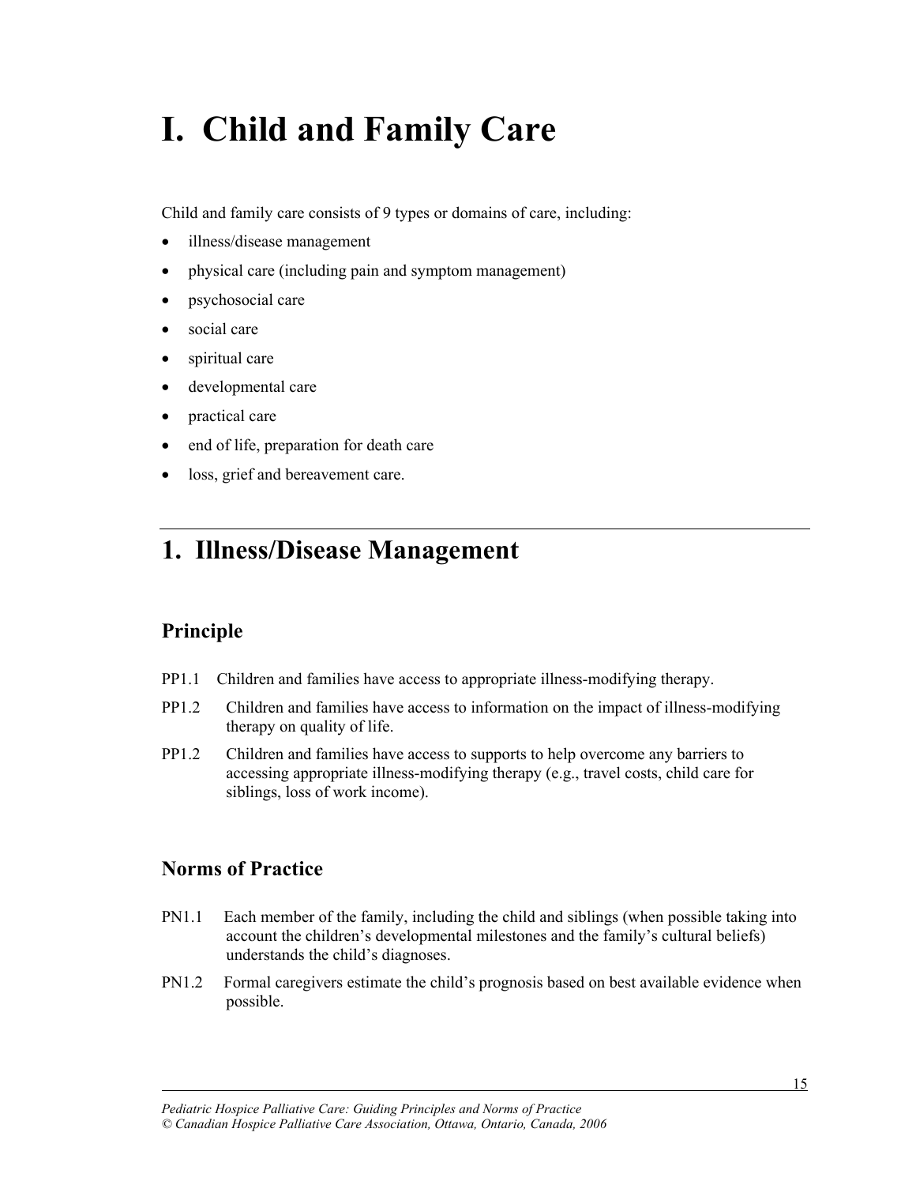# I. Child and Family Care

Child and family care consists of 9 types or domains of care, including:

- illness/disease management
- physical care (including pain and symptom management)
- psychosocial care
- social care
- spiritual care
- developmental care
- practical care
- end of life, preparation for death care
- loss, grief and bereavement care.

---

## 1. Illness/Disease Management

### Principle

PP1.1 Children and families have access to appropriate illness-modifying therapy.

PP1.2 Children and families have access to information on the impact of illness-modifying therapy on quality of life.

PP1.2 Children and families have access to supports to help overcome any barriers to accessing appropriate illness-modifying therapy (e.g., travel costs, child care for siblings, loss of work income).

### Norms of Practice

PN1.1 Each member of the family, including the child and siblings (when possible taking into account the children's developmental milestones and the family's cultural beliefs) understands the child's diagnoses.

PN1.2 Formal caregivers estimate the child's prognosis based on best available evidence when possible.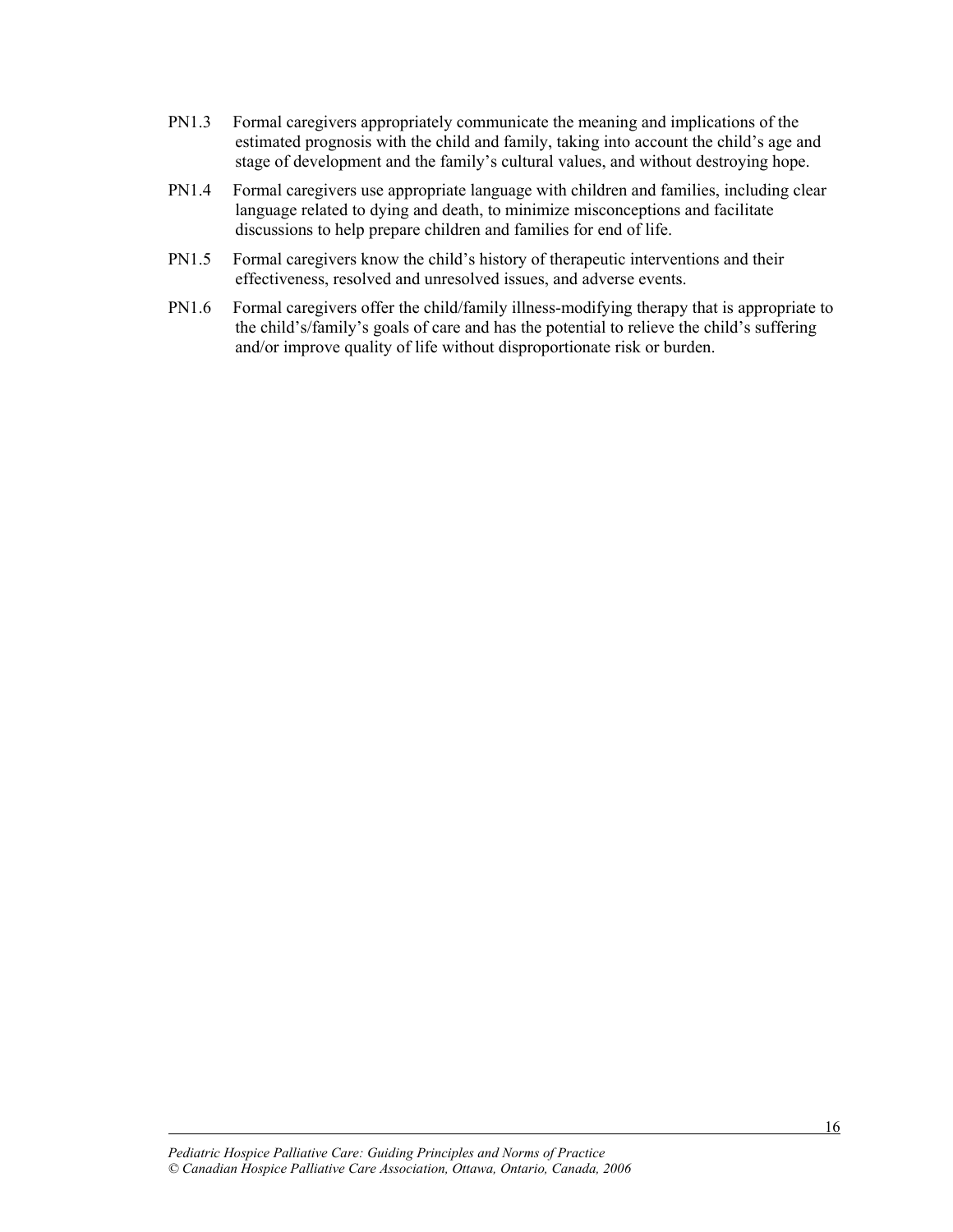PN1.3 Formal caregivers appropriately communicate the meaning and implications of the estimated prognosis with the child and family, taking into account the child's age and stage of development and the family's cultural values, and without destroying hope.

PN1.4 Formal caregivers use appropriate language with children and families, including clear language related to dying and death, to minimize misconceptions and facilitate discussions to help prepare children and families for end of life.

PN1.5 Formal caregivers know the child's history of therapeutic interventions and their effectiveness, resolved and unresolved issues, and adverse events.

PN1.6 Formal caregivers offer the child/family illness-modifying therapy that is appropriate to the child's/family's goals of care and has the potential to relieve the child's suffering and/or improve quality of life without disproportionate risk or burden.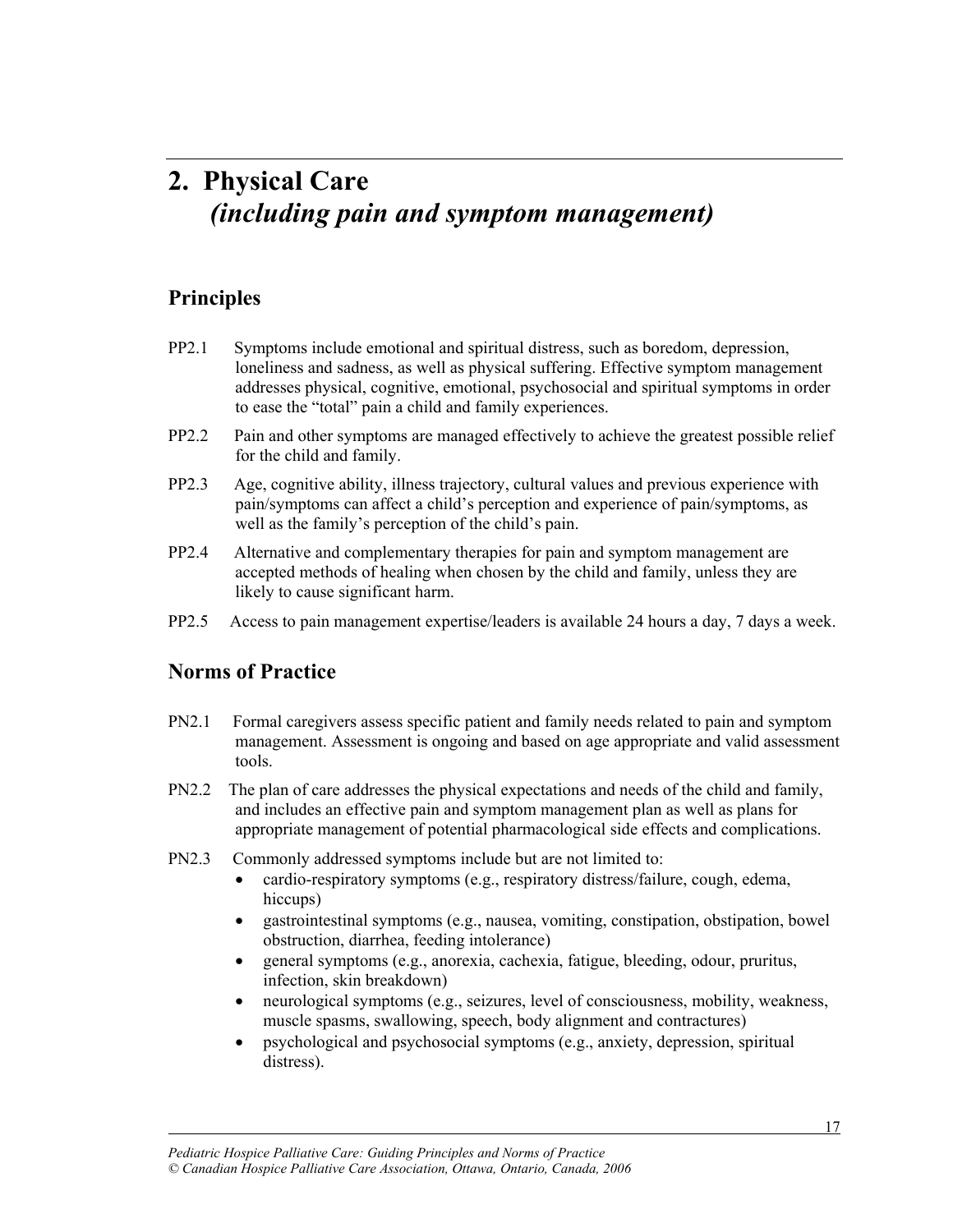# 2. Physical Care *(including pain and symptom management)*

## Principles

PP2.1 Symptoms include emotional and spiritual distress, such as boredom, depression, loneliness and sadness, as well as physical suffering. Effective symptom management addresses physical, cognitive, emotional, psychosocial and spiritual symptoms in order to ease the "total" pain a child and family experiences.

PP2.2 Pain and other symptoms are managed effectively to achieve the greatest possible relief for the child and family.

PP2.3 Age, cognitive ability, illness trajectory, cultural values and previous experience with pain/symptoms can affect a child's perception and experience of pain/symptoms, as well as the family's perception of the child's pain.

PP2.4 Alternative and complementary therapies for pain and symptom management are accepted methods of healing when chosen by the child and family, unless they are likely to cause significant harm.

PP2.5 Access to pain management expertise/leaders is available 24 hours a day, 7 days a week.

## Norms of Practice

PN2.1 Formal caregivers assess specific patient and family needs related to pain and symptom management. Assessment is ongoing and based on age appropriate and valid assessment tools.

PN2.2 The plan of care addresses the physical expectations and needs of the child and family, and includes an effective pain and symptom management plan as well as plans for appropriate management of potential pharmacological side effects and complications.

PN2.3 Commonly addressed symptoms include but are not limited to:

- cardio-respiratory symptoms (e.g., respiratory distress/failure, cough, edema, hiccups)
- gastrointestinal symptoms (e.g., nausea, vomiting, constipation, obstipation, bowel obstruction, diarrhea, feeding intolerance)
- general symptoms (e.g., anorexia, cachexia, fatigue, bleeding, odour, pruritus, infection, skin breakdown)
- neurological symptoms (e.g., seizures, level of consciousness, mobility, weakness, muscle spasms, swallowing, speech, body alignment and contractures)
- psychological and psychosocial symptoms (e.g., anxiety, depression, spiritual distress).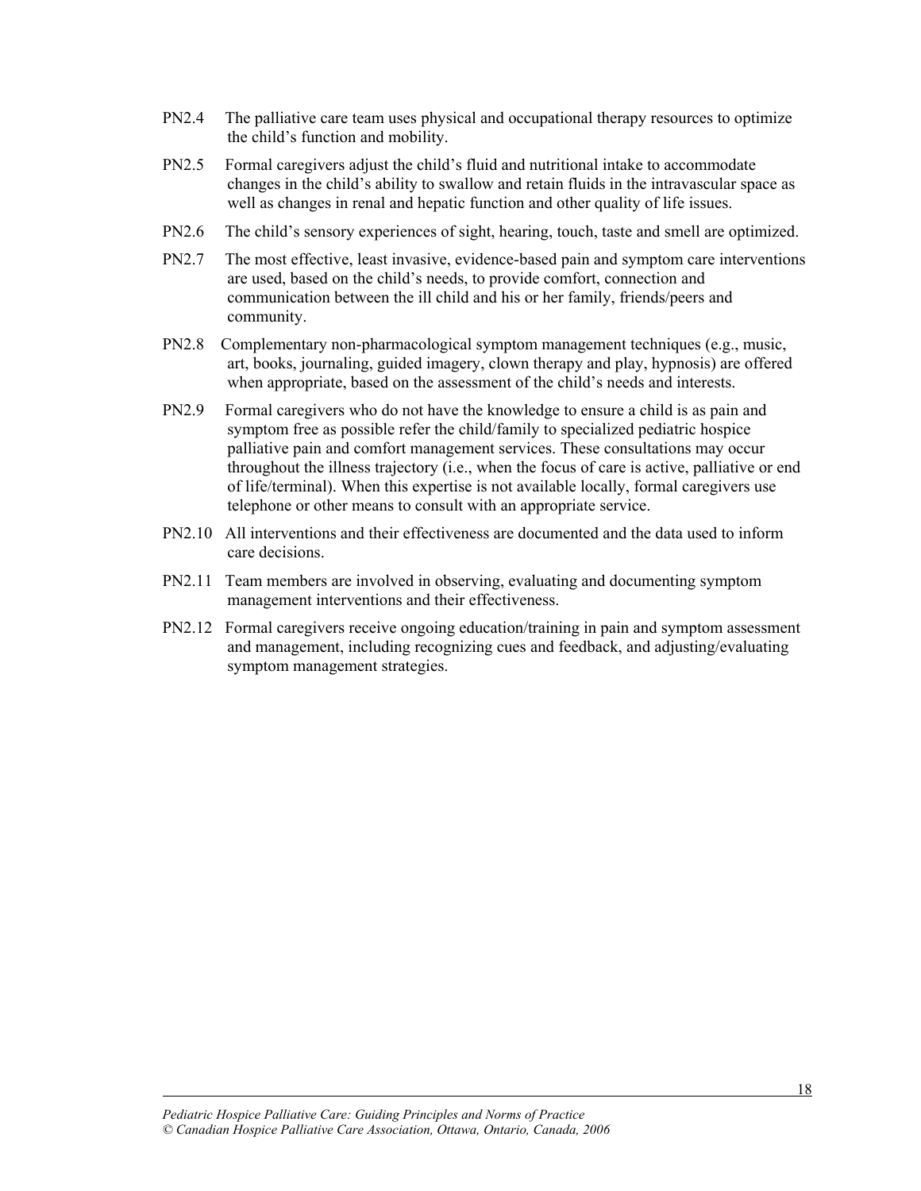PN2.4 The palliative care team uses physical and occupational therapy resources to optimize the child's function and mobility.

PN2.5 Formal caregivers adjust the child's fluid and nutritional intake to accommodate changes in the child's ability to swallow and retain fluids in the intravascular space as well as changes in renal and hepatic function and other quality of life issues.

PN2.6 The child's sensory experiences of sight, hearing, touch, taste and smell are optimized.

PN2.7 The most effective, least invasive, evidence-based pain and symptom care interventions are used, based on the child's needs, to provide comfort, connection and communication between the ill child and his or her family, friends/peers and community.

PN2.8 Complementary non-pharmacological symptom management techniques (e.g., music, art, books, journaling, guided imagery, clown therapy and play, hypnosis) are offered when appropriate, based on the assessment of the child's needs and interests.

PN2.9 Formal caregivers who do not have the knowledge to ensure a child is as pain and symptom free as possible refer the child/family to specialized pediatric hospice palliative pain and comfort management services. These consultations may occur throughout the illness trajectory (i.e., when the focus of care is active, palliative or end of life/terminal). When this expertise is not available locally, formal caregivers use telephone or other means to consult with an appropriate service.

PN2.10 All interventions and their effectiveness are documented and the data used to inform care decisions.

PN2.11 Team members are involved in observing, evaluating and documenting symptom management interventions and their effectiveness.

PN2.12 Formal caregivers receive ongoing education/training in pain and symptom assessment and management, including recognizing cues and feedback, and adjusting/evaluating symptom management strategies.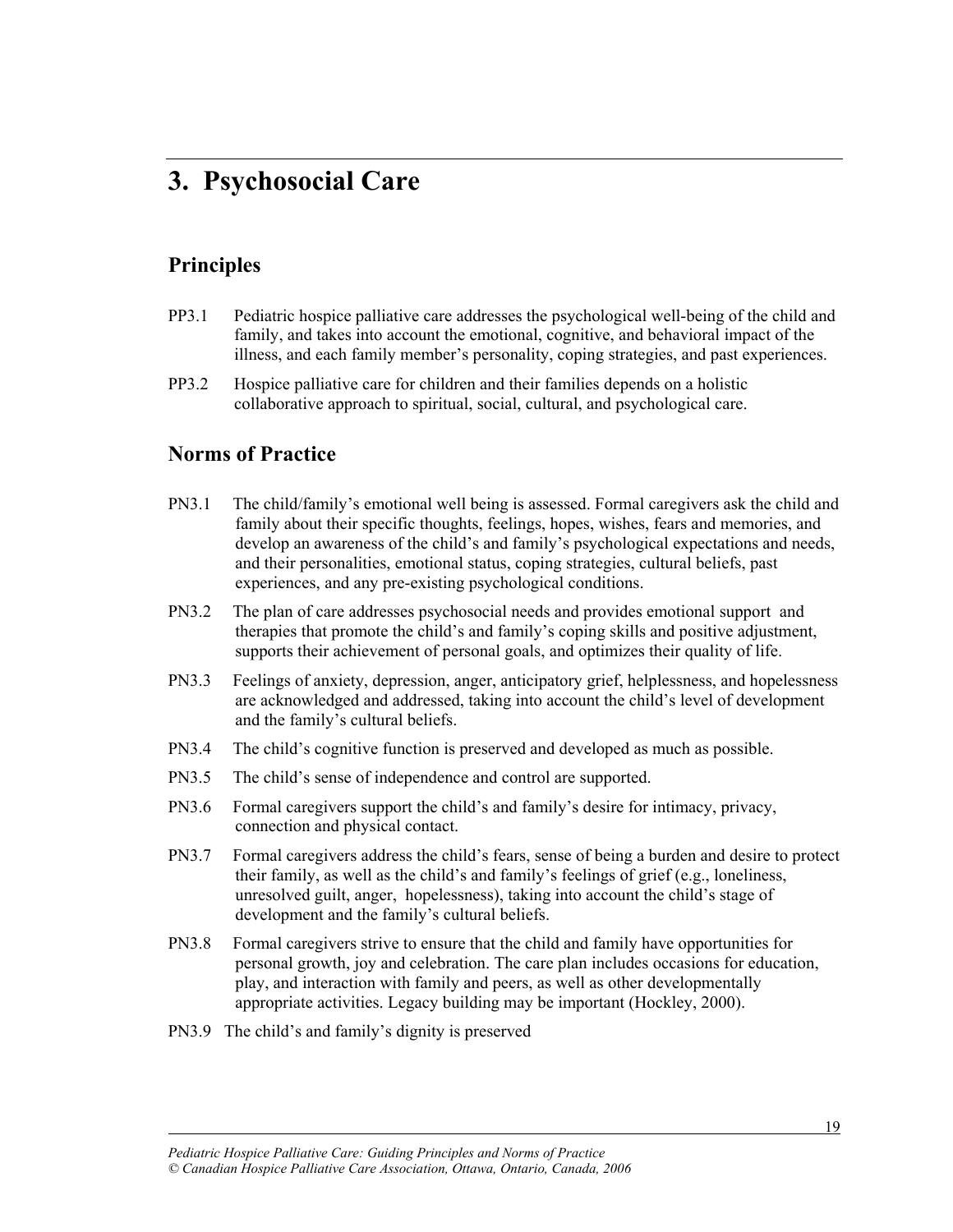# 3. Psychosocial Care

## Principles

PP3.1 Pediatric hospice palliative care addresses the psychological well-being of the child and family, and takes into account the emotional, cognitive, and behavioral impact of the illness, and each family member's personality, coping strategies, and past experiences.

PP3.2 Hospice palliative care for children and their families depends on a holistic collaborative approach to spiritual, social, cultural, and psychological care.

## Norms of Practice

PN3.1 The child/family's emotional well being is assessed. Formal caregivers ask the child and family about their specific thoughts, feelings, hopes, wishes, fears and memories, and develop an awareness of the child's and family's psychological expectations and needs, and their personalities, emotional status, coping strategies, cultural beliefs, past experiences, and any pre-existing psychological conditions.

PN3.2 The plan of care addresses psychosocial needs and provides emotional support and therapies that promote the child's and family's coping skills and positive adjustment, supports their achievement of personal goals, and optimizes their quality of life.

PN3.3 Feelings of anxiety, depression, anger, anticipatory grief, helplessness, and hopelessness are acknowledged and addressed, taking into account the child's level of development and the family's cultural beliefs.

PN3.4 The child's cognitive function is preserved and developed as much as possible.

PN3.5 The child's sense of independence and control are supported.

PN3.6 Formal caregivers support the child's and family's desire for intimacy, privacy, connection and physical contact.

PN3.7 Formal caregivers address the child's fears, sense of being a burden and desire to protect their family, as well as the child's and family's feelings of grief (e.g., loneliness, unresolved guilt, anger, hopelessness), taking into account the child's stage of development and the family's cultural beliefs.

PN3.8 Formal caregivers strive to ensure that the child and family have opportunities for personal growth, joy and celebration. The care plan includes occasions for education, play, and interaction with family and peers, as well as other developmentally appropriate activities. Legacy building may be important (Hockley, 2000).

PN3.9 The child's and family's dignity is preserved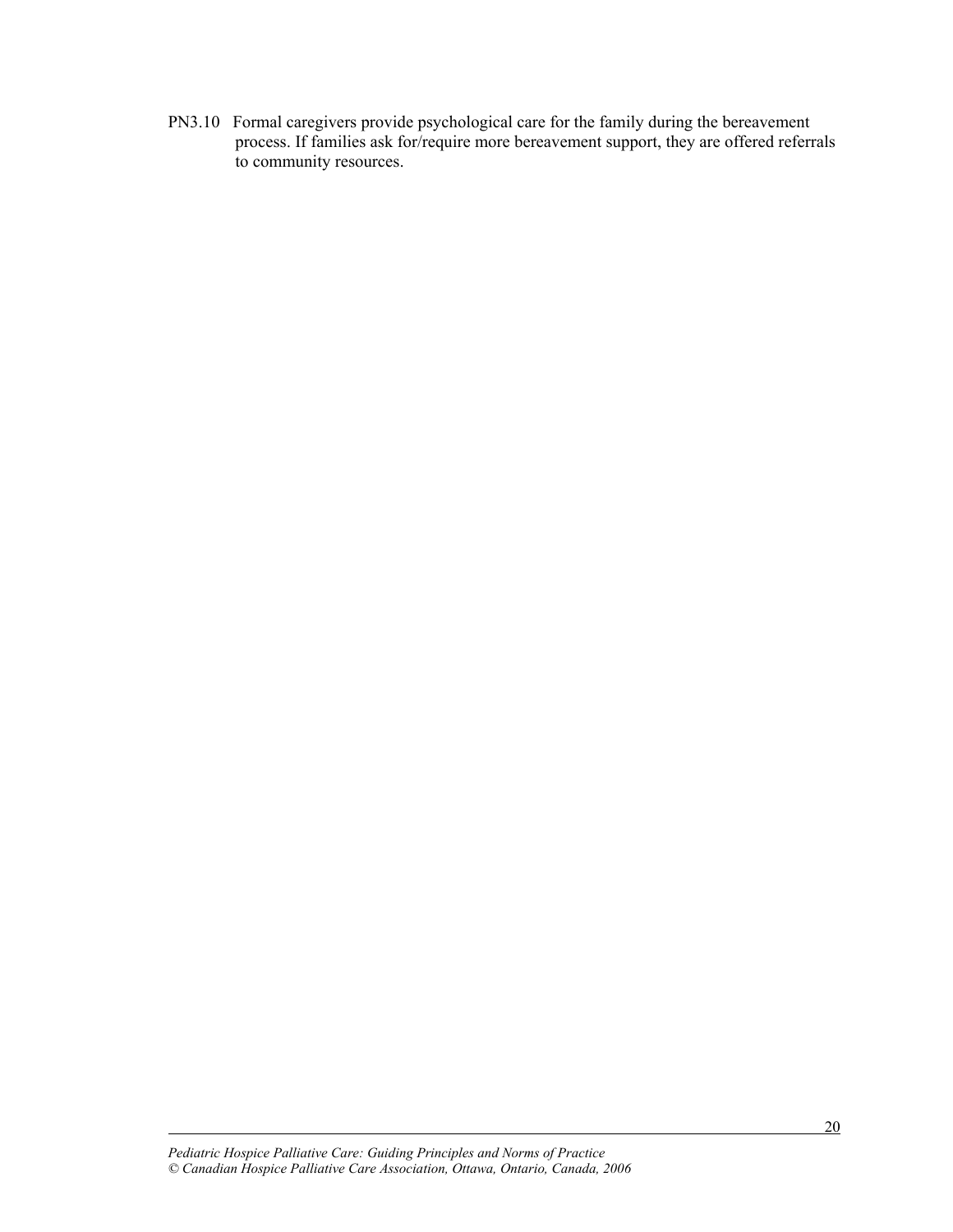PN3.10 Formal caregivers provide psychological care for the family during the bereavement process. If families ask for/require more bereavement support, they are offered referrals to community resources.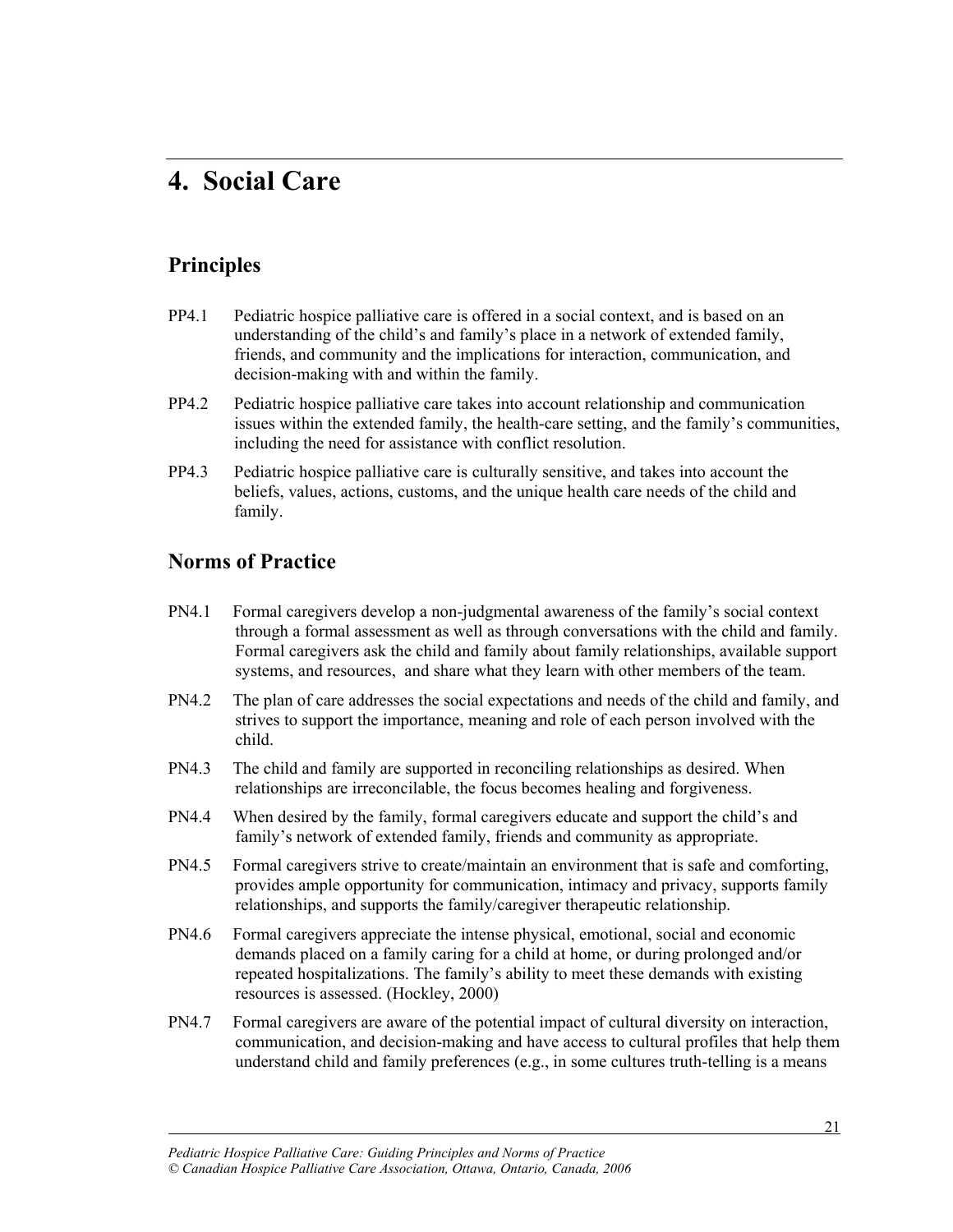# 4. Social Care

## Principles

PP4.1 Pediatric hospice palliative care is offered in a social context, and is based on an understanding of the child's and family's place in a network of extended family, friends, and community and the implications for interaction, communication, and decision-making with and within the family.

PP4.2 Pediatric hospice palliative care takes into account relationship and communication issues within the extended family, the health-care setting, and the family's communities, including the need for assistance with conflict resolution.

PP4.3 Pediatric hospice palliative care is culturally sensitive, and takes into account the beliefs, values, actions, customs, and the unique health care needs of the child and family.

## Norms of Practice

PN4.1 Formal caregivers develop a non-judgmental awareness of the family's social context through a formal assessment as well as through conversations with the child and family. Formal caregivers ask the child and family about family relationships, available support systems, and resources, and share what they learn with other members of the team.

PN4.2 The plan of care addresses the social expectations and needs of the child and family, and strives to support the importance, meaning and role of each person involved with the child.

PN4.3 The child and family are supported in reconciling relationships as desired. When relationships are irreconcilable, the focus becomes healing and forgiveness.

PN4.4 When desired by the family, formal caregivers educate and support the child's and family's network of extended family, friends and community as appropriate.

PN4.5 Formal caregivers strive to create/maintain an environment that is safe and comforting, provides ample opportunity for communication, intimacy and privacy, supports family relationships, and supports the family/caregiver therapeutic relationship.

PN4.6 Formal caregivers appreciate the intense physical, emotional, social and economic demands placed on a family caring for a child at home, or during prolonged and/or repeated hospitalizations. The family's ability to meet these demands with existing resources is assessed. (Hockley, 2000)

PN4.7 Formal caregivers are aware of the potential impact of cultural diversity on interaction, communication, and decision-making and have access to cultural profiles that help them understand child and family preferences (e.g., in some cultures truth-telling is a means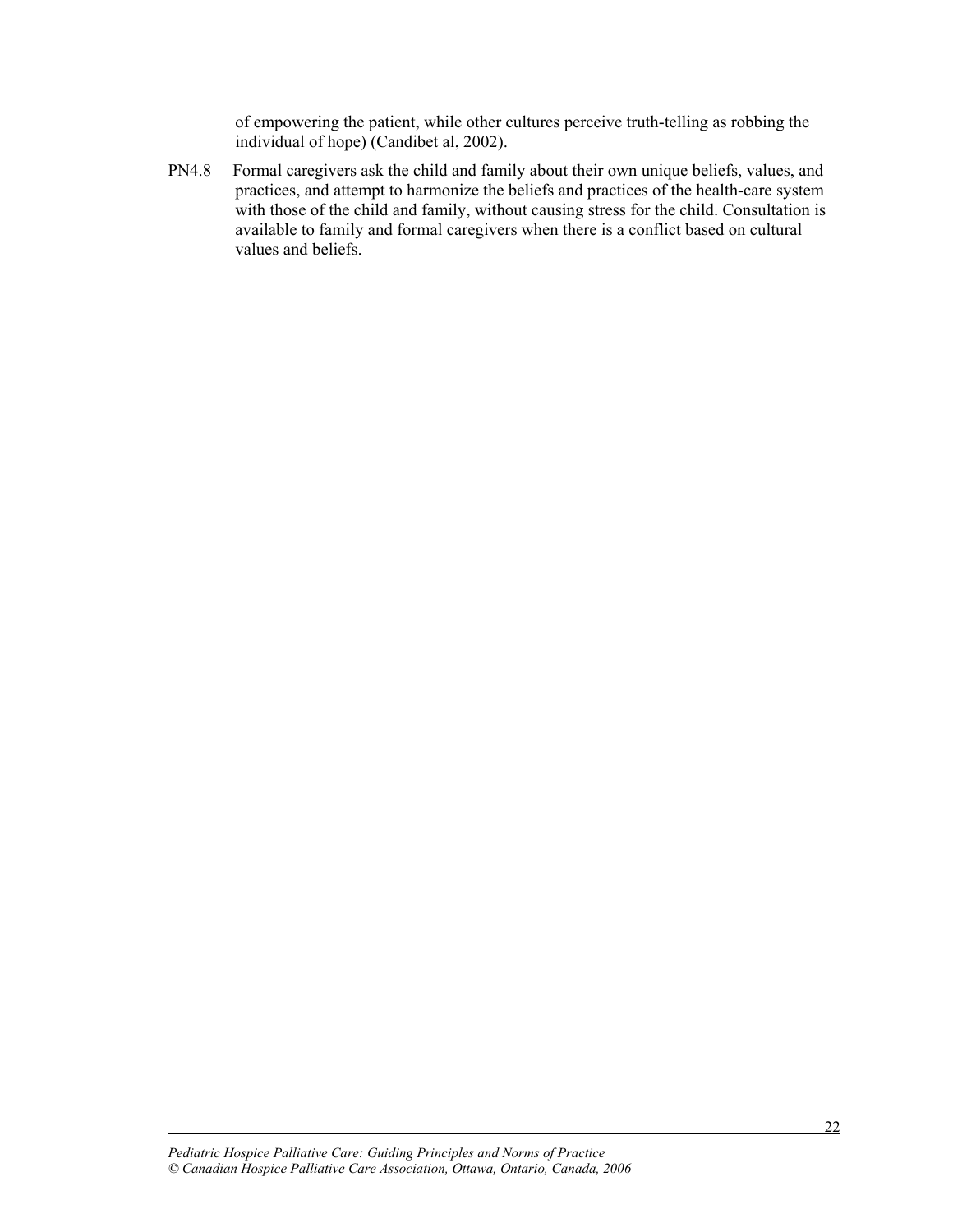of empowering the patient, while other cultures perceive truth-telling as robbing the individual of hope) (Candibet al, 2002).

PN4.8 Formal caregivers ask the child and family about their own unique beliefs, values, and practices, and attempt to harmonize the beliefs and practices of the health-care system with those of the child and family, without causing stress for the child. Consultation is available to family and formal caregivers when there is a conflict based on cultural values and beliefs.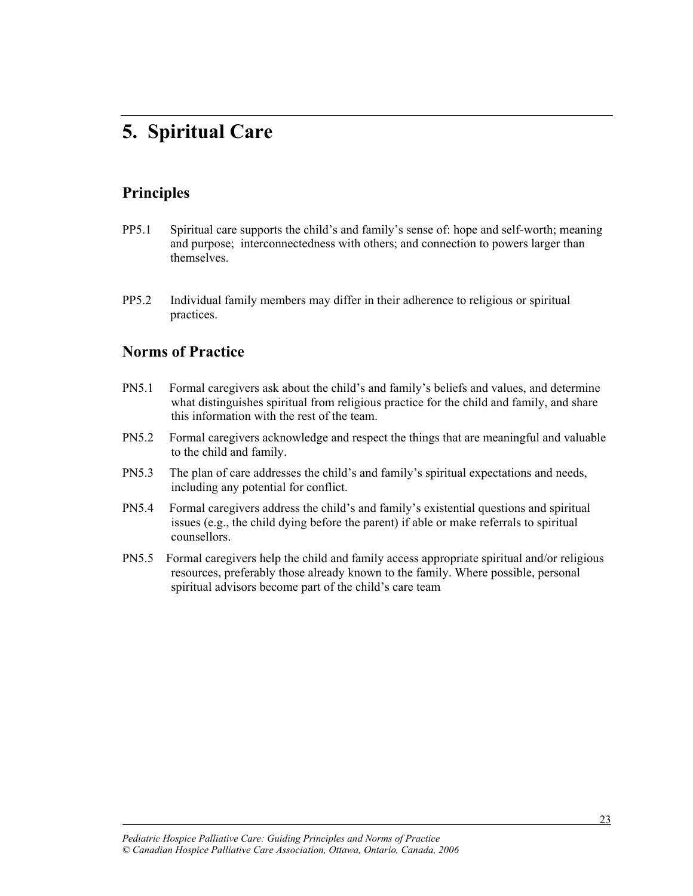# 5. Spiritual Care

## Principles

PP5.1 Spiritual care supports the child's and family's sense of: hope and self-worth; meaning and purpose; interconnectedness with others; and connection to powers larger than themselves.

PP5.2 Individual family members may differ in their adherence to religious or spiritual practices.

## Norms of Practice

PN5.1 Formal caregivers ask about the child's and family's beliefs and values, and determine what distinguishes spiritual from religious practice for the child and family, and share this information with the rest of the team.

PN5.2 Formal caregivers acknowledge and respect the things that are meaningful and valuable to the child and family.

PN5.3 The plan of care addresses the child's and family's spiritual expectations and needs, including any potential for conflict.

PN5.4 Formal caregivers address the child's and family's existential questions and spiritual issues (e.g., the child dying before the parent) if able or make referrals to spiritual counsellors.

PN5.5 Formal caregivers help the child and family access appropriate spiritual and/or religious resources, preferably those already known to the family. Where possible, personal spiritual advisors become part of the child's care team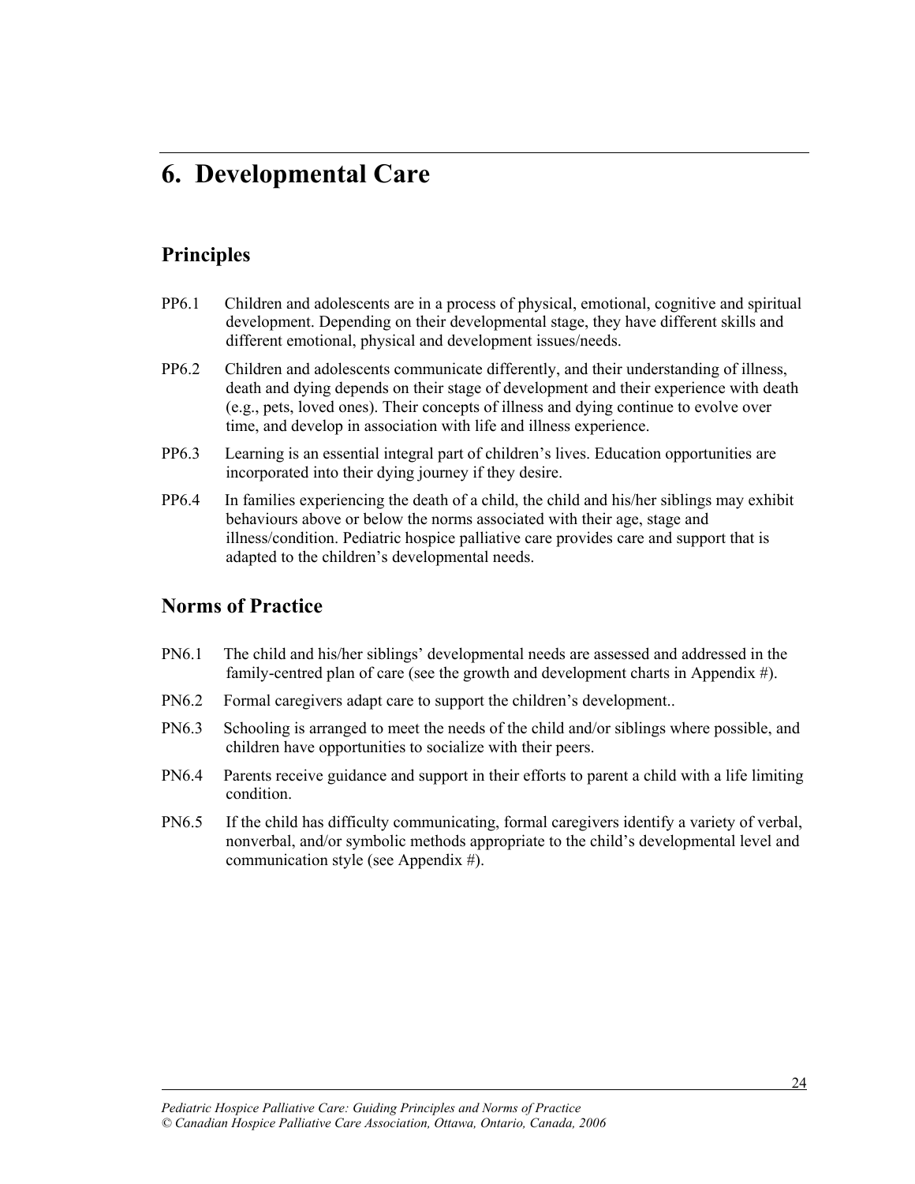# 6. Developmental Care

## Principles

PP6.1 Children and adolescents are in a process of physical, emotional, cognitive and spiritual development. Depending on their developmental stage, they have different skills and different emotional, physical and development issues/needs.

PP6.2 Children and adolescents communicate differently, and their understanding of illness, death and dying depends on their stage of development and their experience with death (e.g., pets, loved ones). Their concepts of illness and dying continue to evolve over time, and develop in association with life and illness experience.

PP6.3 Learning is an essential integral part of children's lives. Education opportunities are incorporated into their dying journey if they desire.

PP6.4 In families experiencing the death of a child, the child and his/her siblings may exhibit behaviours above or below the norms associated with their age, stage and illness/condition. Pediatric hospice palliative care provides care and support that is adapted to the children's developmental needs.

## Norms of Practice

PN6.1 The child and his/her siblings' developmental needs are assessed and addressed in the family-centred plan of care (see the growth and development charts in Appendix #).

PN6.2 Formal caregivers adapt care to support the children's development..

PN6.3 Schooling is arranged to meet the needs of the child and/or siblings where possible, and children have opportunities to socialize with their peers.

PN6.4 Parents receive guidance and support in their efforts to parent a child with a life limiting condition.

PN6.5 If the child has difficulty communicating, formal caregivers identify a variety of verbal, nonverbal, and/or symbolic methods appropriate to the child's developmental level and communication style (see Appendix #).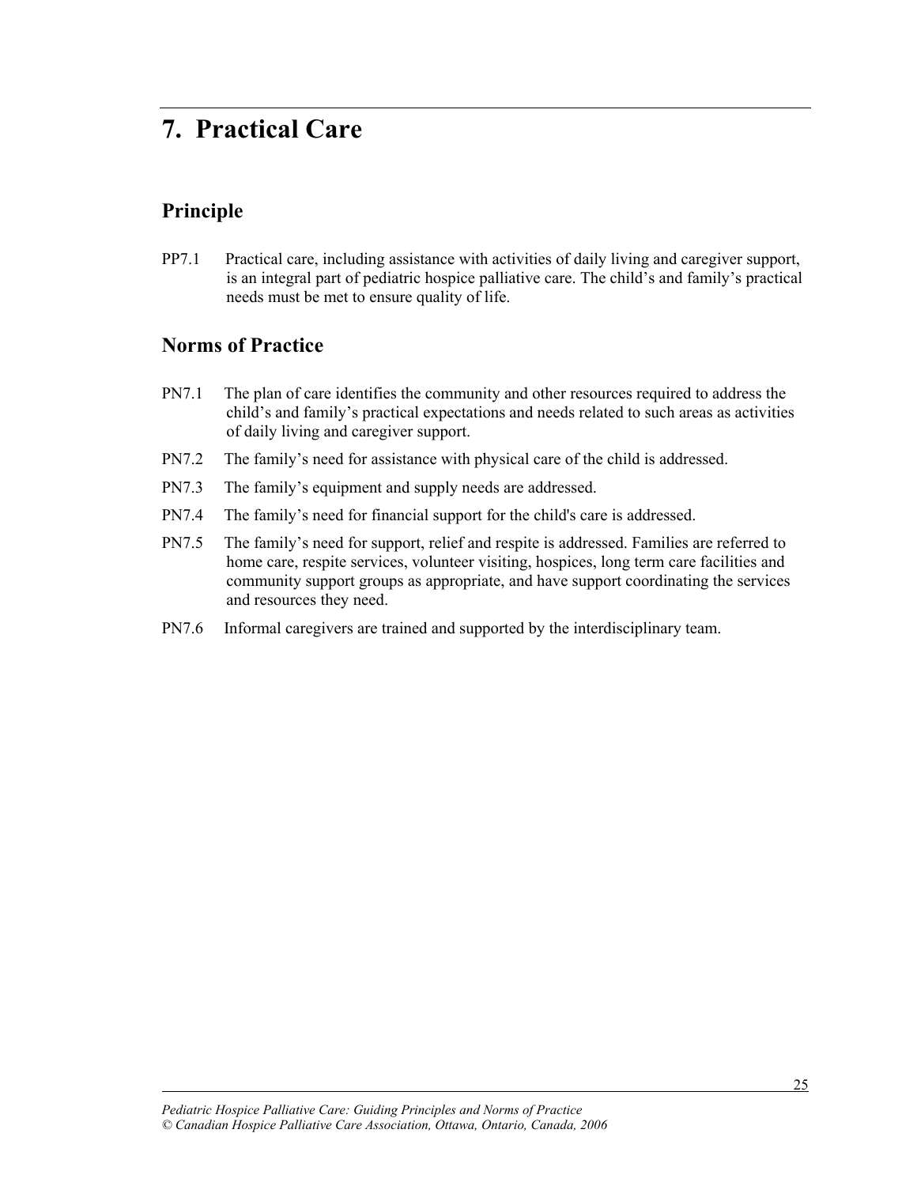# 7. Practical Care

## Principle

PP7.1 Practical care, including assistance with activities of daily living and caregiver support, is an integral part of pediatric hospice palliative care. The child's and family's practical needs must be met to ensure quality of life.

## Norms of Practice

PN7.1 The plan of care identifies the community and other resources required to address the child's and family's practical expectations and needs related to such areas as activities of daily living and caregiver support.

PN7.2 The family's need for assistance with physical care of the child is addressed.

PN7.3 The family's equipment and supply needs are addressed.

PN7.4 The family's need for financial support for the child's care is addressed.

PN7.5 The family's need for support, relief and respite is addressed. Families are referred to home care, respite services, volunteer visiting, hospices, long term care facilities and community support groups as appropriate, and have support coordinating the services and resources they need.

PN7.6 Informal caregivers are trained and supported by the interdisciplinary team.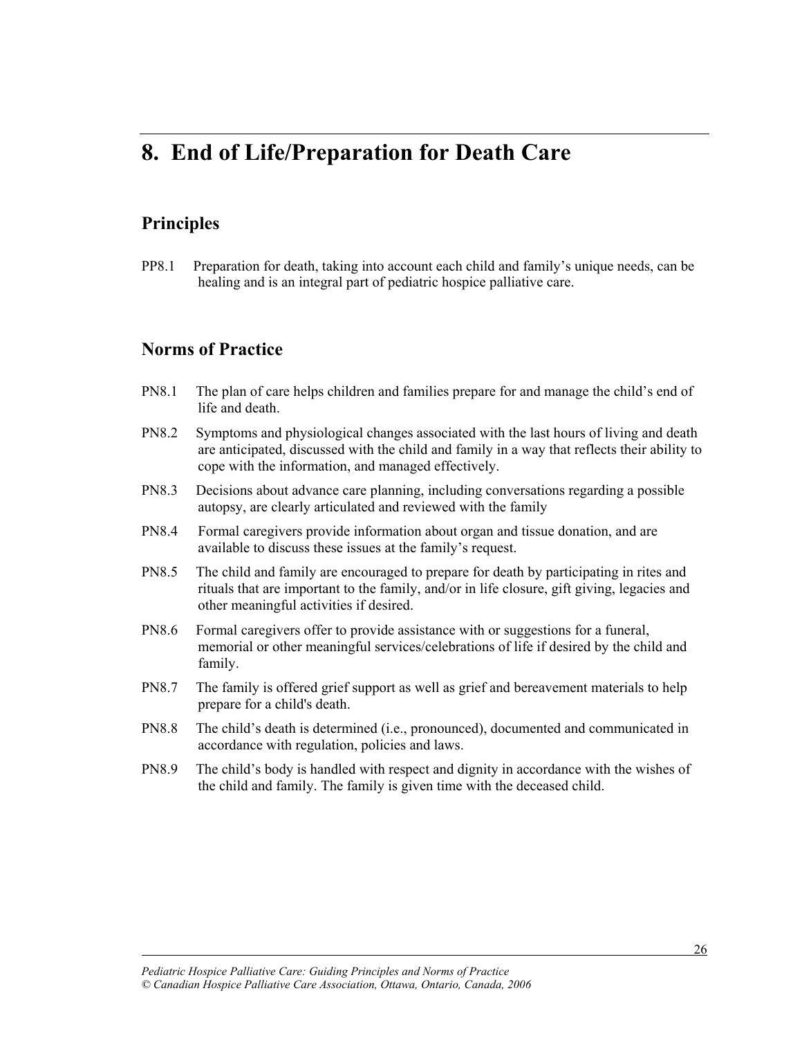# 8. End of Life/Preparation for Death Care

## Principles

PP8.1 Preparation for death, taking into account each child and family's unique needs, can be healing and is an integral part of pediatric hospice palliative care.

## Norms of Practice

PN8.1 The plan of care helps children and families prepare for and manage the child's end of life and death.

PN8.2 Symptoms and physiological changes associated with the last hours of living and death are anticipated, discussed with the child and family in a way that reflects their ability to cope with the information, and managed effectively.

PN8.3 Decisions about advance care planning, including conversations regarding a possible autopsy, are clearly articulated and reviewed with the family

PN8.4 Formal caregivers provide information about organ and tissue donation, and are available to discuss these issues at the family's request.

PN8.5 The child and family are encouraged to prepare for death by participating in rites and rituals that are important to the family, and/or in life closure, gift giving, legacies and other meaningful activities if desired.

PN8.6 Formal caregivers offer to provide assistance with or suggestions for a funeral, memorial or other meaningful services/celebrations of life if desired by the child and family.

PN8.7 The family is offered grief support as well as grief and bereavement materials to help prepare for a child's death.

PN8.8 The child's death is determined (i.e., pronounced), documented and communicated in accordance with regulation, policies and laws.

PN8.9 The child's body is handled with respect and dignity in accordance with the wishes of the child and family. The family is given time with the deceased child.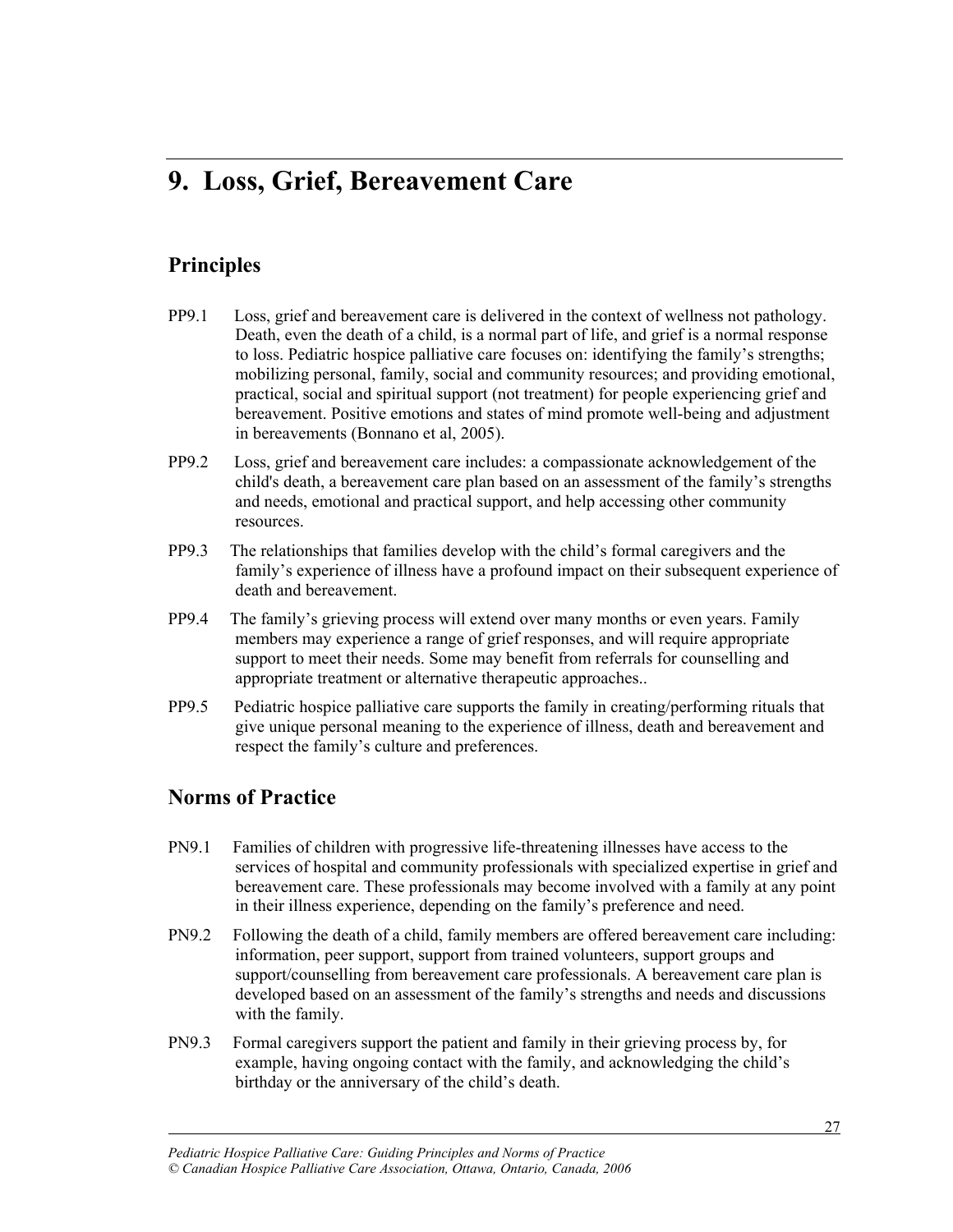# 9. Loss, Grief, Bereavement Care

## Principles

PP9.1 Loss, grief and bereavement care is delivered in the context of wellness not pathology. Death, even the death of a child, is a normal part of life, and grief is a normal response to loss. Pediatric hospice palliative care focuses on: identifying the family's strengths; mobilizing personal, family, social and community resources; and providing emotional, practical, social and spiritual support (not treatment) for people experiencing grief and bereavement. Positive emotions and states of mind promote well-being and adjustment in bereavements (Bonnano et al, 2005).

PP9.2 Loss, grief and bereavement care includes: a compassionate acknowledgement of the child's death, a bereavement care plan based on an assessment of the family's strengths and needs, emotional and practical support, and help accessing other community resources.

PP9.3 The relationships that families develop with the child's formal caregivers and the family's experience of illness have a profound impact on their subsequent experience of death and bereavement.

PP9.4 The family's grieving process will extend over many months or even years. Family members may experience a range of grief responses, and will require appropriate support to meet their needs. Some may benefit from referrals for counselling and appropriate treatment or alternative therapeutic approaches..

PP9.5 Pediatric hospice palliative care supports the family in creating/performing rituals that give unique personal meaning to the experience of illness, death and bereavement and respect the family's culture and preferences.

## Norms of Practice

PN9.1 Families of children with progressive life-threatening illnesses have access to the services of hospital and community professionals with specialized expertise in grief and bereavement care. These professionals may become involved with a family at any point in their illness experience, depending on the family's preference and need.

PN9.2 Following the death of a child, family members are offered bereavement care including: information, peer support, support from trained volunteers, support groups and support/counselling from bereavement care professionals. A bereavement care plan is developed based on an assessment of the family's strengths and needs and discussions with the family.

PN9.3 Formal caregivers support the patient and family in their grieving process by, for example, having ongoing contact with the family, and acknowledging the child's birthday or the anniversary of the child's death.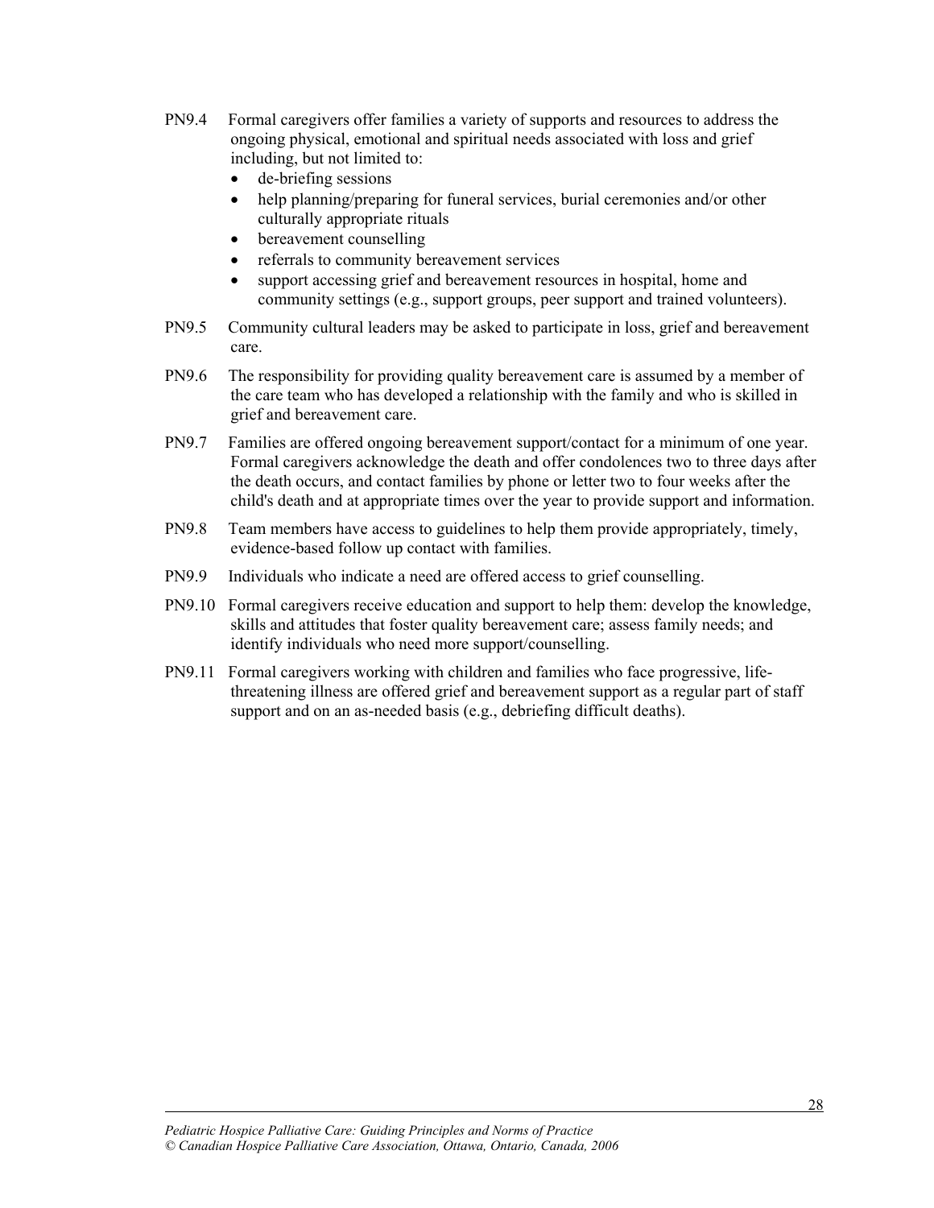PN9.4 Formal caregivers offer families a variety of supports and resources to address the ongoing physical, emotional and spiritual needs associated with loss and grief including, but not limited to:

- de-briefing sessions
- help planning/preparing for funeral services, burial ceremonies and/or other culturally appropriate rituals
- bereavement counselling
- referrals to community bereavement services
- support accessing grief and bereavement resources in hospital, home and community settings (e.g., support groups, peer support and trained volunteers).

PN9.5 Community cultural leaders may be asked to participate in loss, grief and bereavement care.

PN9.6 The responsibility for providing quality bereavement care is assumed by a member of the care team who has developed a relationship with the family and who is skilled in grief and bereavement care.

PN9.7 Families are offered ongoing bereavement support/contact for a minimum of one year. Formal caregivers acknowledge the death and offer condolences two to three days after the death occurs, and contact families by phone or letter two to four weeks after the child's death and at appropriate times over the year to provide support and information.

PN9.8 Team members have access to guidelines to help them provide appropriately, timely, evidence-based follow up contact with families.

PN9.9 Individuals who indicate a need are offered access to grief counselling.

PN9.10 Formal caregivers receive education and support to help them: develop the knowledge, skills and attitudes that foster quality bereavement care; assess family needs; and identify individuals who need more support/counselling.

PN9.11 Formal caregivers working with children and families who face progressive, life-threatening illness are offered grief and bereavement support as a regular part of staff support and on an as-needed basis (e.g., debriefing difficult deaths).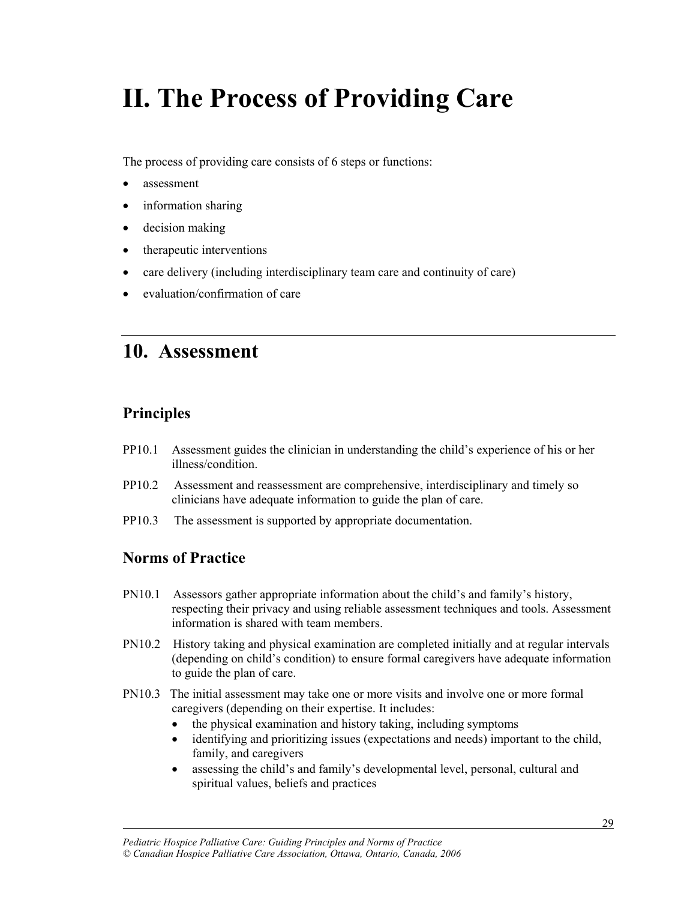# II. The Process of Providing Care

The process of providing care consists of 6 steps or functions:

- assessment
- information sharing
- decision making
- therapeutic interventions
- care delivery (including interdisciplinary team care and continuity of care)
- evaluation/confirmation of care

## 10. Assessment

### Principles

PP10.1 Assessment guides the clinician in understanding the child's experience of his or her illness/condition.

PP10.2 Assessment and reassessment are comprehensive, interdisciplinary and timely so clinicians have adequate information to guide the plan of care.

PP10.3 The assessment is supported by appropriate documentation.

### Norms of Practice

PN10.1 Assessors gather appropriate information about the child's and family's history, respecting their privacy and using reliable assessment techniques and tools. Assessment information is shared with team members.

PN10.2 History taking and physical examination are completed initially and at regular intervals (depending on child's condition) to ensure formal caregivers have adequate information to guide the plan of care.

PN10.3 The initial assessment may take one or more visits and involve one or more formal caregivers (depending on their expertise. It includes:

- the physical examination and history taking, including symptoms
- identifying and prioritizing issues (expectations and needs) important to the child, family, and caregivers
- assessing the child's and family's developmental level, personal, cultural and spiritual values, beliefs and practices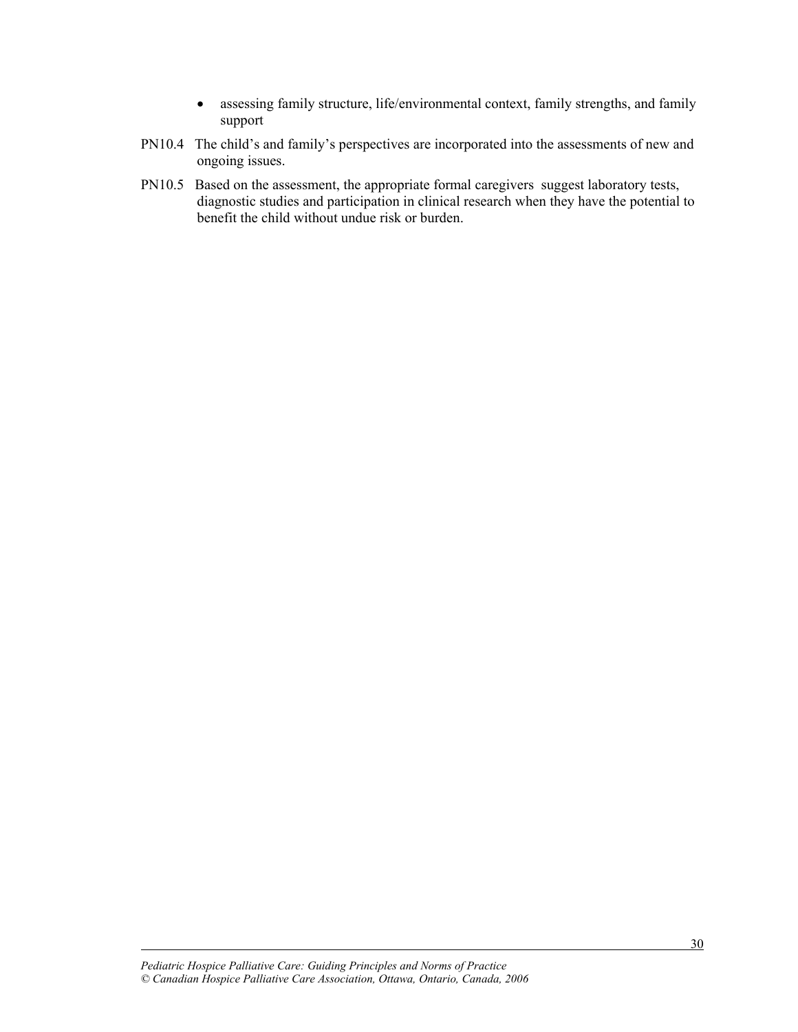- assessing family structure, life/environmental context, family strengths, and family support

PN10.4 The child's and family's perspectives are incorporated into the assessments of new and ongoing issues.

PN10.5 Based on the assessment, the appropriate formal caregivers suggest laboratory tests, diagnostic studies and participation in clinical research when they have the potential to benefit the child without undue risk or burden.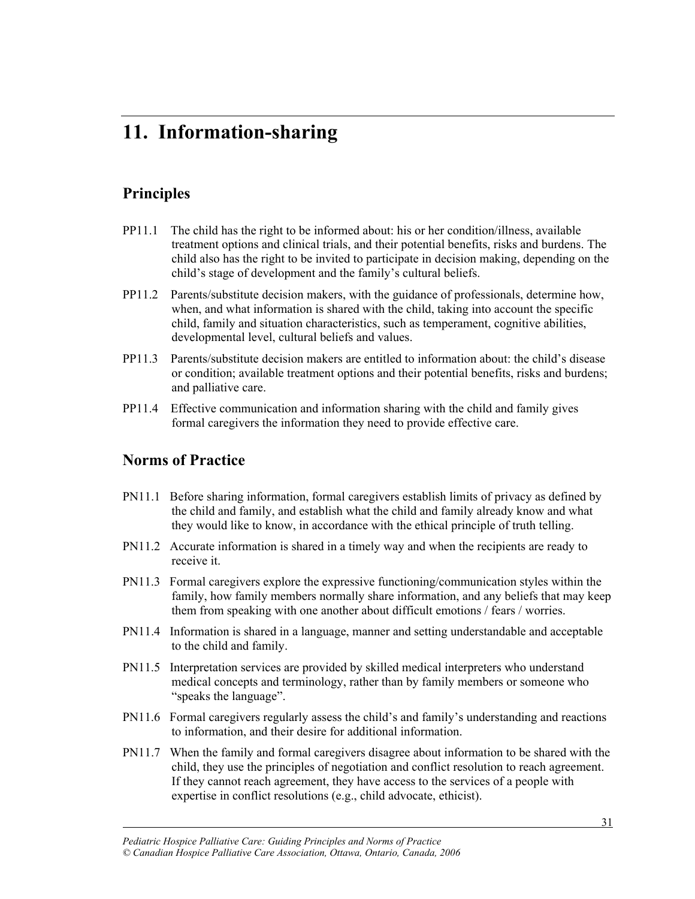# 11. Information-sharing

## Principles

PP11.1 The child has the right to be informed about: his or her condition/illness, available treatment options and clinical trials, and their potential benefits, risks and burdens. The child also has the right to be invited to participate in decision making, depending on the child's stage of development and the family's cultural beliefs.

PP11.2 Parents/substitute decision makers, with the guidance of professionals, determine how, when, and what information is shared with the child, taking into account the specific child, family and situation characteristics, such as temperament, cognitive abilities, developmental level, cultural beliefs and values.

PP11.3 Parents/substitute decision makers are entitled to information about: the child's disease or condition; available treatment options and their potential benefits, risks and burdens; and palliative care.

PP11.4 Effective communication and information sharing with the child and family gives formal caregivers the information they need to provide effective care.

## Norms of Practice

PN11.1 Before sharing information, formal caregivers establish limits of privacy as defined by the child and family, and establish what the child and family already know and what they would like to know, in accordance with the ethical principle of truth telling.

PN11.2 Accurate information is shared in a timely way and when the recipients are ready to receive it.

PN11.3 Formal caregivers explore the expressive functioning/communication styles within the family, how family members normally share information, and any beliefs that may keep them from speaking with one another about difficult emotions / fears / worries.

PN11.4 Information is shared in a language, manner and setting understandable and acceptable to the child and family.

PN11.5 Interpretation services are provided by skilled medical interpreters who understand medical concepts and terminology, rather than by family members or someone who "speaks the language".

PN11.6 Formal caregivers regularly assess the child's and family's understanding and reactions to information, and their desire for additional information.

PN11.7 When the family and formal caregivers disagree about information to be shared with the child, they use the principles of negotiation and conflict resolution to reach agreement. If they cannot reach agreement, they have access to the services of a people with expertise in conflict resolutions (e.g., child advocate, ethicist).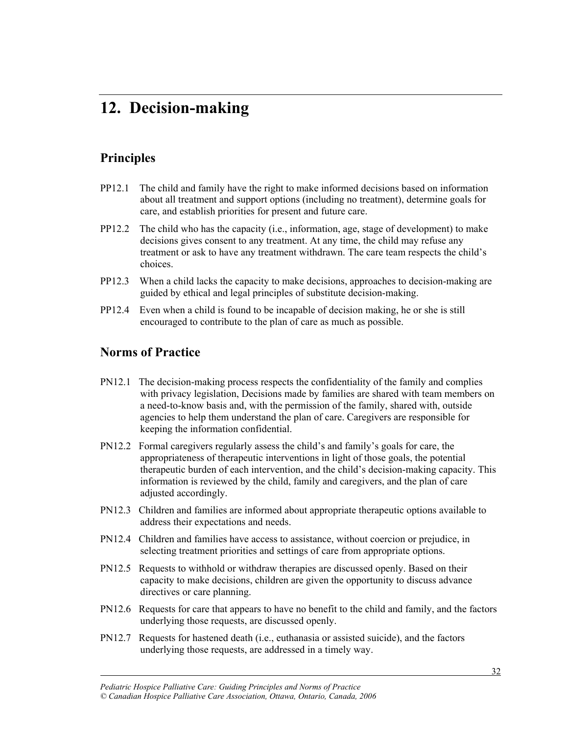# 12. Decision-making

## Principles

PP12.1 The child and family have the right to make informed decisions based on information about all treatment and support options (including no treatment), determine goals for care, and establish priorities for present and future care.

PP12.2 The child who has the capacity (i.e., information, age, stage of development) to make decisions gives consent to any treatment. At any time, the child may refuse any treatment or ask to have any treatment withdrawn. The care team respects the child's choices.

PP12.3 When a child lacks the capacity to make decisions, approaches to decision-making are guided by ethical and legal principles of substitute decision-making.

PP12.4 Even when a child is found to be incapable of decision making, he or she is still encouraged to contribute to the plan of care as much as possible.

## Norms of Practice

PN12.1 The decision-making process respects the confidentiality of the family and complies with privacy legislation, Decisions made by families are shared with team members on a need-to-know basis and, with the permission of the family, shared with, outside agencies to help them understand the plan of care. Caregivers are responsible for keeping the information confidential.

PN12.2 Formal caregivers regularly assess the child's and family's goals for care, the appropriateness of therapeutic interventions in light of those goals, the potential therapeutic burden of each intervention, and the child's decision-making capacity. This information is reviewed by the child, family and caregivers, and the plan of care adjusted accordingly.

PN12.3 Children and families are informed about appropriate therapeutic options available to address their expectations and needs.

PN12.4 Children and families have access to assistance, without coercion or prejudice, in selecting treatment priorities and settings of care from appropriate options.

PN12.5 Requests to withhold or withdraw therapies are discussed openly. Based on their capacity to make decisions, children are given the opportunity to discuss advance directives or care planning.

PN12.6 Requests for care that appears to have no benefit to the child and family, and the factors underlying those requests, are discussed openly.

PN12.7 Requests for hastened death (i.e., euthanasia or assisted suicide), and the factors underlying those requests, are addressed in a timely way.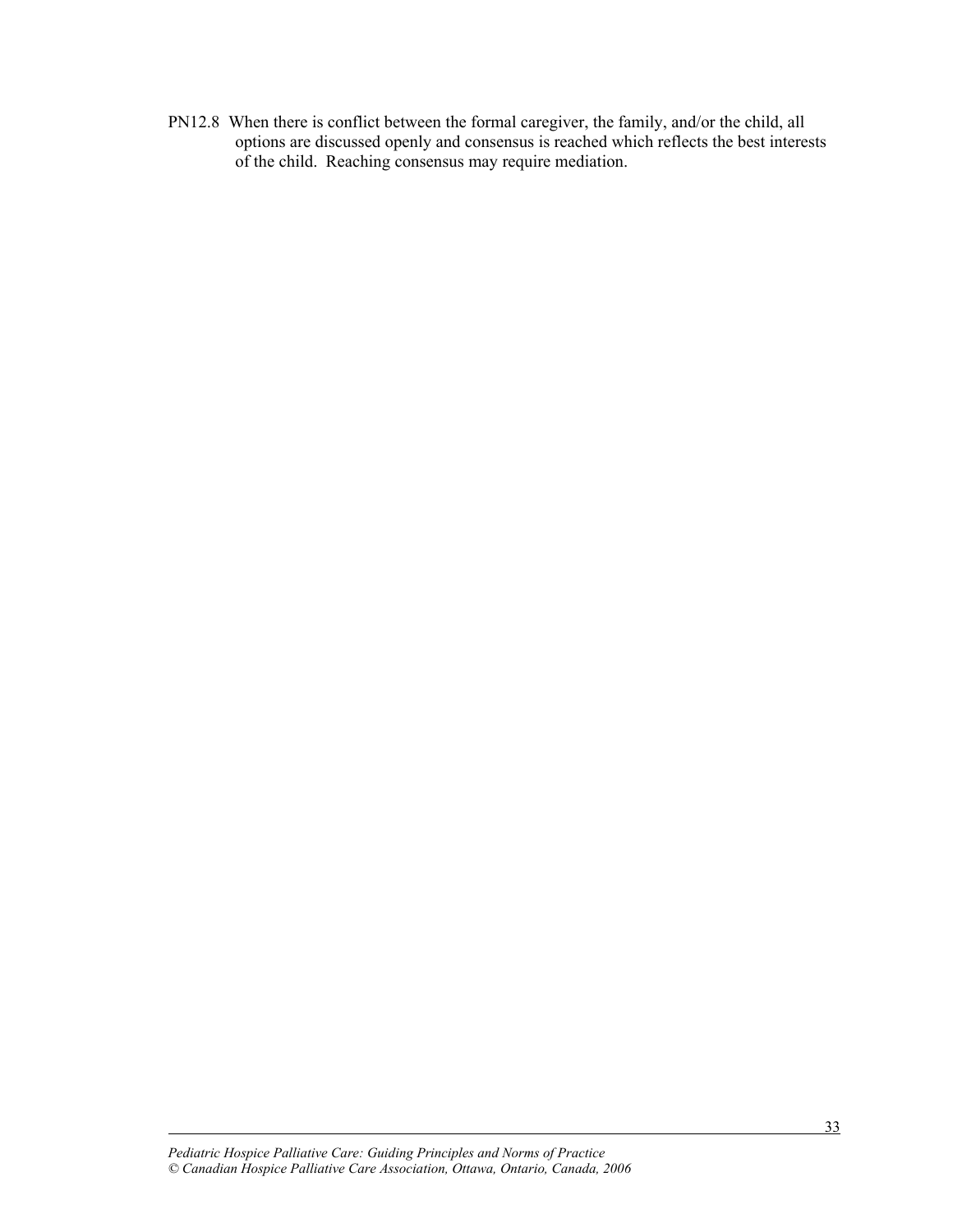PN12.8 When there is conflict between the formal caregiver, the family, and/or the child, all options are discussed openly and consensus is reached which reflects the best interests of the child. Reaching consensus may require mediation.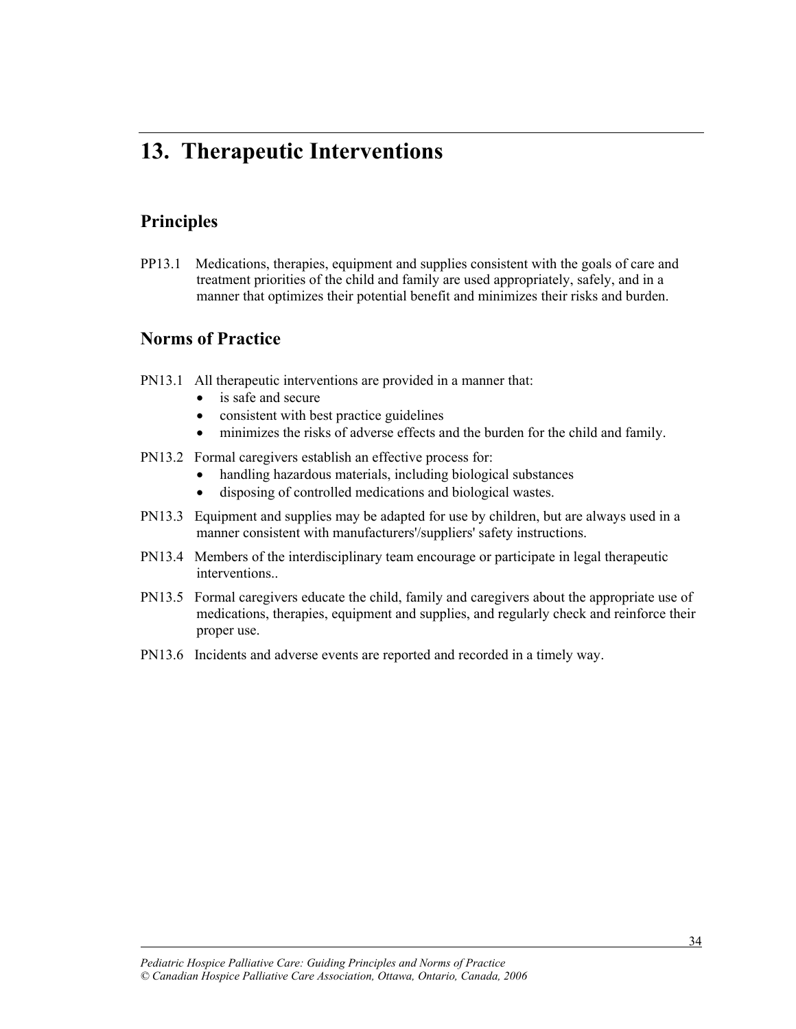# 13. Therapeutic Interventions

## Principles

PP13.1 Medications, therapies, equipment and supplies consistent with the goals of care and treatment priorities of the child and family are used appropriately, safely, and in a manner that optimizes their potential benefit and minimizes their risks and burden.

## Norms of Practice

PN13.1 All therapeutic interventions are provided in a manner that:

- is safe and secure
- consistent with best practice guidelines
- minimizes the risks of adverse effects and the burden for the child and family.

PN13.2 Formal caregivers establish an effective process for:

- handling hazardous materials, including biological substances
- disposing of controlled medications and biological wastes.

PN13.3 Equipment and supplies may be adapted for use by children, but are always used in a manner consistent with manufacturers'/suppliers' safety instructions.

PN13.4 Members of the interdisciplinary team encourage or participate in legal therapeutic interventions..

PN13.5 Formal caregivers educate the child, family and caregivers about the appropriate use of medications, therapies, equipment and supplies, and regularly check and reinforce their proper use.

PN13.6 Incidents and adverse events are reported and recorded in a timely way.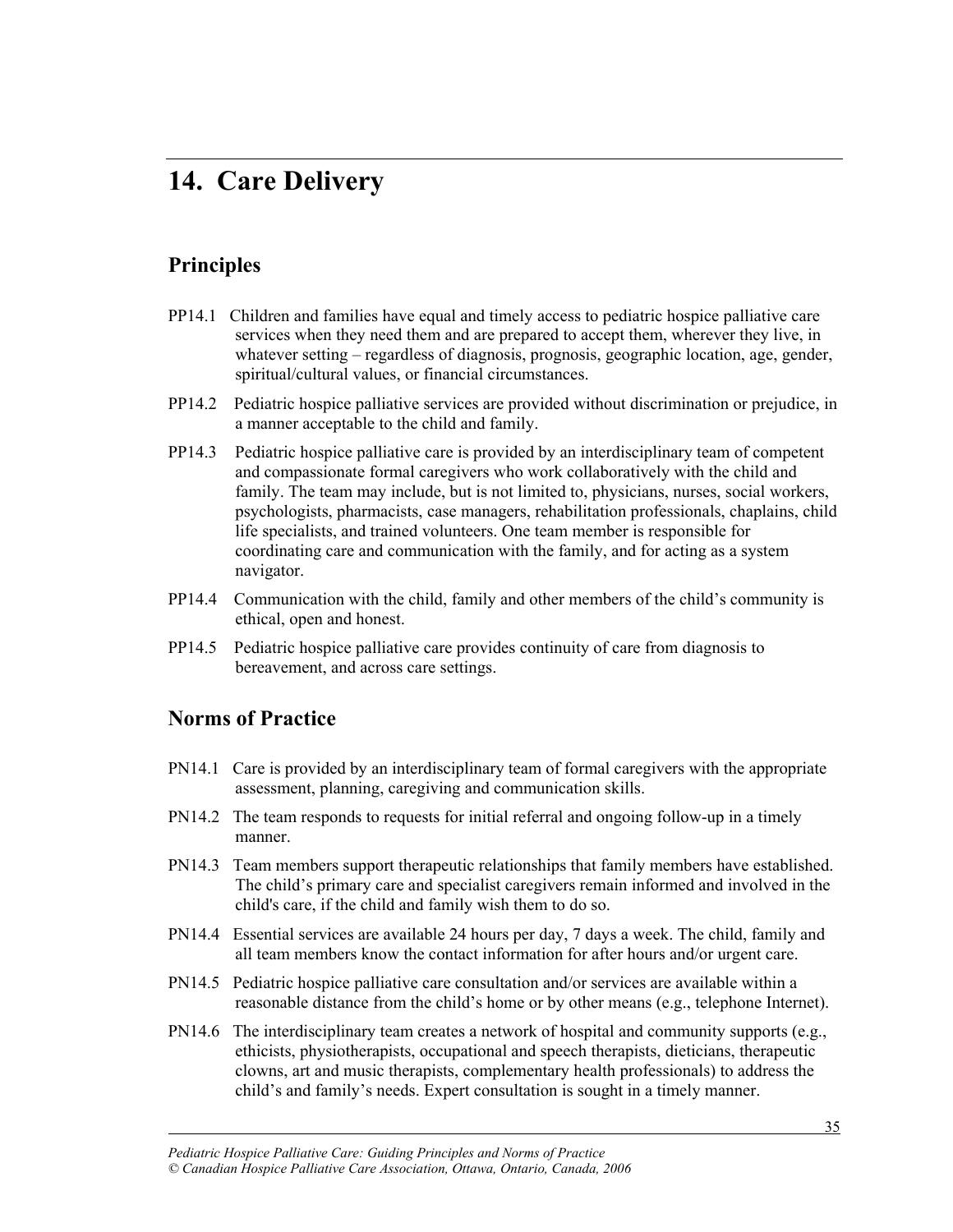# 14. Care Delivery

## Principles

PP14.1 Children and families have equal and timely access to pediatric hospice palliative care services when they need them and are prepared to accept them, wherever they live, in whatever setting – regardless of diagnosis, prognosis, geographic location, age, gender, spiritual/cultural values, or financial circumstances.

PP14.2 Pediatric hospice palliative services are provided without discrimination or prejudice, in a manner acceptable to the child and family.

PP14.3 Pediatric hospice palliative care is provided by an interdisciplinary team of competent and compassionate formal caregivers who work collaboratively with the child and family. The team may include, but is not limited to, physicians, nurses, social workers, psychologists, pharmacists, case managers, rehabilitation professionals, chaplains, child life specialists, and trained volunteers. One team member is responsible for coordinating care and communication with the family, and for acting as a system navigator.

PP14.4 Communication with the child, family and other members of the child's community is ethical, open and honest.

PP14.5 Pediatric hospice palliative care provides continuity of care from diagnosis to bereavement, and across care settings.

## Norms of Practice

PN14.1 Care is provided by an interdisciplinary team of formal caregivers with the appropriate assessment, planning, caregiving and communication skills.

PN14.2 The team responds to requests for initial referral and ongoing follow-up in a timely manner.

PN14.3 Team members support therapeutic relationships that family members have established. The child's primary care and specialist caregivers remain informed and involved in the child's care, if the child and family wish them to do so.

PN14.4 Essential services are available 24 hours per day, 7 days a week. The child, family and all team members know the contact information for after hours and/or urgent care.

PN14.5 Pediatric hospice palliative care consultation and/or services are available within a reasonable distance from the child's home or by other means (e.g., telephone Internet).

PN14.6 The interdisciplinary team creates a network of hospital and community supports (e.g., ethicists, physiotherapists, occupational and speech therapists, dieticians, therapeutic clowns, art and music therapists, complementary health professionals) to address the child's and family's needs. Expert consultation is sought in a timely manner.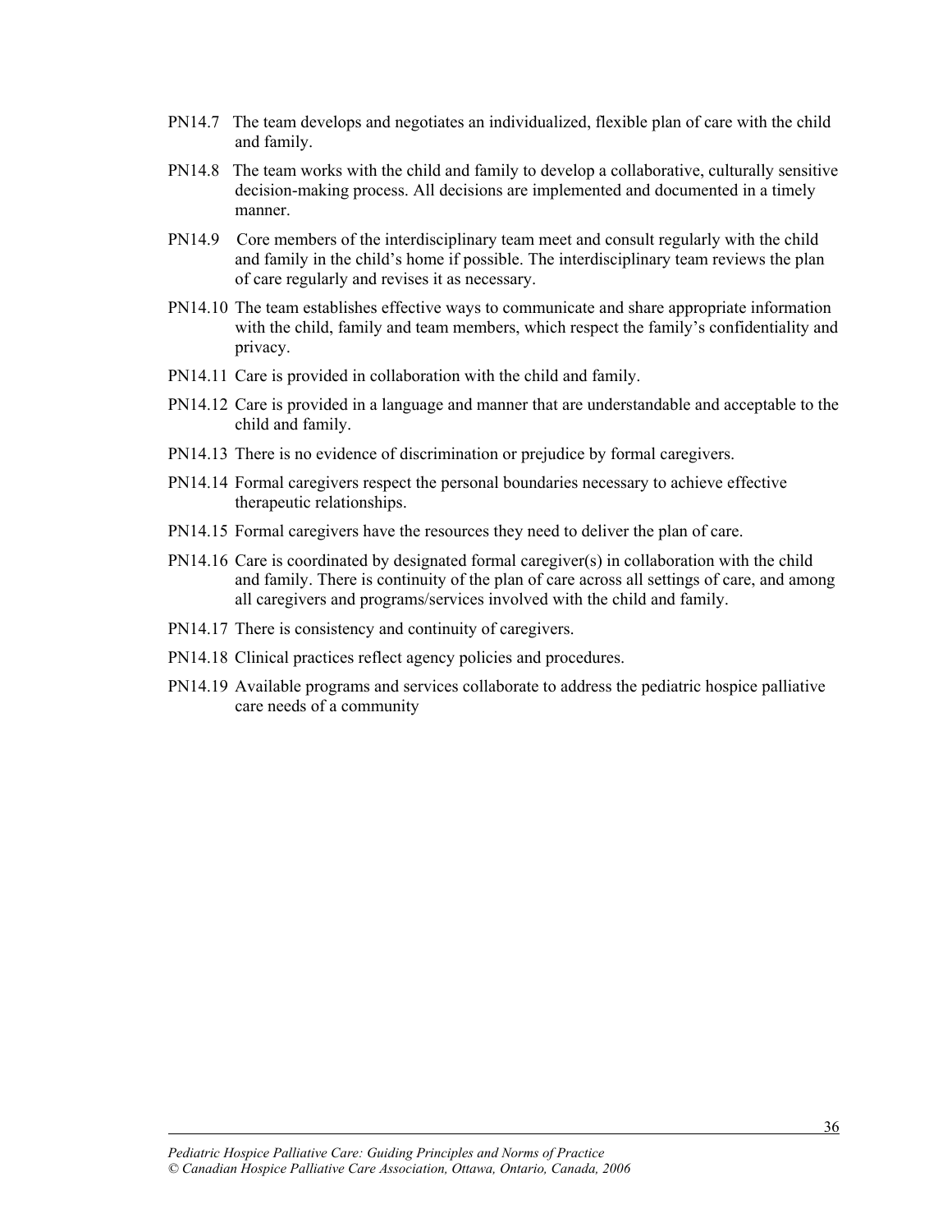PN14.7 The team develops and negotiates an individualized, flexible plan of care with the child and family.

PN14.8 The team works with the child and family to develop a collaborative, culturally sensitive decision-making process. All decisions are implemented and documented in a timely manner.

PN14.9 Core members of the interdisciplinary team meet and consult regularly with the child and family in the child's home if possible. The interdisciplinary team reviews the plan of care regularly and revises it as necessary.

PN14.10 The team establishes effective ways to communicate and share appropriate information with the child, family and team members, which respect the family's confidentiality and privacy.

PN14.11 Care is provided in collaboration with the child and family.

PN14.12 Care is provided in a language and manner that are understandable and acceptable to the child and family.

PN14.13 There is no evidence of discrimination or prejudice by formal caregivers.

PN14.14 Formal caregivers respect the personal boundaries necessary to achieve effective therapeutic relationships.

PN14.15 Formal caregivers have the resources they need to deliver the plan of care.

PN14.16 Care is coordinated by designated formal caregiver(s) in collaboration with the child and family. There is continuity of the plan of care across all settings of care, and among all caregivers and programs/services involved with the child and family.

PN14.17 There is consistency and continuity of caregivers.

PN14.18 Clinical practices reflect agency policies and procedures.

PN14.19 Available programs and services collaborate to address the pediatric hospice palliative care needs of a community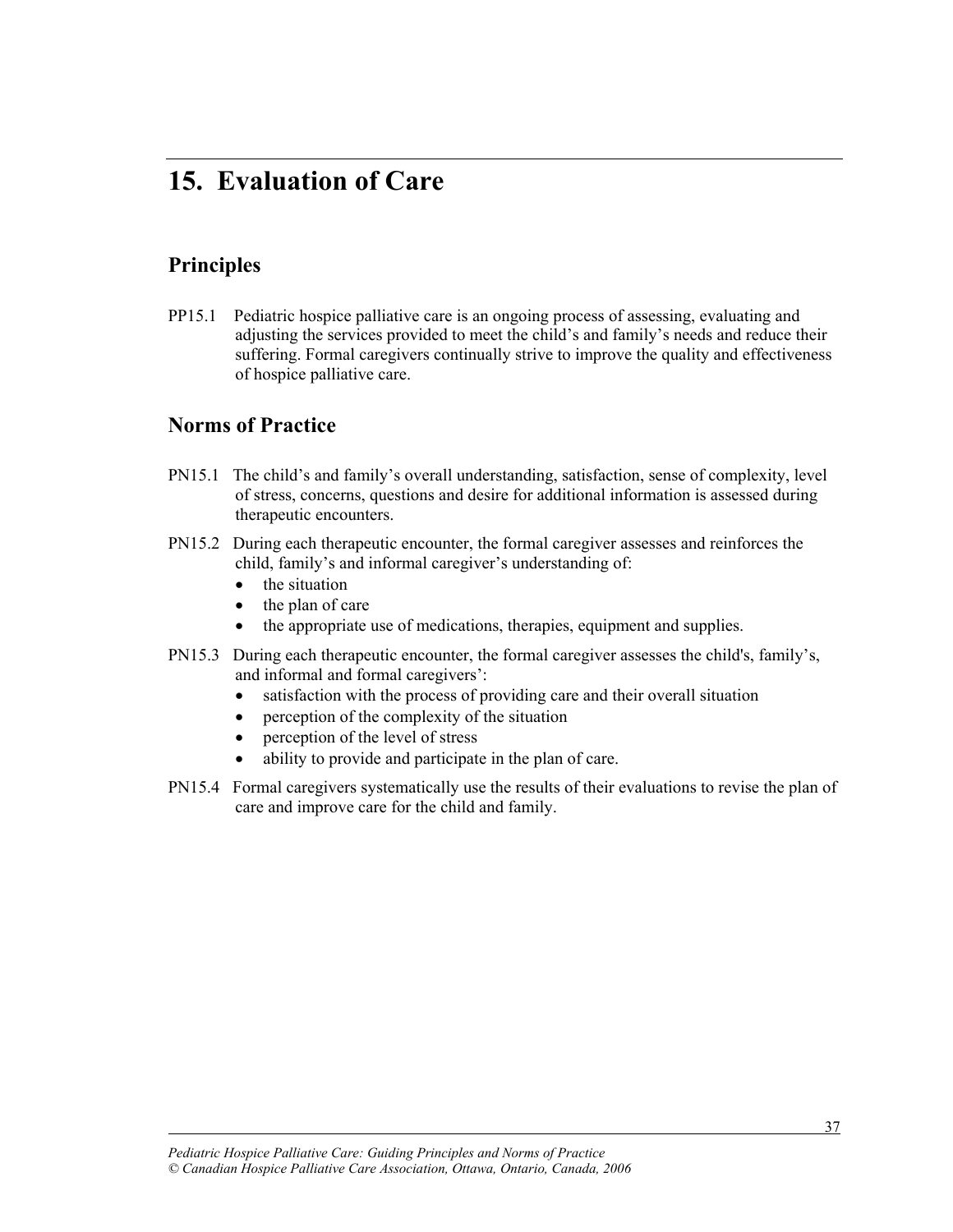# 15. Evaluation of Care

## Principles

PP15.1 Pediatric hospice palliative care is an ongoing process of assessing, evaluating and adjusting the services provided to meet the child's and family's needs and reduce their suffering. Formal caregivers continually strive to improve the quality and effectiveness of hospice palliative care.

## Norms of Practice

PN15.1 The child's and family's overall understanding, satisfaction, sense of complexity, level of stress, concerns, questions and desire for additional information is assessed during therapeutic encounters.

PN15.2 During each therapeutic encounter, the formal caregiver assesses and reinforces the child, family's and informal caregiver's understanding of:

- the situation
- the plan of care
- the appropriate use of medications, therapies, equipment and supplies.

PN15.3 During each therapeutic encounter, the formal caregiver assesses the child's, family's, and informal and formal caregivers':

- satisfaction with the process of providing care and their overall situation
- perception of the complexity of the situation
- perception of the level of stress
- ability to provide and participate in the plan of care.

PN15.4 Formal caregivers systematically use the results of their evaluations to revise the plan of care and improve care for the child and family.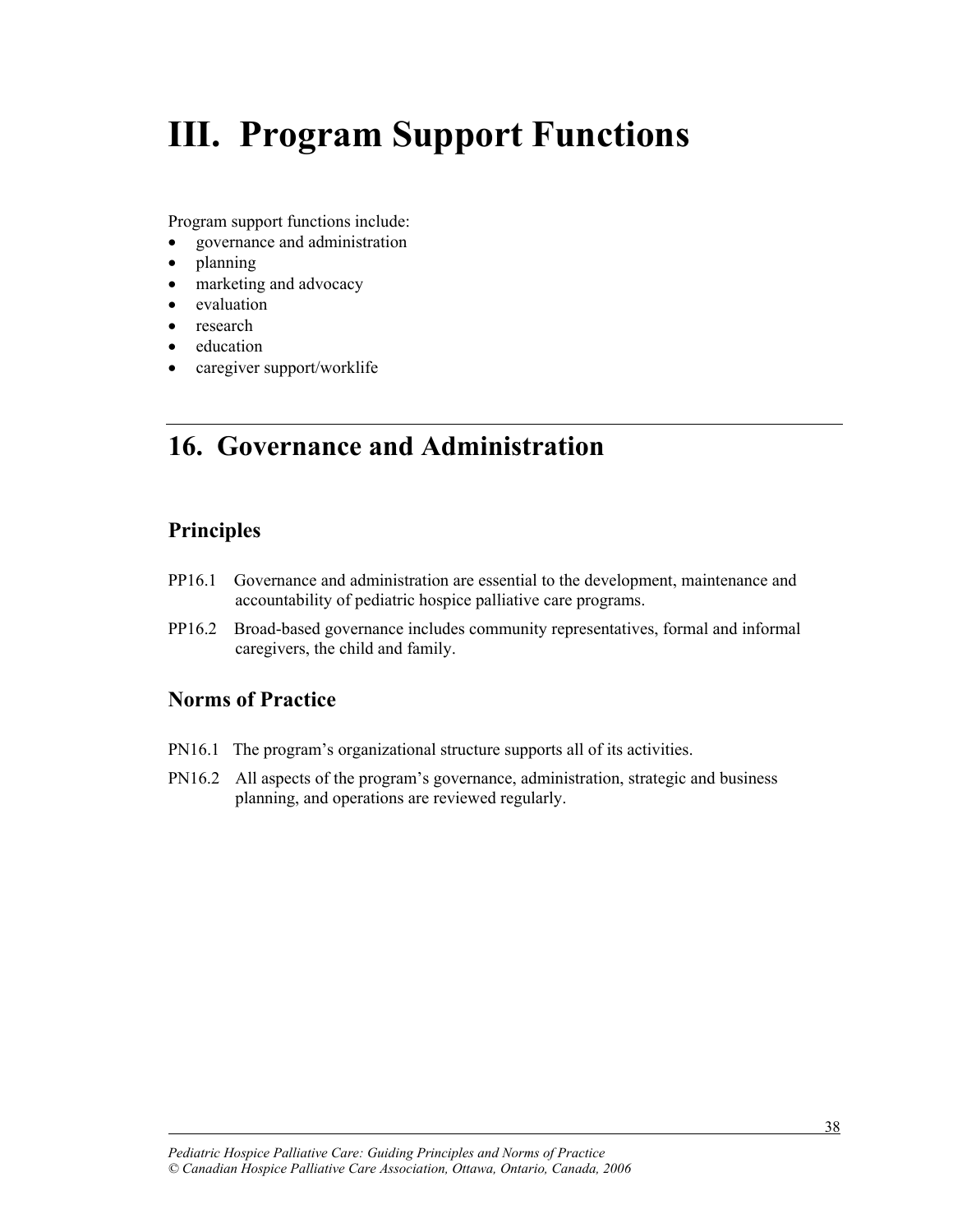# III. Program Support Functions

Program support functions include:

- governance and administration
- planning
- marketing and advocacy
- evaluation
- research
- education
- caregiver support/worklife

---

## 16. Governance and Administration

### Principles

PP16.1 Governance and administration are essential to the development, maintenance and accountability of pediatric hospice palliative care programs.

PP16.2 Broad-based governance includes community representatives, formal and informal caregivers, the child and family.

### Norms of Practice

PN16.1 The program's organizational structure supports all of its activities.

PN16.2 All aspects of the program's governance, administration, strategic and business planning, and operations are reviewed regularly.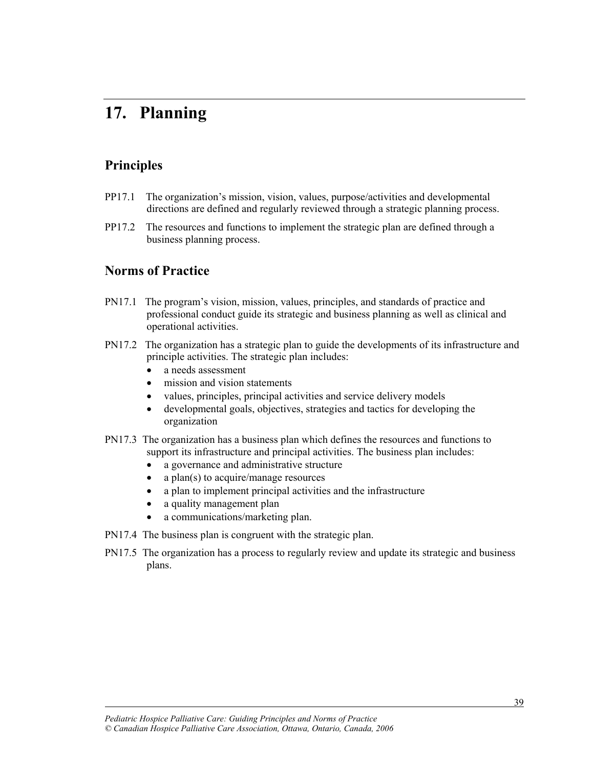# 17. Planning

## Principles

PP17.1 The organization's mission, vision, values, purpose/activities and developmental directions are defined and regularly reviewed through a strategic planning process.

PP17.2 The resources and functions to implement the strategic plan are defined through a business planning process.

## Norms of Practice

PN17.1 The program's vision, mission, values, principles, and standards of practice and professional conduct guide its strategic and business planning as well as clinical and operational activities.

PN17.2 The organization has a strategic plan to guide the developments of its infrastructure and principle activities. The strategic plan includes:

- a needs assessment
- mission and vision statements
- values, principles, principal activities and service delivery models
- developmental goals, objectives, strategies and tactics for developing the organization

PN17.3 The organization has a business plan which defines the resources and functions to support its infrastructure and principal activities. The business plan includes:

- a governance and administrative structure
- a plan(s) to acquire/manage resources
- a plan to implement principal activities and the infrastructure
- a quality management plan
- a communications/marketing plan.

PN17.4 The business plan is congruent with the strategic plan.

PN17.5 The organization has a process to regularly review and update its strategic and business plans.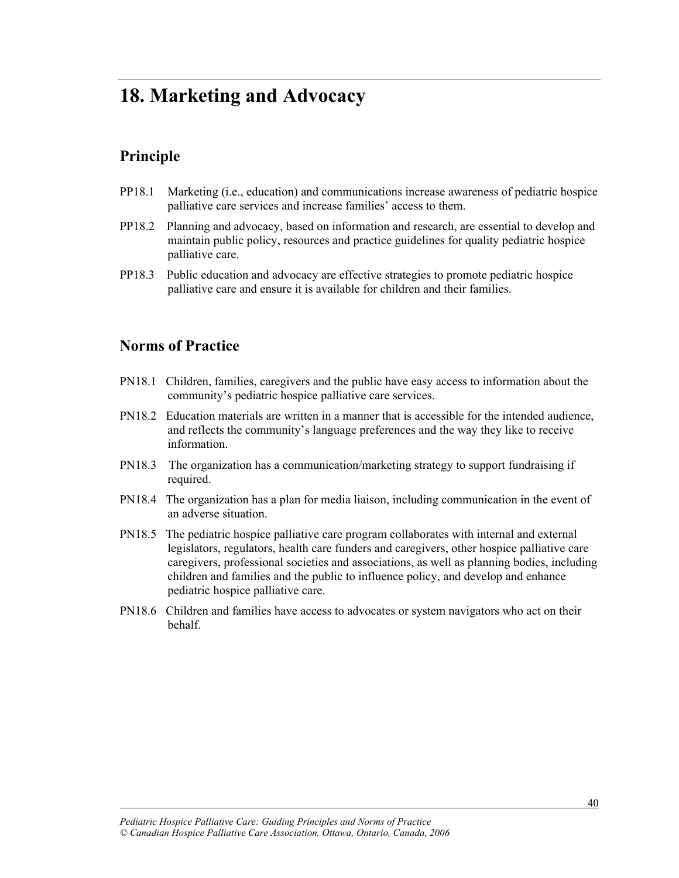# 18. Marketing and Advocacy

## Principle

PP18.1 Marketing (i.e., education) and communications increase awareness of pediatric hospice palliative care services and increase families' access to them.

PP18.2 Planning and advocacy, based on information and research, are essential to develop and maintain public policy, resources and practice guidelines for quality pediatric hospice palliative care.

PP18.3 Public education and advocacy are effective strategies to promote pediatric hospice palliative care and ensure it is available for children and their families.

## Norms of Practice

PN18.1 Children, families, caregivers and the public have easy access to information about the community's pediatric hospice palliative care services.

PN18.2 Education materials are written in a manner that is accessible for the intended audience, and reflects the community's language preferences and the way they like to receive information.

PN18.3 The organization has a communication/marketing strategy to support fundraising if required.

PN18.4 The organization has a plan for media liaison, including communication in the event of an adverse situation.

PN18.5 The pediatric hospice palliative care program collaborates with internal and external legislators, regulators, health care funders and caregivers, other hospice palliative care caregivers, professional societies and associations, as well as planning bodies, including children and families and the public to influence policy, and develop and enhance pediatric hospice palliative care.

PN18.6 Children and families have access to advocates or system navigators who act on their behalf.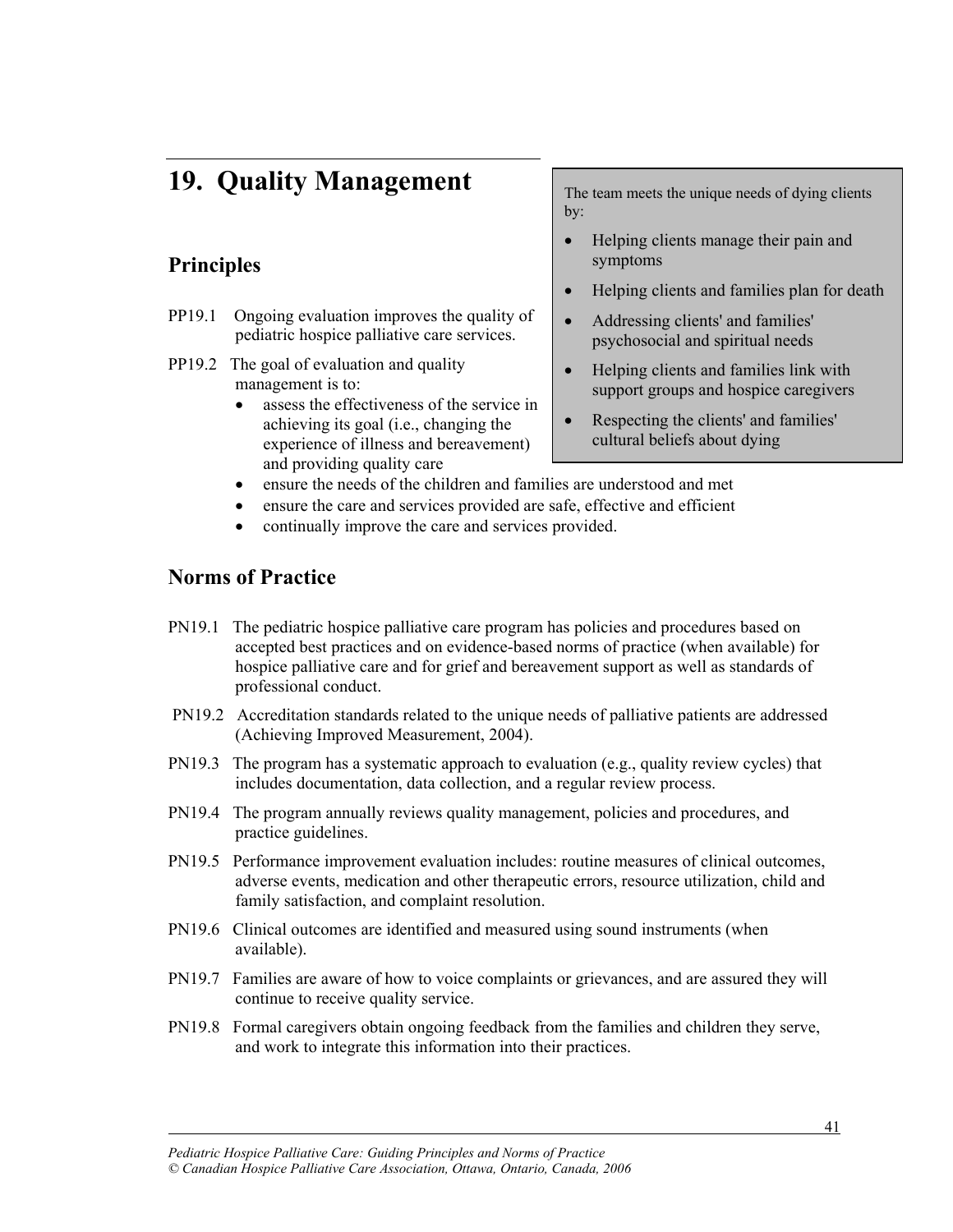# 19. Quality Management

> The team meets the unique needs of dying clients by:
>
> - Helping clients manage their pain and symptoms
> - Helping clients and families plan for death
> - Addressing clients' and families' psychosocial and spiritual needs
> - Helping clients and families link with support groups and hospice caregivers
> - Respecting the clients' and families' cultural beliefs about dying

## Principles

PP19.1 Ongoing evaluation improves the quality of pediatric hospice palliative care services.

PP19.2 The goal of evaluation and quality management is to:

- assess the effectiveness of the service in achieving its goal (i.e., changing the experience of illness and bereavement) and providing quality care
- ensure the needs of the children and families are understood and met
- ensure the care and services provided are safe, effective and efficient
- continually improve the care and services provided.

## Norms of Practice

PN19.1 The pediatric hospice palliative care program has policies and procedures based on accepted best practices and on evidence-based norms of practice (when available) for hospice palliative care and for grief and bereavement support as well as standards of professional conduct.

PN19.2 Accreditation standards related to the unique needs of palliative patients are addressed (Achieving Improved Measurement, 2004).

PN19.3 The program has a systematic approach to evaluation (e.g., quality review cycles) that includes documentation, data collection, and a regular review process.

PN19.4 The program annually reviews quality management, policies and procedures, and practice guidelines.

PN19.5 Performance improvement evaluation includes: routine measures of clinical outcomes, adverse events, medication and other therapeutic errors, resource utilization, child and family satisfaction, and complaint resolution.

PN19.6 Clinical outcomes are identified and measured using sound instruments (when available).

PN19.7 Families are aware of how to voice complaints or grievances, and are assured they will continue to receive quality service.

PN19.8 Formal caregivers obtain ongoing feedback from the families and children they serve, and work to integrate this information into their practices.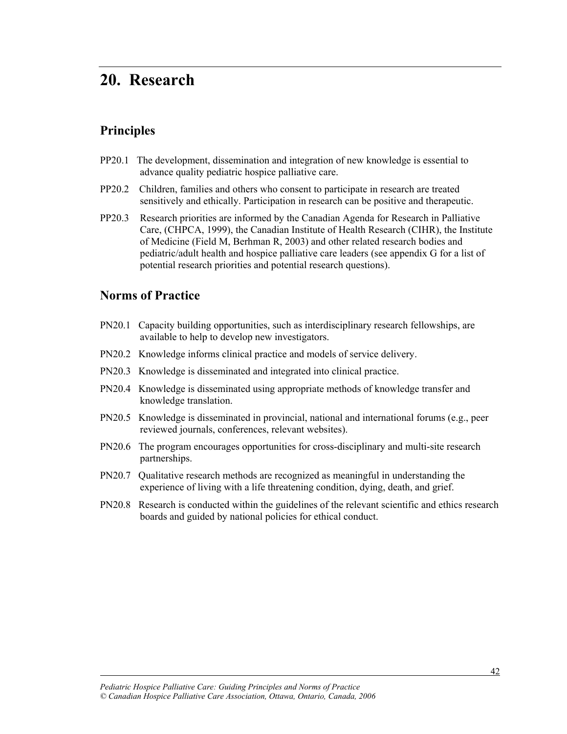# 20. Research

## Principles

PP20.1 The development, dissemination and integration of new knowledge is essential to advance quality pediatric hospice palliative care.

PP20.2 Children, families and others who consent to participate in research are treated sensitively and ethically. Participation in research can be positive and therapeutic.

PP20.3 Research priorities are informed by the Canadian Agenda for Research in Palliative Care, (CHPCA, 1999), the Canadian Institute of Health Research (CIHR), the Institute of Medicine (Field M, Berhman R, 2003) and other related research bodies and pediatric/adult health and hospice palliative care leaders (see appendix G for a list of potential research priorities and potential research questions).

## Norms of Practice

PN20.1 Capacity building opportunities, such as interdisciplinary research fellowships, are available to help to develop new investigators.

PN20.2 Knowledge informs clinical practice and models of service delivery.

PN20.3 Knowledge is disseminated and integrated into clinical practice.

PN20.4 Knowledge is disseminated using appropriate methods of knowledge transfer and knowledge translation.

PN20.5 Knowledge is disseminated in provincial, national and international forums (e.g., peer reviewed journals, conferences, relevant websites).

PN20.6 The program encourages opportunities for cross-disciplinary and multi-site research partnerships.

PN20.7 Qualitative research methods are recognized as meaningful in understanding the experience of living with a life threatening condition, dying, death, and grief.

PN20.8 Research is conducted within the guidelines of the relevant scientific and ethics research boards and guided by national policies for ethical conduct.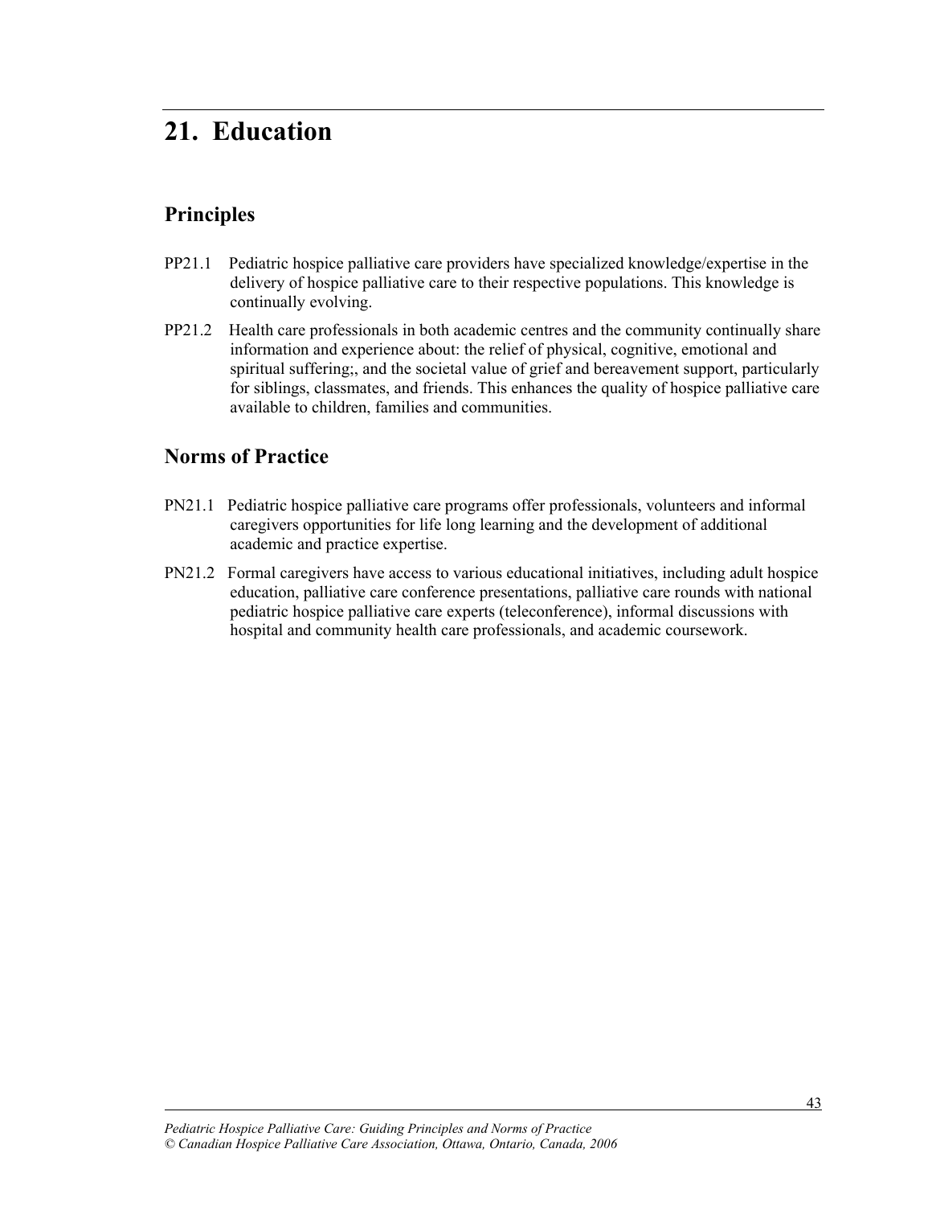# 21. Education

## Principles

PP21.1 Pediatric hospice palliative care providers have specialized knowledge/expertise in the delivery of hospice palliative care to their respective populations. This knowledge is continually evolving.

PP21.2 Health care professionals in both academic centres and the community continually share information and experience about: the relief of physical, cognitive, emotional and spiritual suffering;, and the societal value of grief and bereavement support, particularly for siblings, classmates, and friends. This enhances the quality of hospice palliative care available to children, families and communities.

## Norms of Practice

PN21.1 Pediatric hospice palliative care programs offer professionals, volunteers and informal caregivers opportunities for life long learning and the development of additional academic and practice expertise.

PN21.2 Formal caregivers have access to various educational initiatives, including adult hospice education, palliative care conference presentations, palliative care rounds with national pediatric hospice palliative care experts (teleconference), informal discussions with hospital and community health care professionals, and academic coursework.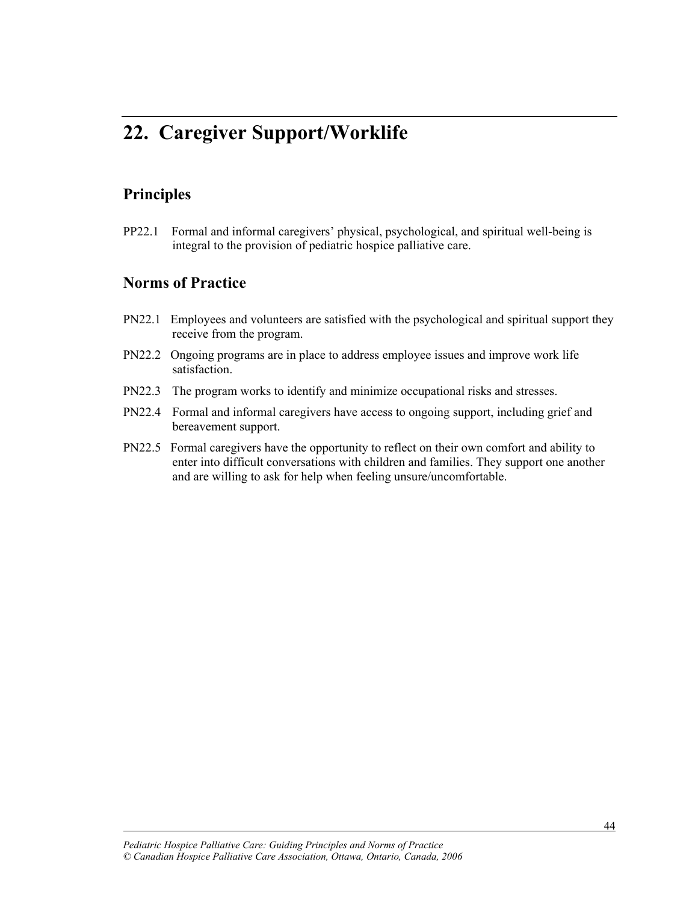# 22. Caregiver Support/Worklife

## Principles

PP22.1 Formal and informal caregivers' physical, psychological, and spiritual well-being is integral to the provision of pediatric hospice palliative care.

## Norms of Practice

PN22.1 Employees and volunteers are satisfied with the psychological and spiritual support they receive from the program.

PN22.2 Ongoing programs are in place to address employee issues and improve work life satisfaction.

PN22.3 The program works to identify and minimize occupational risks and stresses.

PN22.4 Formal and informal caregivers have access to ongoing support, including grief and bereavement support.

PN22.5 Formal caregivers have the opportunity to reflect on their own comfort and ability to enter into difficult conversations with children and families. They support one another and are willing to ask for help when feeling unsure/uncomfortable.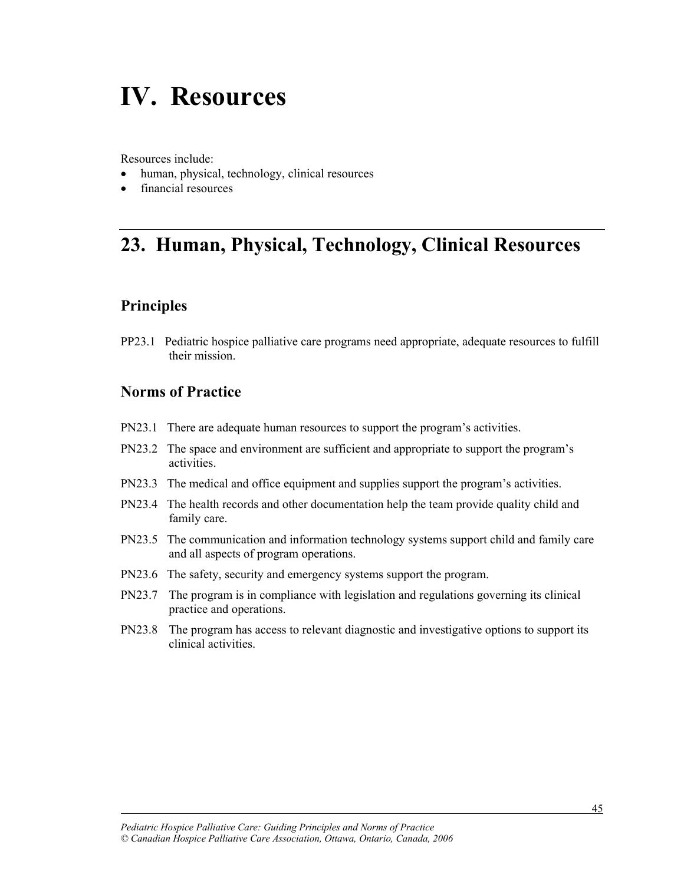# IV. Resources

Resources include:

- human, physical, technology, clinical resources
- financial resources

## 23. Human, Physical, Technology, Clinical Resources

### Principles

PP23.1 Pediatric hospice palliative care programs need appropriate, adequate resources to fulfill their mission.

### Norms of Practice

PN23.1 There are adequate human resources to support the program's activities.

PN23.2 The space and environment are sufficient and appropriate to support the program's activities.

PN23.3 The medical and office equipment and supplies support the program's activities.

PN23.4 The health records and other documentation help the team provide quality child and family care.

PN23.5 The communication and information technology systems support child and family care and all aspects of program operations.

PN23.6 The safety, security and emergency systems support the program.

PN23.7 The program is in compliance with legislation and regulations governing its clinical practice and operations.

PN23.8 The program has access to relevant diagnostic and investigative options to support its clinical activities.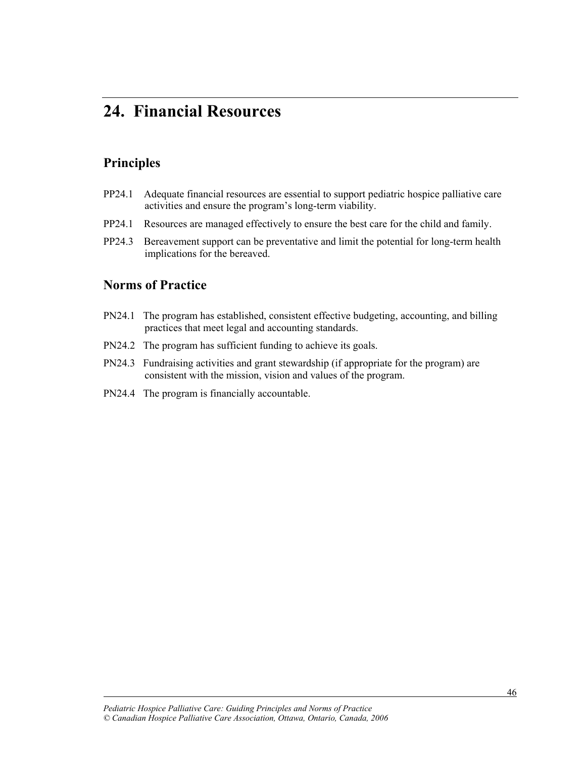# 24. Financial Resources

## Principles

PP24.1 Adequate financial resources are essential to support pediatric hospice palliative care activities and ensure the program's long-term viability.

PP24.1 Resources are managed effectively to ensure the best care for the child and family.

PP24.3 Bereavement support can be preventative and limit the potential for long-term health implications for the bereaved.

## Norms of Practice

PN24.1 The program has established, consistent effective budgeting, accounting, and billing practices that meet legal and accounting standards.

PN24.2 The program has sufficient funding to achieve its goals.

PN24.3 Fundraising activities and grant stewardship (if appropriate for the program) are consistent with the mission, vision and values of the program.

PN24.4 The program is financially accountable.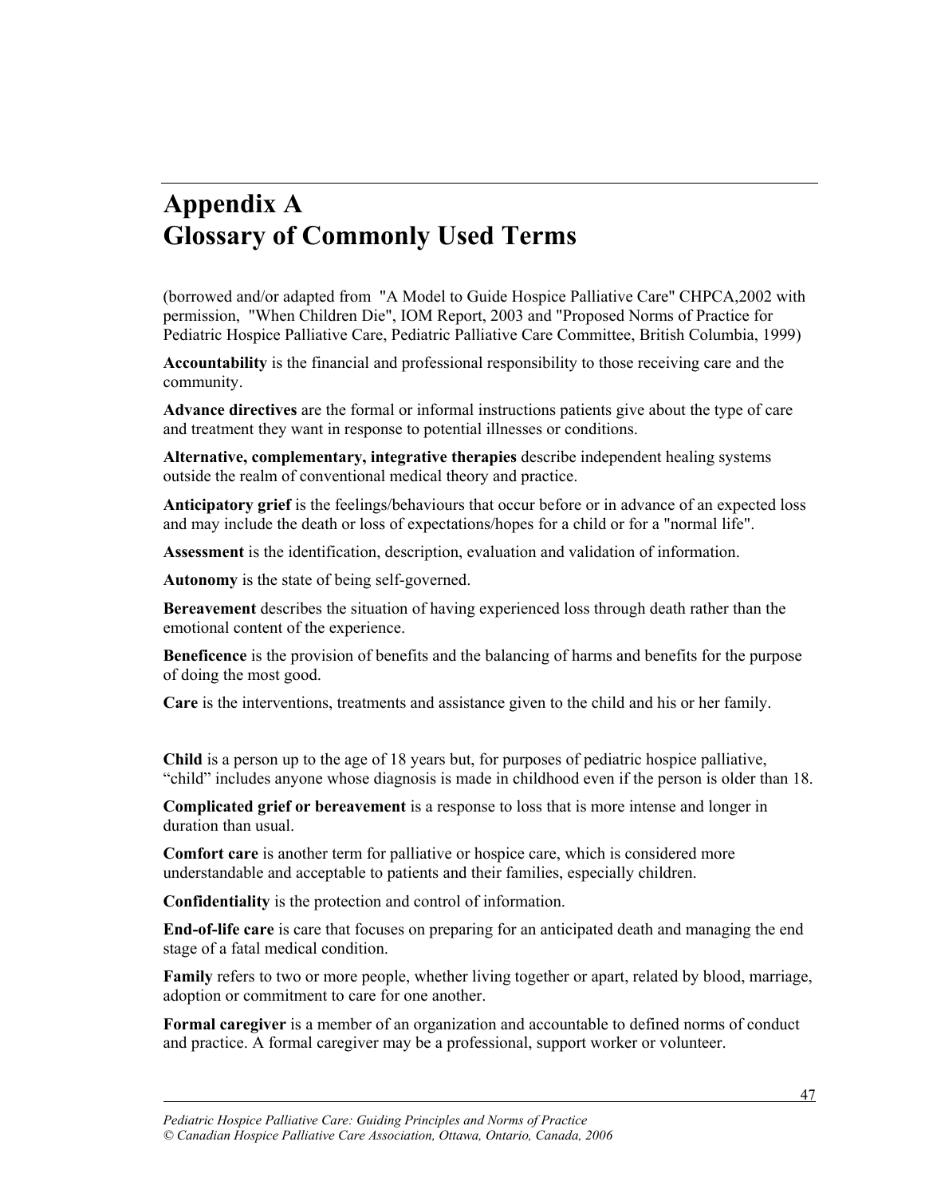# Appendix A
# Glossary of Commonly Used Terms

(borrowed and/or adapted from "A Model to Guide Hospice Palliative Care" CHPCA,2002 with permission, "When Children Die", IOM Report, 2003 and "Proposed Norms of Practice for Pediatric Hospice Palliative Care, Pediatric Palliative Care Committee, British Columbia, 1999)

**Accountability** is the financial and professional responsibility to those receiving care and the community.

**Advance directives** are the formal or informal instructions patients give about the type of care and treatment they want in response to potential illnesses or conditions.

**Alternative, complementary, integrative therapies** describe independent healing systems outside the realm of conventional medical theory and practice.

**Anticipatory grief** is the feelings/behaviours that occur before or in advance of an expected loss and may include the death or loss of expectations/hopes for a child or for a "normal life".

**Assessment** is the identification, description, evaluation and validation of information.

**Autonomy** is the state of being self-governed.

**Bereavement** describes the situation of having experienced loss through death rather than the emotional content of the experience.

**Beneficence** is the provision of benefits and the balancing of harms and benefits for the purpose of doing the most good.

**Care** is the interventions, treatments and assistance given to the child and his or her family.

**Child** is a person up to the age of 18 years but, for purposes of pediatric hospice palliative, "child" includes anyone whose diagnosis is made in childhood even if the person is older than 18.

**Complicated grief or bereavement** is a response to loss that is more intense and longer in duration than usual.

**Comfort care** is another term for palliative or hospice care, which is considered more understandable and acceptable to patients and their families, especially children.

**Confidentiality** is the protection and control of information.

**End-of-life care** is care that focuses on preparing for an anticipated death and managing the end stage of a fatal medical condition.

**Family** refers to two or more people, whether living together or apart, related by blood, marriage, adoption or commitment to care for one another.

**Formal caregiver** is a member of an organization and accountable to defined norms of conduct and practice. A formal caregiver may be a professional, support worker or volunteer.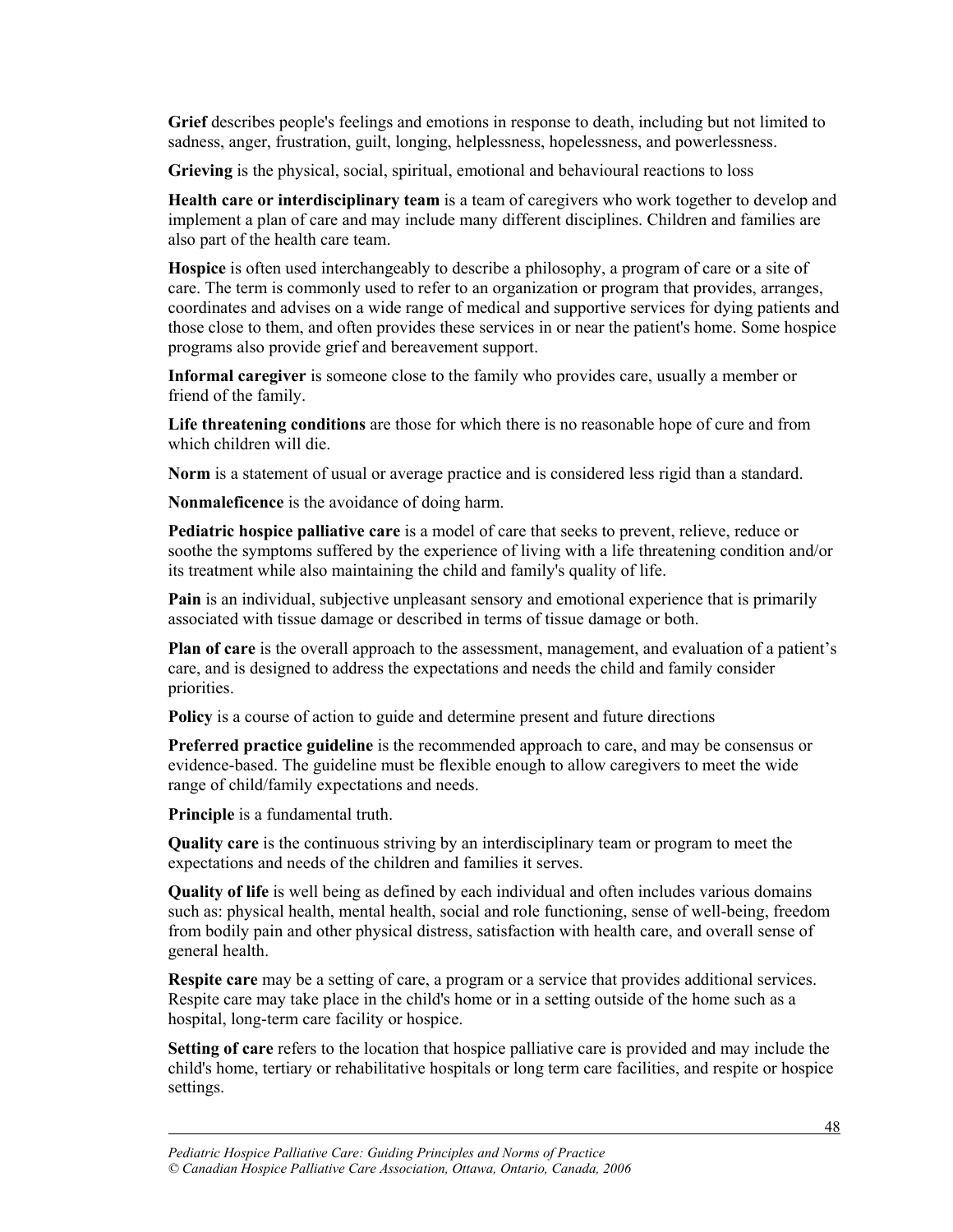**Grief** describes people's feelings and emotions in response to death, including but not limited to sadness, anger, frustration, guilt, longing, helplessness, hopelessness, and powerlessness.

**Grieving** is the physical, social, spiritual, emotional and behavioural reactions to loss

**Health care or interdisciplinary team** is a team of caregivers who work together to develop and implement a plan of care and may include many different disciplines. Children and families are also part of the health care team.

**Hospice** is often used interchangeably to describe a philosophy, a program of care or a site of care. The term is commonly used to refer to an organization or program that provides, arranges, coordinates and advises on a wide range of medical and supportive services for dying patients and those close to them, and often provides these services in or near the patient's home. Some hospice programs also provide grief and bereavement support.

**Informal caregiver** is someone close to the family who provides care, usually a member or friend of the family.

**Life threatening conditions** are those for which there is no reasonable hope of cure and from which children will die.

**Norm** is a statement of usual or average practice and is considered less rigid than a standard.

**Nonmaleficence** is the avoidance of doing harm.

**Pediatric hospice palliative care** is a model of care that seeks to prevent, relieve, reduce or soothe the symptoms suffered by the experience of living with a life threatening condition and/or its treatment while also maintaining the child and family's quality of life.

**Pain** is an individual, subjective unpleasant sensory and emotional experience that is primarily associated with tissue damage or described in terms of tissue damage or both.

**Plan of care** is the overall approach to the assessment, management, and evaluation of a patient's care, and is designed to address the expectations and needs the child and family consider priorities.

**Policy** is a course of action to guide and determine present and future directions

**Preferred practice guideline** is the recommended approach to care, and may be consensus or evidence-based. The guideline must be flexible enough to allow caregivers to meet the wide range of child/family expectations and needs.

**Principle** is a fundamental truth.

**Quality care** is the continuous striving by an interdisciplinary team or program to meet the expectations and needs of the children and families it serves.

**Quality of life** is well being as defined by each individual and often includes various domains such as: physical health, mental health, social and role functioning, sense of well-being, freedom from bodily pain and other physical distress, satisfaction with health care, and overall sense of general health.

**Respite care** may be a setting of care, a program or a service that provides additional services. Respite care may take place in the child's home or in a setting outside of the home such as a hospital, long-term care facility or hospice.

**Setting of care** refers to the location that hospice palliative care is provided and may include the child's home, tertiary or rehabilitative hospitals or long term care facilities, and respite or hospice settings.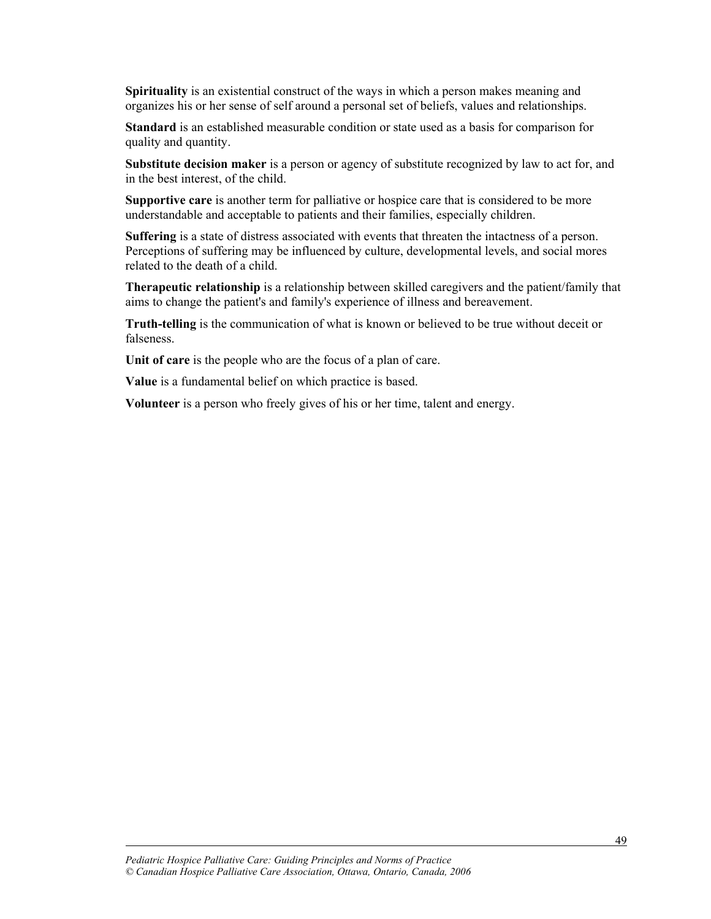**Spirituality** is an existential construct of the ways in which a person makes meaning and organizes his or her sense of self around a personal set of beliefs, values and relationships.

**Standard** is an established measurable condition or state used as a basis for comparison for quality and quantity.

**Substitute decision maker** is a person or agency of substitute recognized by law to act for, and in the best interest, of the child.

**Supportive care** is another term for palliative or hospice care that is considered to be more understandable and acceptable to patients and their families, especially children.

**Suffering** is a state of distress associated with events that threaten the intactness of a person. Perceptions of suffering may be influenced by culture, developmental levels, and social mores related to the death of a child.

**Therapeutic relationship** is a relationship between skilled caregivers and the patient/family that aims to change the patient's and family's experience of illness and bereavement.

**Truth-telling** is the communication of what is known or believed to be true without deceit or falseness.

**Unit of care** is the people who are the focus of a plan of care.

**Value** is a fundamental belief on which practice is based.

**Volunteer** is a person who freely gives of his or her time, talent and energy.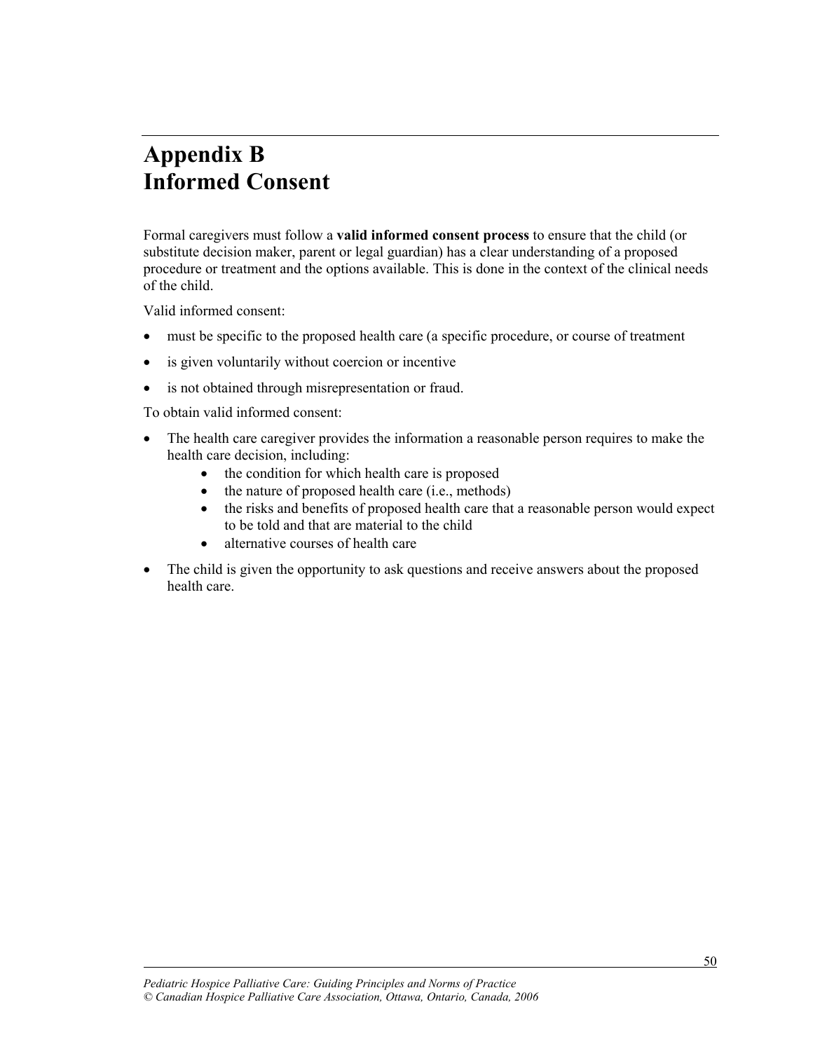# Appendix B
# Informed Consent

Formal caregivers must follow a **valid informed consent process** to ensure that the child (or substitute decision maker, parent or legal guardian) has a clear understanding of a proposed procedure or treatment and the options available. This is done in the context of the clinical needs of the child.

Valid informed consent:

- must be specific to the proposed health care (a specific procedure, or course of treatment
- is given voluntarily without coercion or incentive
- is not obtained through misrepresentation or fraud.

To obtain valid informed consent:

- The health care caregiver provides the information a reasonable person requires to make the health care decision, including:
  - the condition for which health care is proposed
  - the nature of proposed health care (i.e., methods)
  - the risks and benefits of proposed health care that a reasonable person would expect to be told and that are material to the child
  - alternative courses of health care
- The child is given the opportunity to ask questions and receive answers about the proposed health care.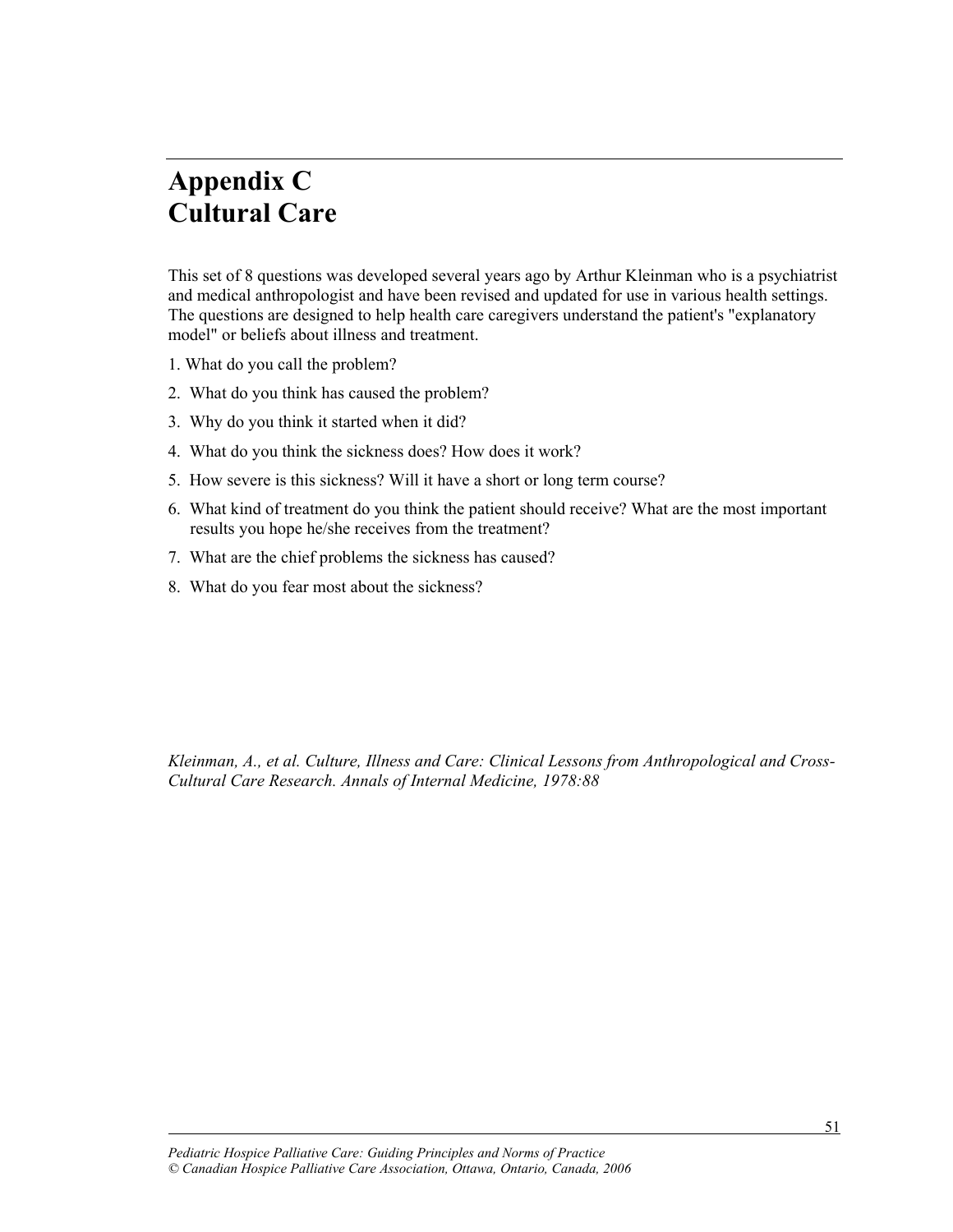# Appendix C
# Cultural Care

This set of 8 questions was developed several years ago by Arthur Kleinman who is a psychiatrist and medical anthropologist and have been revised and updated for use in various health settings. The questions are designed to help health care caregivers understand the patient's "explanatory model" or beliefs about illness and treatment.

1. What do you call the problem?
2. What do you think has caused the problem?
3. Why do you think it started when it did?
4. What do you think the sickness does? How does it work?
5. How severe is this sickness? Will it have a short or long term course?
6. What kind of treatment do you think the patient should receive? What are the most important results you hope he/she receives from the treatment?
7. What are the chief problems the sickness has caused?
8. What do you fear most about the sickness?

*Kleinman, A., et al. Culture, Illness and Care: Clinical Lessons from Anthropological and Cross-Cultural Care Research. Annals of Internal Medicine, 1978:88*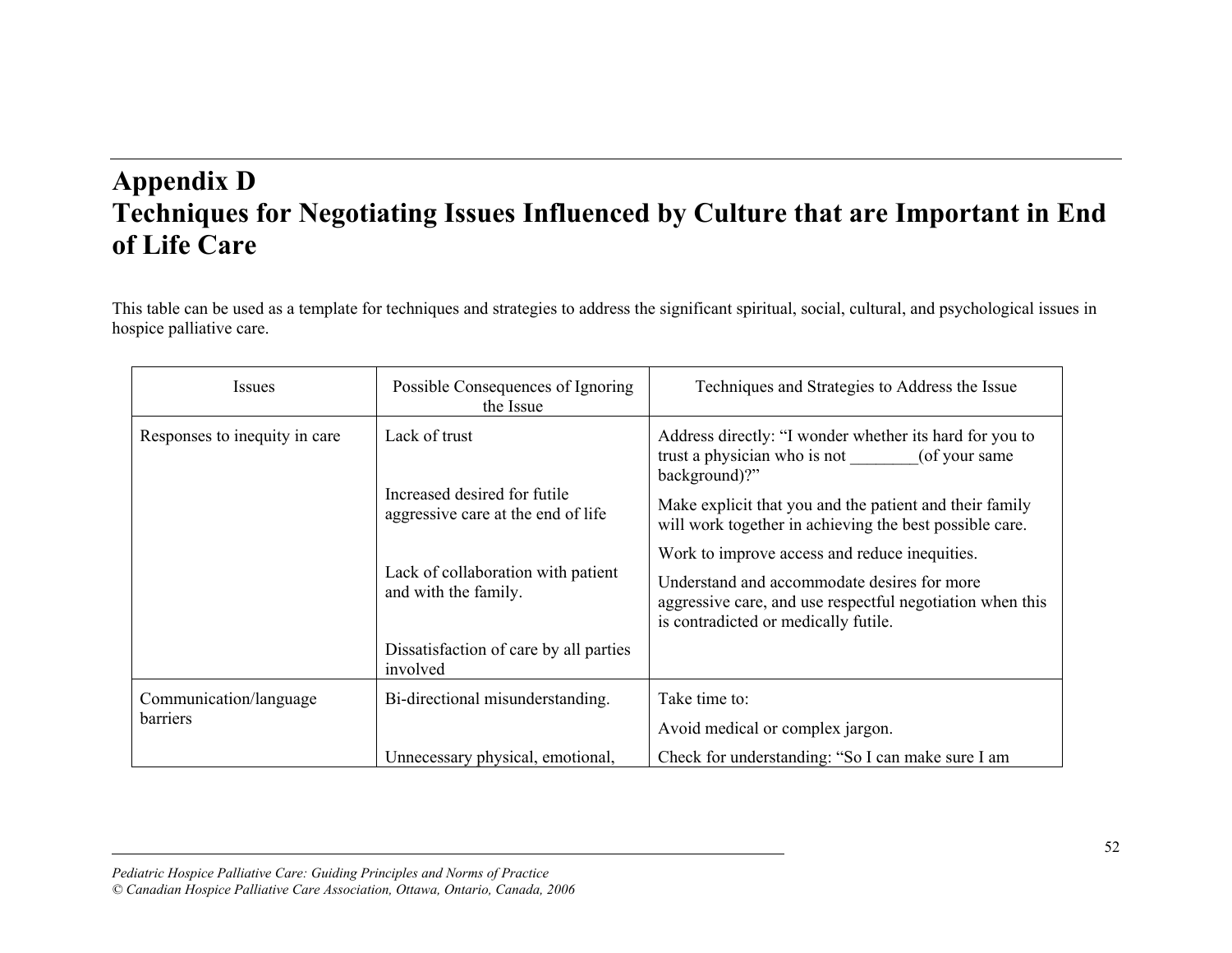# Appendix D
# Techniques for Negotiating Issues Influenced by Culture that are Important in End of Life Care

This table can be used as a template for techniques and strategies to address the significant spiritual, social, cultural, and psychological issues in hospice palliative care.

| Issues | Possible Consequences of Ignoring the Issue | Techniques and Strategies to Address the Issue |
|---|---|---|
| Responses to inequity in care | Lack of trust<br><br>Increased desired for futile aggressive care at the end of life<br><br>Lack of collaboration with patient and with the family.<br><br>Dissatisfaction of care by all parties involved | Address directly: "I wonder whether its hard for you to trust a physician who is not ________(of your same background)?"<br><br>Make explicit that you and the patient and their family will work together in achieving the best possible care.<br><br>Work to improve access and reduce inequities.<br><br>Understand and accommodate desires for more aggressive care, and use respectful negotiation when this is contradicted or medically futile. |
| Communication/language barriers | Bi-directional misunderstanding.<br><br>Unnecessary physical, emotional, | Take time to:<br><br>Avoid medical or complex jargon.<br><br>Check for understanding: "So I can make sure I am |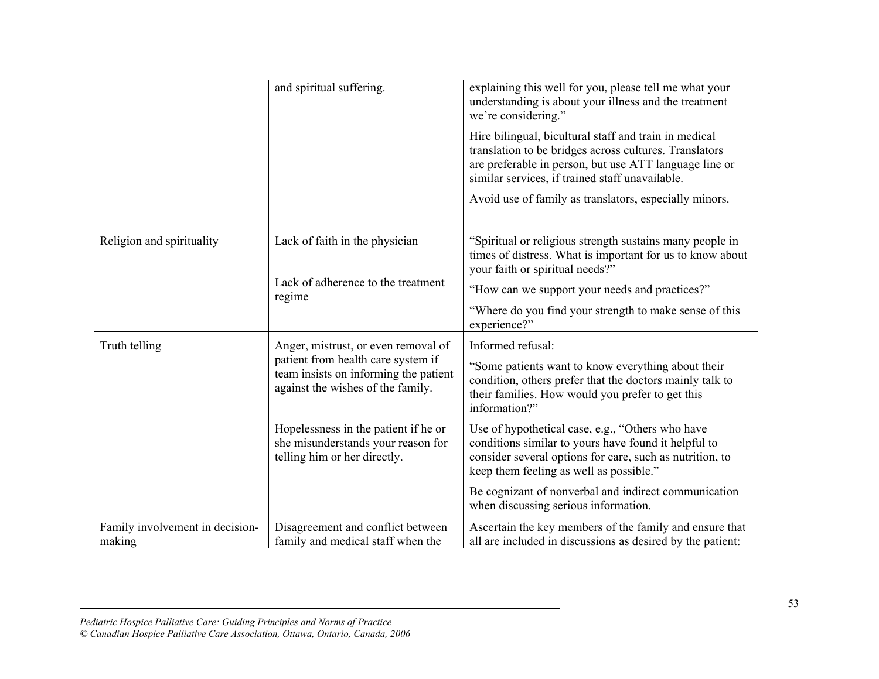| | | |
|---|---|---|
| | and spiritual suffering. | explaining this well for you, please tell me what your understanding is about your illness and the treatment we're considering."<br><br>Hire bilingual, bicultural staff and train in medical translation to be bridges across cultures. Translators are preferable in person, but use ATT language line or similar services, if trained staff unavailable.<br><br>Avoid use of family as translators, especially minors. |
| Religion and spirituality | Lack of faith in the physician<br><br>Lack of adherence to the treatment regime | "Spiritual or religious strength sustains many people in times of distress. What is important for us to know about your faith or spiritual needs?"<br><br>"How can we support your needs and practices?"<br><br>"Where do you find your strength to make sense of this experience?" |
| Truth telling | Anger, mistrust, or even removal of patient from health care system if team insists on informing the patient against the wishes of the family.<br><br>Hopelessness in the patient if he or she misunderstands your reason for telling him or her directly. | Informed refusal:<br><br>"Some patients want to know everything about their condition, others prefer that the doctors mainly talk to their families. How would you prefer to get this information?"<br><br>Use of hypothetical case, e.g., "Others who have conditions similar to yours have found it helpful to consider several options for care, such as nutrition, to keep them feeling as well as possible."<br><br>Be cognizant of nonverbal and indirect communication when discussing serious information. |
| Family involvement in decision-making | Disagreement and conflict between family and medical staff when the | Ascertain the key members of the family and ensure that all are included in discussions as desired by the patient: |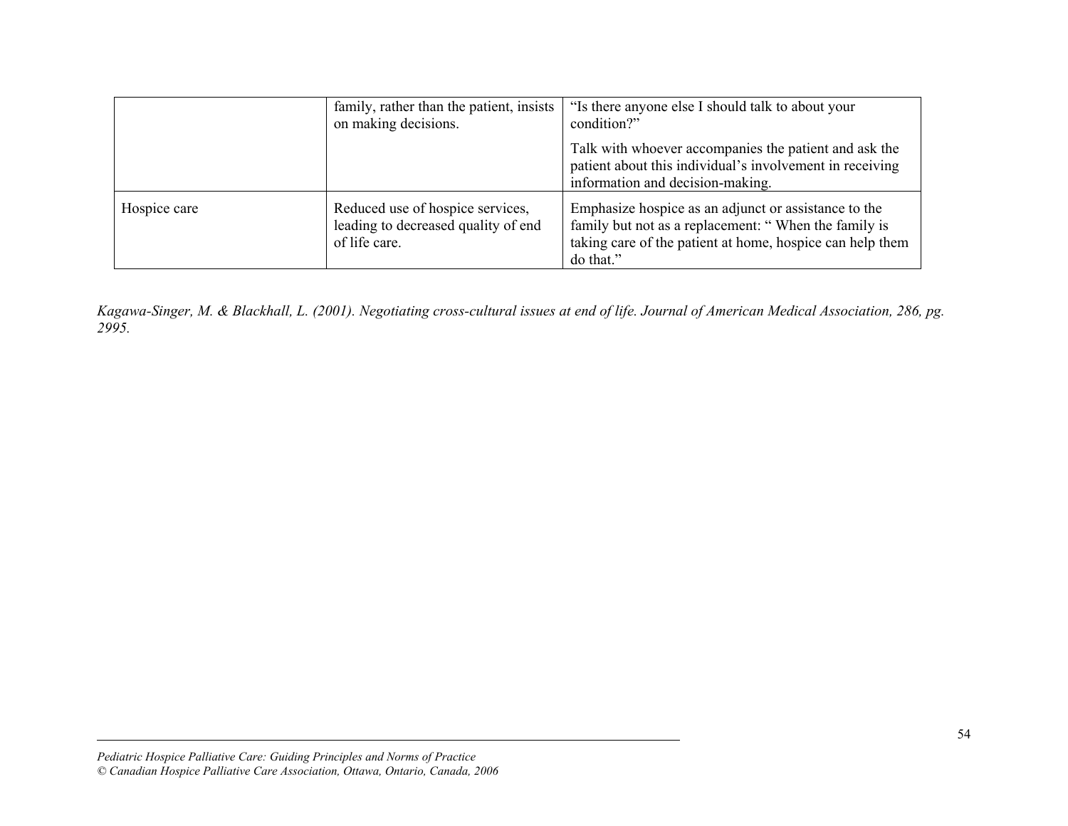| | | |
|---|---|---|
| | family, rather than the patient, insists on making decisions. | "Is there anyone else I should talk to about your condition?"<br><br>Talk with whoever accompanies the patient and ask the patient about this individual's involvement in receiving information and decision-making. |
| Hospice care | Reduced use of hospice services, leading to decreased quality of end of life care. | Emphasize hospice as an adjunct or assistance to the family but not as a replacement: " When the family is taking care of the patient at home, hospice can help them do that." |

*Kagawa-Singer, M. & Blackhall, L. (2001). Negotiating cross-cultural issues at end of life. Journal of American Medical Association, 286, pg. 2995.*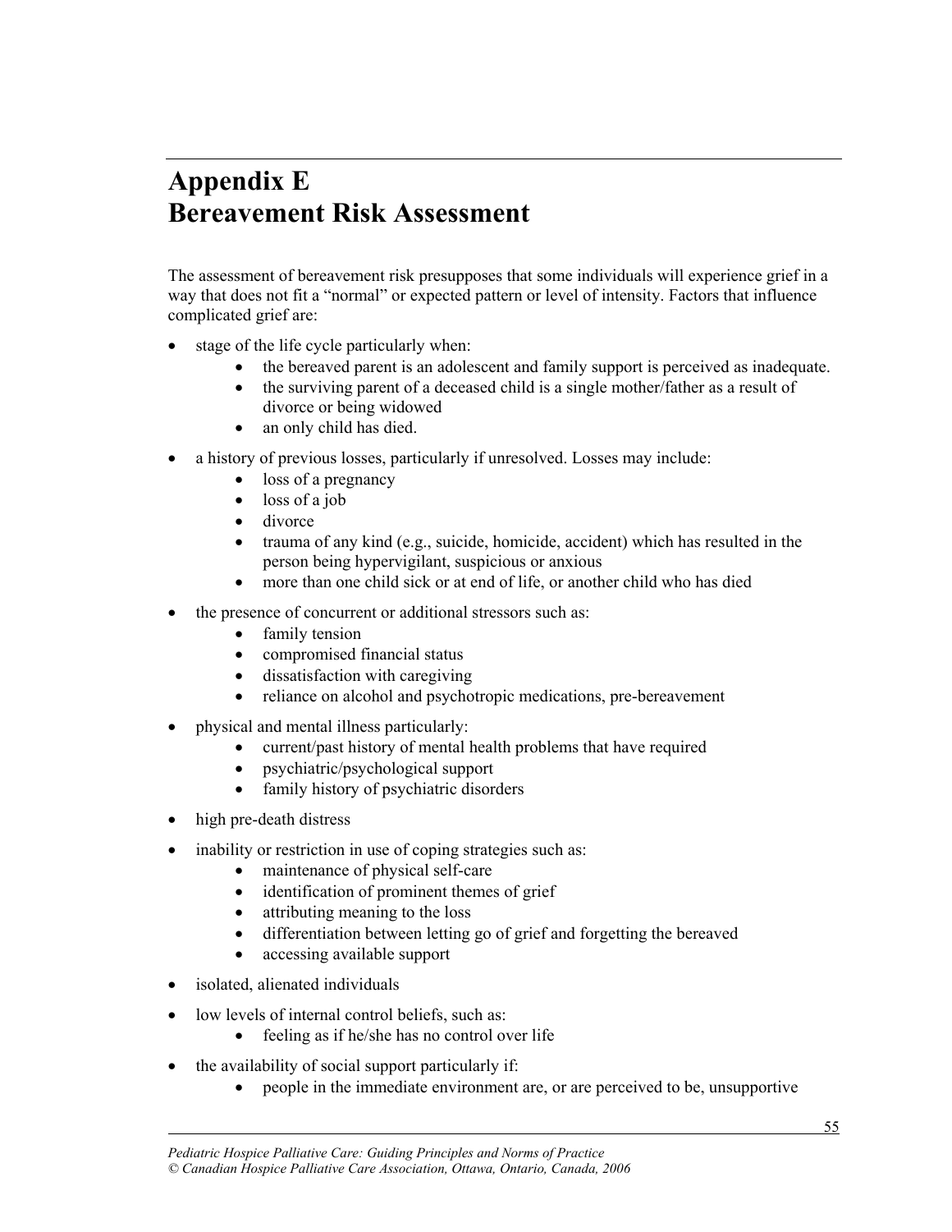# Appendix E
# Bereavement Risk Assessment

The assessment of bereavement risk presupposes that some individuals will experience grief in a way that does not fit a "normal" or expected pattern or level of intensity. Factors that influence complicated grief are:

- stage of the life cycle particularly when:
    - the bereaved parent is an adolescent and family support is perceived as inadequate.
    - the surviving parent of a deceased child is a single mother/father as a result of divorce or being widowed
    - an only child has died.
- a history of previous losses, particularly if unresolved. Losses may include:
    - loss of a pregnancy
    - loss of a job
    - divorce
    - trauma of any kind (e.g., suicide, homicide, accident) which has resulted in the person being hypervigilant, suspicious or anxious
    - more than one child sick or at end of life, or another child who has died
- the presence of concurrent or additional stressors such as:
    - family tension
    - compromised financial status
    - dissatisfaction with caregiving
    - reliance on alcohol and psychotropic medications, pre-bereavement
- physical and mental illness particularly:
    - current/past history of mental health problems that have required
    - psychiatric/psychological support
    - family history of psychiatric disorders
- high pre-death distress
- inability or restriction in use of coping strategies such as:
    - maintenance of physical self-care
    - identification of prominent themes of grief
    - attributing meaning to the loss
    - differentiation between letting go of grief and forgetting the bereaved
    - accessing available support
- isolated, alienated individuals
- low levels of internal control beliefs, such as:
    - feeling as if he/she has no control over life
- the availability of social support particularly if:
    - people in the immediate environment are, or are perceived to be, unsupportive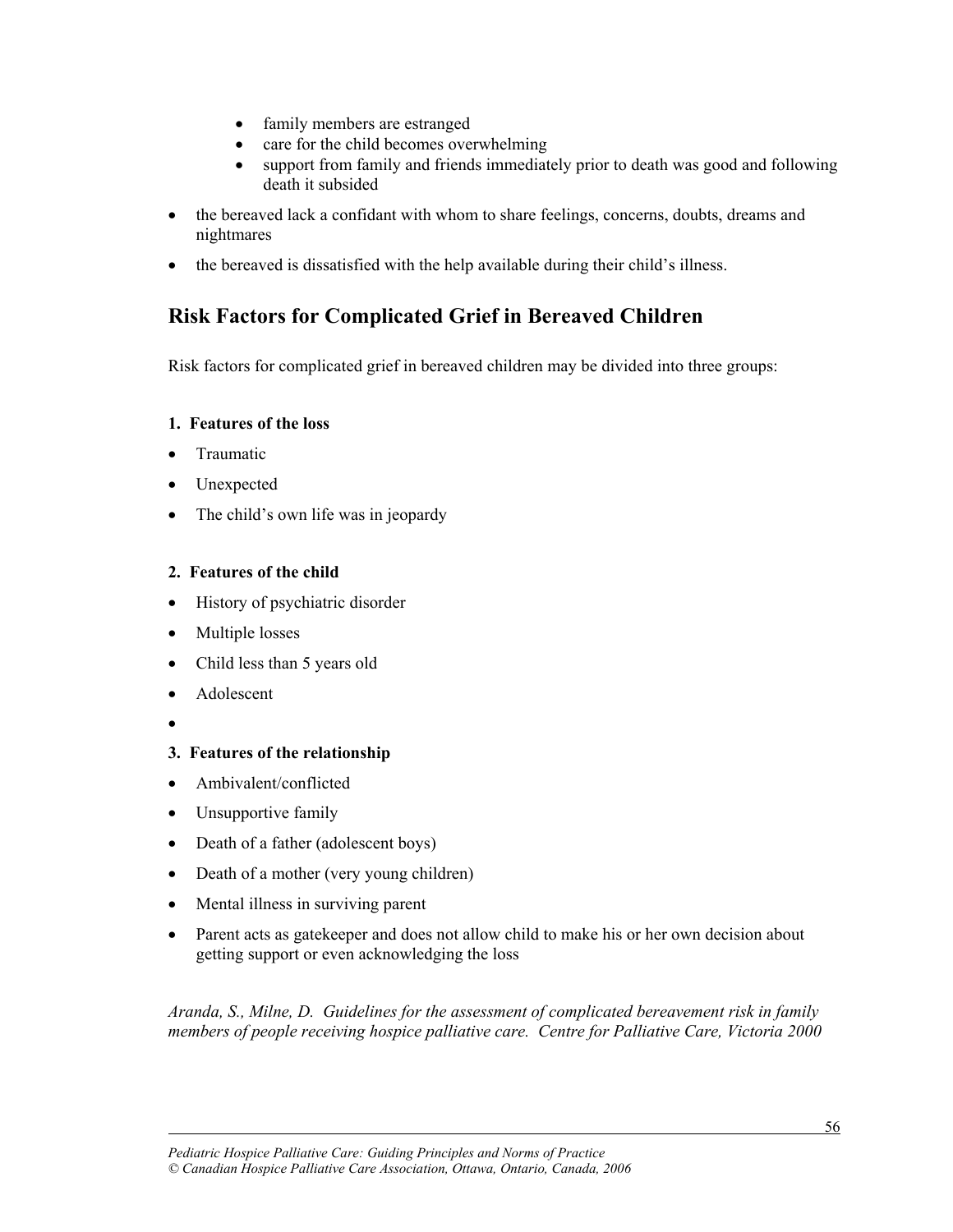- family members are estranged
  - care for the child becomes overwhelming
  - support from family and friends immediately prior to death was good and following death it subsided

- the bereaved lack a confidant with whom to share feelings, concerns, doubts, dreams and nightmares
- the bereaved is dissatisfied with the help available during their child's illness.

## Risk Factors for Complicated Grief in Bereaved Children

Risk factors for complicated grief in bereaved children may be divided into three groups:

**1. Features of the loss**

- Traumatic
- Unexpected
- The child's own life was in jeopardy

**2. Features of the child**

- History of psychiatric disorder
- Multiple losses
- Child less than 5 years old
- Adolescent

**3. Features of the relationship**

- Ambivalent/conflicted
- Unsupportive family
- Death of a father (adolescent boys)
- Death of a mother (very young children)
- Mental illness in surviving parent
- Parent acts as gatekeeper and does not allow child to make his or her own decision about getting support or even acknowledging the loss

*Aranda, S., Milne, D. Guidelines for the assessment of complicated bereavement risk in family members of people receiving hospice palliative care. Centre for Palliative Care, Victoria 2000*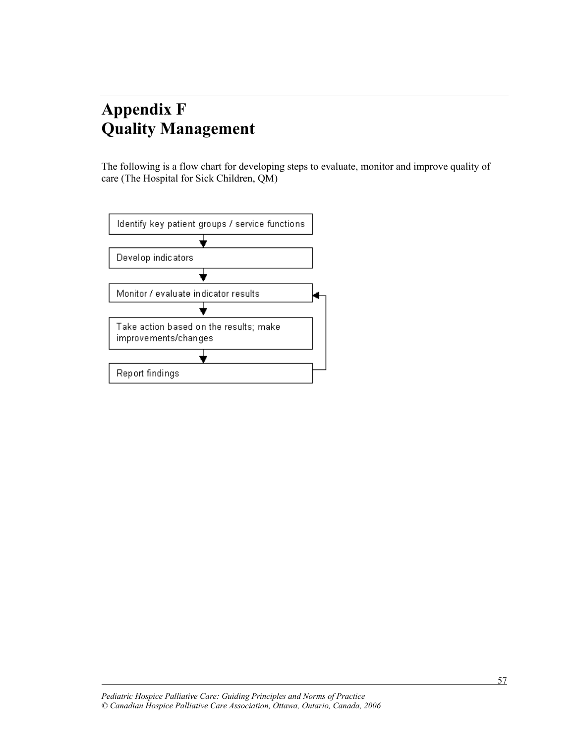# Appendix F
# Quality Management

The following is a flow chart for developing steps to evaluate, monitor and improve quality of care (The Hospital for Sick Children, QM)

Identify key patient groups / service functions

↓

Develop indicators

↓

Monitor / evaluate indicator results

↓

Take action based on the results; make improvements/changes

↓

Report findings

(Report findings → returns to Monitor / evaluate indicator results)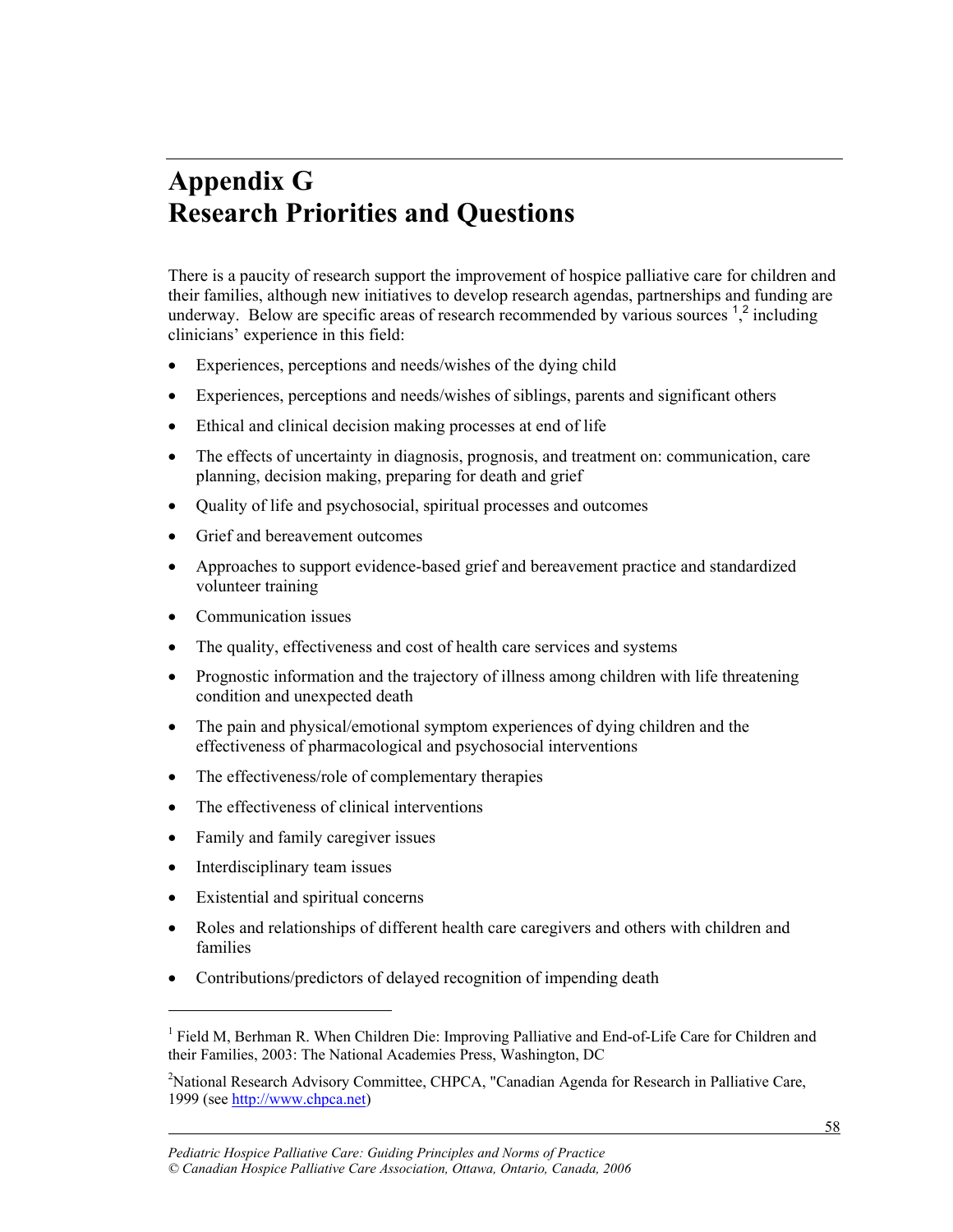# Appendix G
# Research Priorities and Questions

There is a paucity of research support the improvement of hospice palliative care for children and their families, although new initiatives to develop research agendas, partnerships and funding are underway. Below are specific areas of research recommended by various sources [1],[2] including clinicians' experience in this field:

- Experiences, perceptions and needs/wishes of the dying child
- Experiences, perceptions and needs/wishes of siblings, parents and significant others
- Ethical and clinical decision making processes at end of life
- The effects of uncertainty in diagnosis, prognosis, and treatment on: communication, care planning, decision making, preparing for death and grief
- Quality of life and psychosocial, spiritual processes and outcomes
- Grief and bereavement outcomes
- Approaches to support evidence-based grief and bereavement practice and standardized volunteer training
- Communication issues
- The quality, effectiveness and cost of health care services and systems
- Prognostic information and the trajectory of illness among children with life threatening condition and unexpected death
- The pain and physical/emotional symptom experiences of dying children and the effectiveness of pharmacological and psychosocial interventions
- The effectiveness/role of complementary therapies
- The effectiveness of clinical interventions
- Family and family caregiver issues
- Interdisciplinary team issues
- Existential and spiritual concerns
- Roles and relationships of different health care caregivers and others with children and families
- Contributions/predictors of delayed recognition of impending death

---

[1] Field M, Berhman R. When Children Die: Improving Palliative and End-of-Life Care for Children and their Families, 2003: The National Academies Press, Washington, DC

[2] National Research Advisory Committee, CHPCA, "Canadian Agenda for Research in Palliative Care, 1999 (see http://www.chpca.net)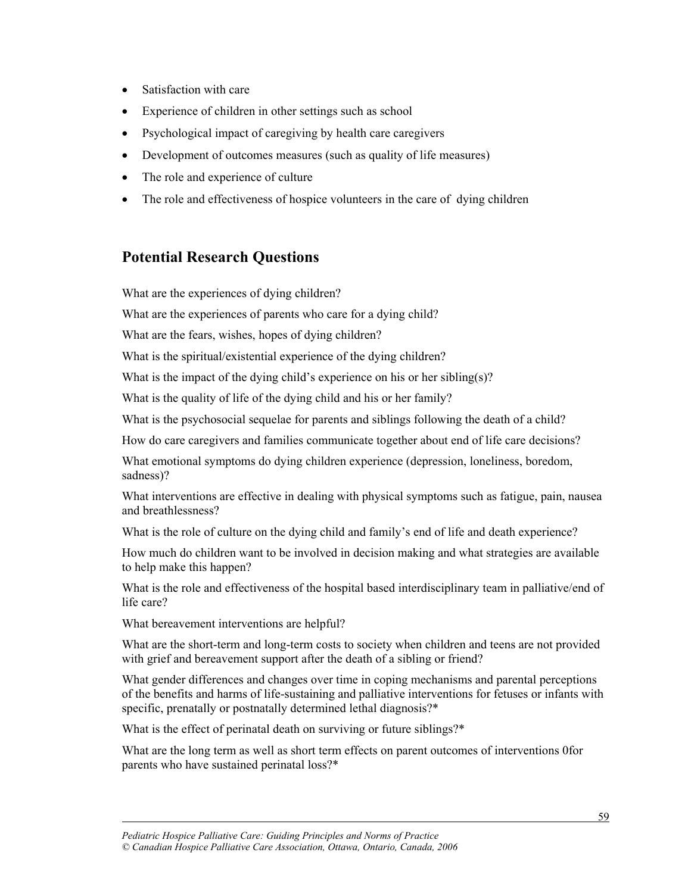- Satisfaction with care
- Experience of children in other settings such as school
- Psychological impact of caregiving by health care caregivers
- Development of outcomes measures (such as quality of life measures)
- The role and experience of culture
- The role and effectiveness of hospice volunteers in the care of  dying children

## Potential Research Questions

What are the experiences of dying children?

What are the experiences of parents who care for a dying child?

What are the fears, wishes, hopes of dying children?

What is the spiritual/existential experience of the dying children?

What is the impact of the dying child's experience on his or her sibling(s)?

What is the quality of life of the dying child and his or her family?

What is the psychosocial sequelae for parents and siblings following the death of a child?

How do care caregivers and families communicate together about end of life care decisions?

What emotional symptoms do dying children experience (depression, loneliness, boredom, sadness)?

What interventions are effective in dealing with physical symptoms such as fatigue, pain, nausea and breathlessness?

What is the role of culture on the dying child and family's end of life and death experience?

How much do children want to be involved in decision making and what strategies are available to help make this happen?

What is the role and effectiveness of the hospital based interdisciplinary team in palliative/end of life care?

What bereavement interventions are helpful?

What are the short-term and long-term costs to society when children and teens are not provided with grief and bereavement support after the death of a sibling or friend?

What gender differences and changes over time in coping mechanisms and parental perceptions of the benefits and harms of life-sustaining and palliative interventions for fetuses or infants with specific, prenatally or postnatally determined lethal diagnosis?*

What is the effect of perinatal death on surviving or future siblings?*

What are the long term as well as short term effects on parent outcomes of interventions 0for parents who have sustained perinatal loss?*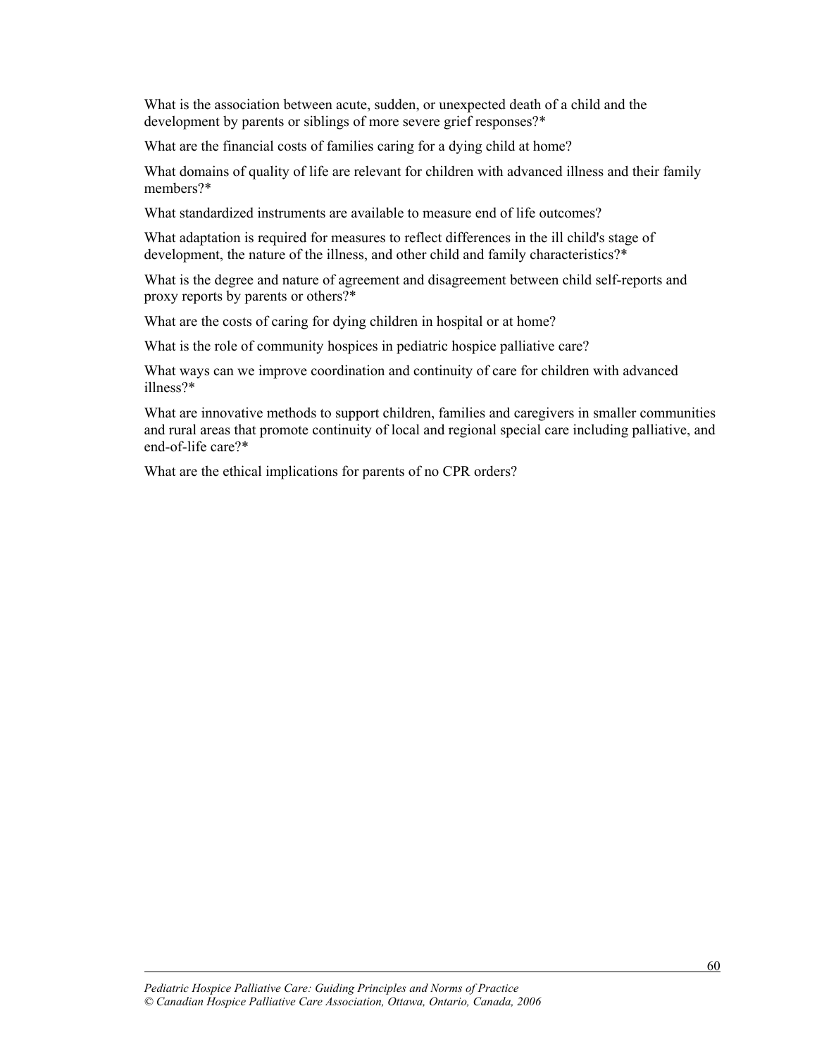What is the association between acute, sudden, or unexpected death of a child and the development by parents or siblings of more severe grief responses?*

What are the financial costs of families caring for a dying child at home?

What domains of quality of life are relevant for children with advanced illness and their family members?*

What standardized instruments are available to measure end of life outcomes?

What adaptation is required for measures to reflect differences in the ill child's stage of development, the nature of the illness, and other child and family characteristics?*

What is the degree and nature of agreement and disagreement between child self-reports and proxy reports by parents or others?*

What are the costs of caring for dying children in hospital or at home?

What is the role of community hospices in pediatric hospice palliative care?

What ways can we improve coordination and continuity of care for children with advanced illness?*

What are innovative methods to support children, families and caregivers in smaller communities and rural areas that promote continuity of local and regional special care including palliative, and end-of-life care?*

What are the ethical implications for parents of no CPR orders?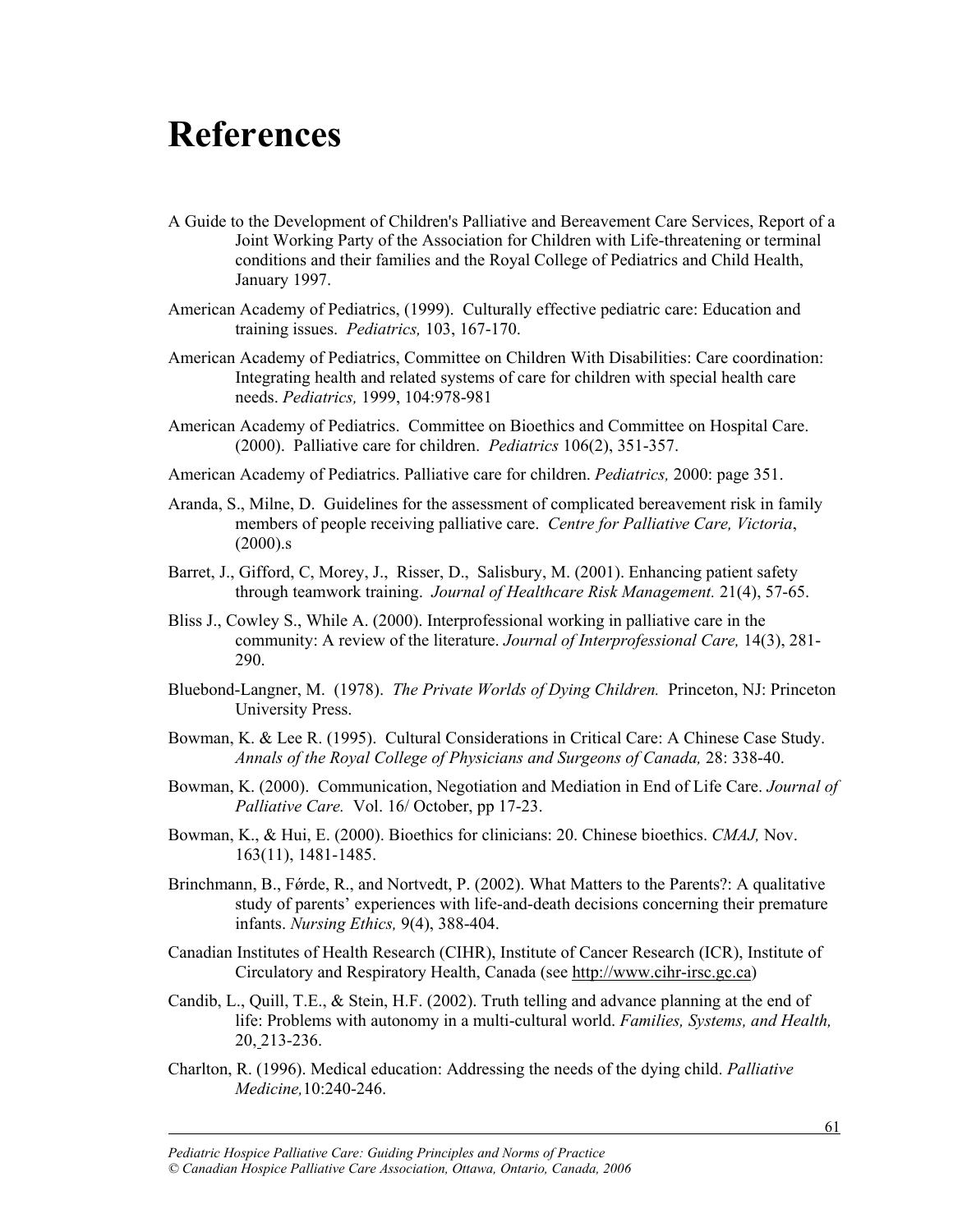# References

A Guide to the Development of Children's Palliative and Bereavement Care Services, Report of a Joint Working Party of the Association for Children with Life-threatening or terminal conditions and their families and the Royal College of Pediatrics and Child Health, January 1997.

American Academy of Pediatrics, (1999). Culturally effective pediatric care: Education and training issues. *Pediatrics,* 103, 167-170.

American Academy of Pediatrics, Committee on Children With Disabilities: Care coordination: Integrating health and related systems of care for children with special health care needs. *Pediatrics,* 1999, 104:978-981

American Academy of Pediatrics. Committee on Bioethics and Committee on Hospital Care. (2000). Palliative care for children. *Pediatrics* 106(2), 351-357.

American Academy of Pediatrics. Palliative care for children. *Pediatrics,* 2000: page 351.

Aranda, S., Milne, D. Guidelines for the assessment of complicated bereavement risk in family members of people receiving palliative care. *Centre for Palliative Care, Victoria*, (2000).s

Barret, J., Gifford, C, Morey, J., Risser, D., Salisbury, M. (2001). Enhancing patient safety through teamwork training. *Journal of Healthcare Risk Management.* 21(4), 57-65.

Bliss J., Cowley S., While A. (2000). Interprofessional working in palliative care in the community: A review of the literature. *Journal of Interprofessional Care,* 14(3), 281-290.

Bluebond-Langner, M. (1978). *The Private Worlds of Dying Children.* Princeton, NJ: Princeton University Press.

Bowman, K. & Lee R. (1995). Cultural Considerations in Critical Care: A Chinese Case Study. *Annals of the Royal College of Physicians and Surgeons of Canada,* 28: 338-40.

Bowman, K. (2000). Communication, Negotiation and Mediation in End of Life Care. *Journal of Palliative Care.* Vol. 16/ October, pp 17-23.

Bowman, K., & Hui, E. (2000). Bioethics for clinicians: 20. Chinese bioethics. *CMAJ,* Nov. 163(11), 1481-1485.

Brinchmann, B., Fǿrde, R., and Nortvedt, P. (2002). What Matters to the Parents?: A qualitative study of parents' experiences with life-and-death decisions concerning their premature infants. *Nursing Ethics,* 9(4), 388-404.

Canadian Institutes of Health Research (CIHR), Institute of Cancer Research (ICR), Institute of Circulatory and Respiratory Health, Canada (see http://www.cihr-irsc.gc.ca)

Candib, L., Quill, T.E., & Stein, H.F. (2002). Truth telling and advance planning at the end of life: Problems with autonomy in a multi-cultural world. *Families, Systems, and Health,* 20, 213-236.

Charlton, R. (1996). Medical education: Addressing the needs of the dying child. *Palliative Medicine,*10:240-246.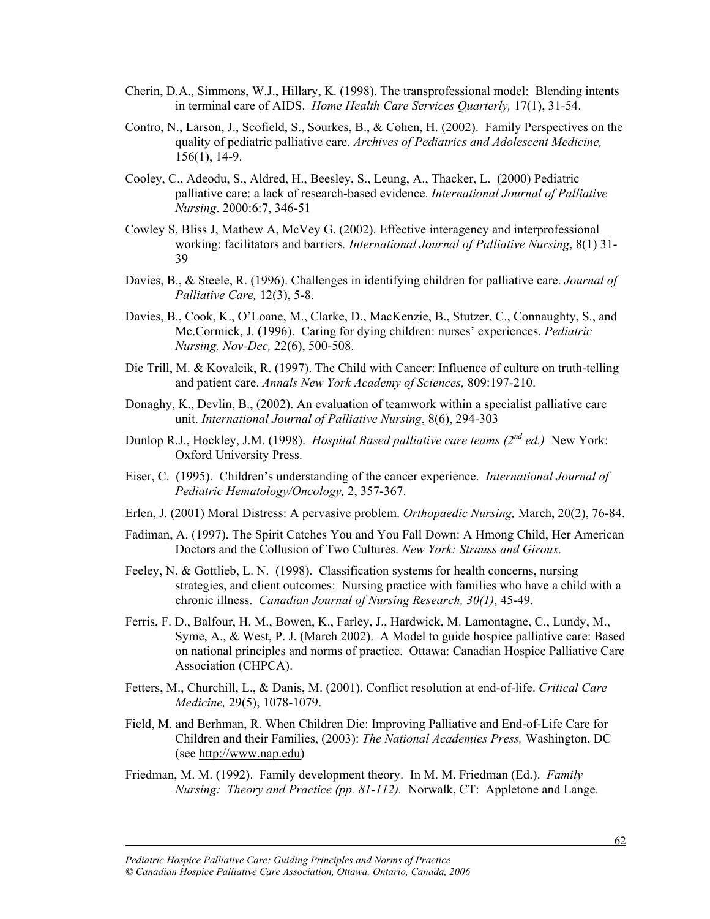Cherin, D.A., Simmons, W.J., Hillary, K. (1998). The transprofessional model: Blending intents in terminal care of AIDS. *Home Health Care Services Quarterly,* 17(1), 31-54.

Contro, N., Larson, J., Scofield, S., Sourkes, B., & Cohen, H. (2002). Family Perspectives on the quality of pediatric palliative care. *Archives of Pediatrics and Adolescent Medicine,* 156(1), 14-9.

Cooley, C., Adeodu, S., Aldred, H., Beesley, S., Leung, A., Thacker, L. (2000) Pediatric palliative care: a lack of research-based evidence. *International Journal of Palliative Nursing*. 2000:6:7, 346-51

Cowley S, Bliss J, Mathew A, McVey G. (2002). Effective interagency and interprofessional working: facilitators and barriers*. International Journal of Palliative Nursing*, 8(1) 31-39

Davies, B., & Steele, R. (1996). Challenges in identifying children for palliative care. *Journal of Palliative Care,* 12(3), 5-8.

Davies, B., Cook, K., O'Loane, M., Clarke, D., MacKenzie, B., Stutzer, C., Connaughty, S., and Mc.Cormick, J. (1996). Caring for dying children: nurses' experiences. *Pediatric Nursing, Nov-Dec,* 22(6), 500-508.

Die Trill, M. & Kovalcik, R. (1997). The Child with Cancer: Influence of culture on truth-telling and patient care. *Annals New York Academy of Sciences,* 809:197-210.

Donaghy, K., Devlin, B., (2002). An evaluation of teamwork within a specialist palliative care unit. *International Journal of Palliative Nursing*, 8(6), 294-303

Dunlop R.J., Hockley, J.M. (1998). *Hospital Based palliative care teams (2nd ed.)* New York: Oxford University Press.

Eiser, C. (1995). Children's understanding of the cancer experience. *International Journal of Pediatric Hematology/Oncology,* 2, 357-367.

Erlen, J. (2001) Moral Distress: A pervasive problem. *Orthopaedic Nursing,* March, 20(2), 76-84.

Fadiman, A. (1997). The Spirit Catches You and You Fall Down: A Hmong Child, Her American Doctors and the Collusion of Two Cultures. *New York: Strauss and Giroux.*

Feeley, N. & Gottlieb, L. N. (1998). Classification systems for health concerns, nursing strategies, and client outcomes: Nursing practice with families who have a child with a chronic illness. *Canadian Journal of Nursing Research, 30(1)*, 45-49.

Ferris, F. D., Balfour, H. M., Bowen, K., Farley, J., Hardwick, M. Lamontagne, C., Lundy, M., Syme, A., & West, P. J. (March 2002). A Model to guide hospice palliative care: Based on national principles and norms of practice. Ottawa: Canadian Hospice Palliative Care Association (CHPCA).

Fetters, M., Churchill, L., & Danis, M. (2001). Conflict resolution at end-of-life. *Critical Care Medicine,* 29(5), 1078-1079.

Field, M. and Berhman, R. When Children Die: Improving Palliative and End-of-Life Care for Children and their Families, (2003): *The National Academies Press,* Washington, DC (see http://www.nap.edu)

Friedman, M. M. (1992). Family development theory. In M. M. Friedman (Ed.). *Family Nursing: Theory and Practice (pp. 81-112).* Norwalk, CT: Appletone and Lange.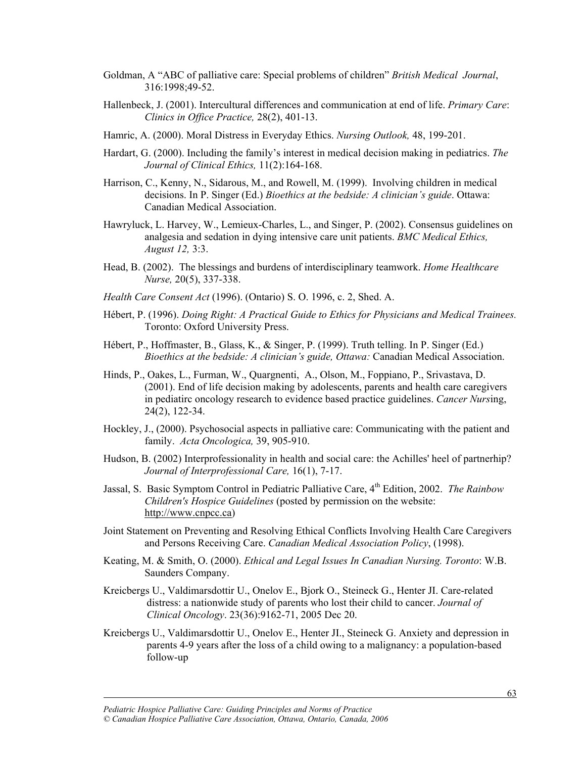Goldman, A "ABC of palliative care: Special problems of children" *British Medical Journal*, 316:1998;49-52.

Hallenbeck, J. (2001). Intercultural differences and communication at end of life. *Primary Care*: *Clinics in Office Practice,* 28(2), 401-13.

Hamric, A. (2000). Moral Distress in Everyday Ethics. *Nursing Outlook,* 48, 199-201.

Hardart, G. (2000). Including the family's interest in medical decision making in pediatrics. *The Journal of Clinical Ethics,* 11(2):164-168.

Harrison, C., Kenny, N., Sidarous, M., and Rowell, M. (1999). Involving children in medical decisions. In P. Singer (Ed.) *Bioethics at the bedside: A clinician's guide*. Ottawa: Canadian Medical Association.

Hawryluck, L. Harvey, W., Lemieux-Charles, L., and Singer, P. (2002). Consensus guidelines on analgesia and sedation in dying intensive care unit patients. *BMC Medical Ethics, August 12,* 3:3.

Head, B. (2002). The blessings and burdens of interdisciplinary teamwork. *Home Healthcare Nurse,* 20(5), 337-338.

*Health Care Consent Act* (1996). (Ontario) S. O. 1996, c. 2, Shed. A.

Hébert, P. (1996). *Doing Right: A Practical Guide to Ethics for Physicians and Medical Trainees.* Toronto: Oxford University Press.

Hébert, P., Hoffmaster, B., Glass, K., & Singer, P. (1999). Truth telling. In P. Singer (Ed.) *Bioethics at the bedside: A clinician's guide, Ottawa:* Canadian Medical Association.

Hinds, P., Oakes, L., Furman, W., Quargnenti, A., Olson, M., Foppiano, P., Srivastava, D. (2001). End of life decision making by adolescents, parents and health care caregivers in pediatirc oncology research to evidence based practice guidelines. *Cancer Nurs*ing, 24(2), 122-34.

Hockley, J., (2000). Psychosocial aspects in palliative care: Communicating with the patient and family. *Acta Oncologica,* 39, 905-910.

Hudson, B. (2002) Interprofessionality in health and social care: the Achilles' heel of partnerhip? *Journal of Interprofessional Care,* 16(1), 7-17.

Jassal, S. Basic Symptom Control in Pediatric Palliative Care, 4th Edition, 2002. *The Rainbow Children's Hospice Guidelines* (posted by permission on the website: http://www.cnpcc.ca)

Joint Statement on Preventing and Resolving Ethical Conflicts Involving Health Care Caregivers and Persons Receiving Care. *Canadian Medical Association Policy*, (1998).

Keating, M. & Smith, O. (2000). *Ethical and Legal Issues In Canadian Nursing. Toronto*: W.B. Saunders Company.

Kreicbergs U., Valdimarsdottir U., Onelov E., Bjork O., Steineck G., Henter JI. Care-related distress: a nationwide study of parents who lost their child to cancer. *Journal of Clinical Oncology*. 23(36):9162-71, 2005 Dec 20.

Kreicbergs U., Valdimarsdottir U., Onelov E., Henter JI., Steineck G. Anxiety and depression in parents 4-9 years after the loss of a child owing to a malignancy: a population-based follow-up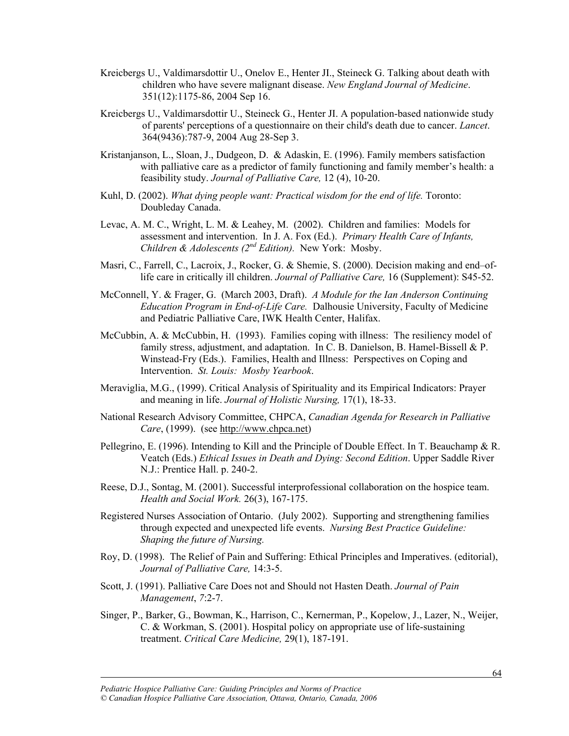Kreicbergs U., Valdimarsdottir U., Onelov E., Henter JI., Steineck G. Talking about death with children who have severe malignant disease. *New England Journal of Medicine*. 351(12):1175-86, 2004 Sep 16.

Kreicbergs U., Valdimarsdottir U., Steineck G., Henter JI. A population-based nationwide study of parents' perceptions of a questionnaire on their child's death due to cancer. *Lancet*. 364(9436):787-9, 2004 Aug 28-Sep 3.

Kristanjanson, L., Sloan, J., Dudgeon, D. & Adaskin, E. (1996). Family members satisfaction with palliative care as a predictor of family functioning and family member's health: a feasibility study. *Journal of Palliative Care,* 12 (4), 10-20.

Kuhl, D. (2002). *What dying people want: Practical wisdom for the end of life.* Toronto: Doubleday Canada.

Levac, A. M. C., Wright, L. M. & Leahey, M. (2002). Children and families: Models for assessment and intervention. In J. A. Fox (Ed.). *Primary Health Care of Infants, Children & Adolescents (2nd Edition).* New York: Mosby.

Masri, C., Farrell, C., Lacroix, J., Rocker, G. & Shemie, S. (2000). Decision making and end–of-life care in critically ill children. *Journal of Palliative Care,* 16 (Supplement): S45-52.

McConnell, Y. & Frager, G. (March 2003, Draft). *A Module for the Ian Anderson Continuing Education Program in End-of-Life Care.* Dalhousie University, Faculty of Medicine and Pediatric Palliative Care, IWK Health Center, Halifax.

McCubbin, A. & McCubbin, H. (1993). Families coping with illness: The resiliency model of family stress, adjustment, and adaptation. In C. B. Danielson, B. Hamel-Bissell & P. Winstead-Fry (Eds.). Families, Health and Illness: Perspectives on Coping and Intervention. *St. Louis: Mosby Yearbook*.

Meraviglia, M.G., (1999). Critical Analysis of Spirituality and its Empirical Indicators: Prayer and meaning in life. *Journal of Holistic Nursing,* 17(1), 18-33.

National Research Advisory Committee, CHPCA, *Canadian Agenda for Research in Palliative Care*, (1999). (see http://www.chpca.net)

Pellegrino, E. (1996). Intending to Kill and the Principle of Double Effect. In T. Beauchamp & R. Veatch (Eds.) *Ethical Issues in Death and Dying: Second Edition*. Upper Saddle River N.J.: Prentice Hall. p. 240-2.

Reese, D.J., Sontag, M. (2001). Successful interprofessional collaboration on the hospice team. *Health and Social Work.* 26(3), 167-175.

Registered Nurses Association of Ontario. (July 2002). Supporting and strengthening families through expected and unexpected life events. *Nursing Best Practice Guideline: Shaping the future of Nursing.*

Roy, D. (1998). The Relief of Pain and Suffering: Ethical Principles and Imperatives. (editorial), *Journal of Palliative Care,* 14:3-5.

Scott, J. (1991). Palliative Care Does not and Should not Hasten Death. *Journal of Pain Management*, *7*:2-7.

Singer, P., Barker, G., Bowman, K., Harrison, C., Kernerman, P., Kopelow, J., Lazer, N., Weijer, C. & Workman, S. (2001). Hospital policy on appropriate use of life-sustaining treatment. *Critical Care Medicine,* 29(1), 187-191.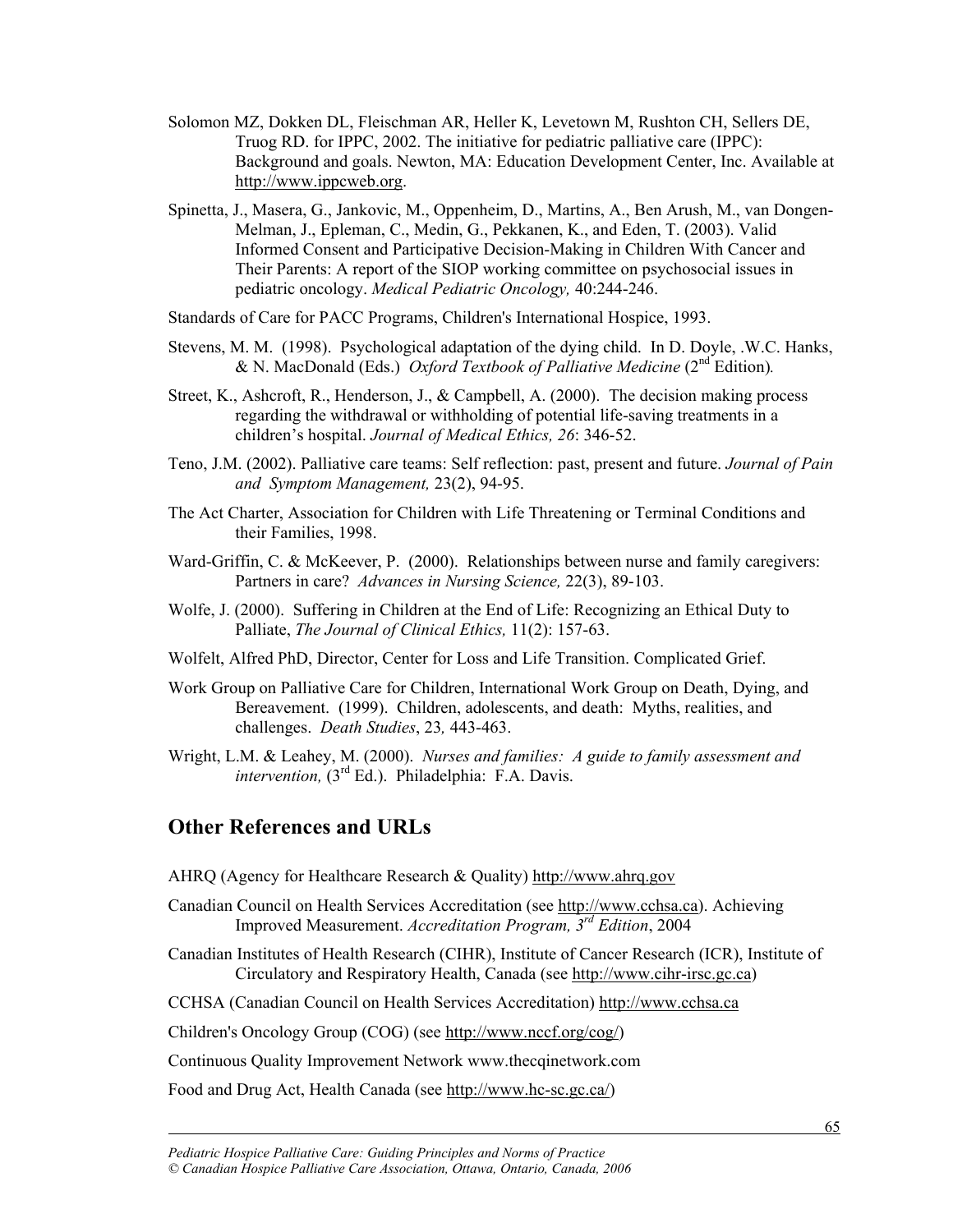Solomon MZ, Dokken DL, Fleischman AR, Heller K, Levetown M, Rushton CH, Sellers DE, Truog RD. for IPPC, 2002. The initiative for pediatric palliative care (IPPC): Background and goals. Newton, MA: Education Development Center, Inc. Available at http://www.ippcweb.org.

Spinetta, J., Masera, G., Jankovic, M., Oppenheim, D., Martins, A., Ben Arush, M., van Dongen-Melman, J., Epleman, C., Medin, G., Pekkanen, K., and Eden, T. (2003). Valid Informed Consent and Participative Decision-Making in Children With Cancer and Their Parents: A report of the SIOP working committee on psychosocial issues in pediatric oncology. *Medical Pediatric Oncology,* 40:244-246.

Standards of Care for PACC Programs, Children's International Hospice, 1993.

Stevens, M. M. (1998). Psychological adaptation of the dying child. In D. Doyle, .W.C. Hanks, & N. MacDonald (Eds.) *Oxford Textbook of Palliative Medicine* (2nd Edition)*.*

Street, K., Ashcroft, R., Henderson, J., & Campbell, A. (2000). The decision making process regarding the withdrawal or withholding of potential life-saving treatments in a children's hospital. *Journal of Medical Ethics, 26*: 346-52.

Teno, J.M. (2002). Palliative care teams: Self reflection: past, present and future. *Journal of Pain and Symptom Management,* 23(2), 94-95.

The Act Charter, Association for Children with Life Threatening or Terminal Conditions and their Families, 1998.

Ward-Griffin, C. & McKeever, P. (2000). Relationships between nurse and family caregivers: Partners in care? *Advances in Nursing Science,* 22(3), 89-103.

Wolfe, J. (2000). Suffering in Children at the End of Life: Recognizing an Ethical Duty to Palliate, *The Journal of Clinical Ethics,* 11(2): 157-63.

Wolfelt, Alfred PhD, Director, Center for Loss and Life Transition. Complicated Grief.

Work Group on Palliative Care for Children, International Work Group on Death, Dying, and Bereavement. (1999). Children, adolescents, and death: Myths, realities, and challenges. *Death Studies*, 23*,* 443-463.

Wright, L.M. & Leahey, M. (2000). *Nurses and families: A guide to family assessment and intervention,* (3rd Ed.). Philadelphia: F.A. Davis.

## Other References and URLs

AHRQ (Agency for Healthcare Research & Quality) http://www.ahrq.gov

Canadian Council on Health Services Accreditation (see http://www.cchsa.ca). Achieving Improved Measurement. *Accreditation Program, 3rd Edition*, 2004

Canadian Institutes of Health Research (CIHR), Institute of Cancer Research (ICR), Institute of Circulatory and Respiratory Health, Canada (see http://www.cihr-irsc.gc.ca)

CCHSA (Canadian Council on Health Services Accreditation) http://www.cchsa.ca

Children's Oncology Group (COG) (see http://www.nccf.org/cog/)

Continuous Quality Improvement Network www.thecqinetwork.com

Food and Drug Act, Health Canada (see http://www.hc-sc.gc.ca/)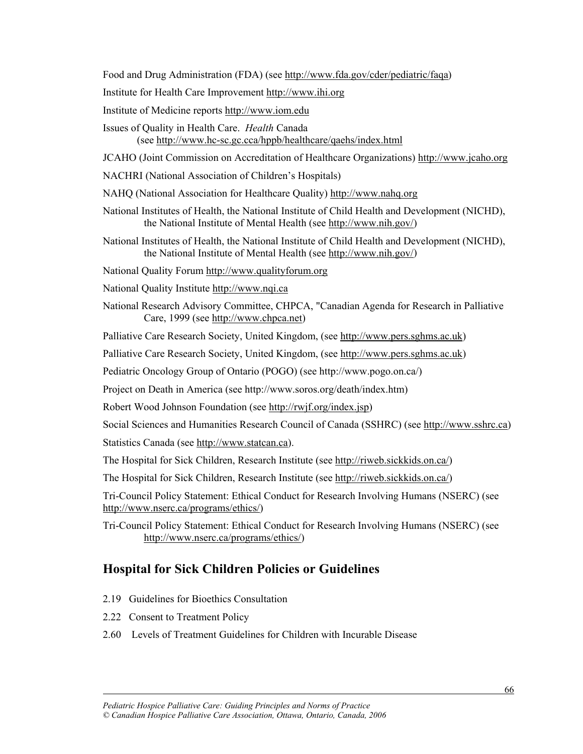Food and Drug Administration (FDA) (see http://www.fda.gov/cder/pediatric/faqa)

Institute for Health Care Improvement http://www.ihi.org

Institute of Medicine reports http://www.iom.edu

Issues of Quality in Health Care. *Health* Canada
(see http://www.hc-sc.gc.cca/hppb/healthcare/qaehs/index.html

JCAHO (Joint Commission on Accreditation of Healthcare Organizations) http://www.jcaho.org

NACHRI (National Association of Children's Hospitals)

NAHQ (National Association for Healthcare Quality) http://www.nahq.org

National Institutes of Health, the National Institute of Child Health and Development (NICHD), the National Institute of Mental Health (see http://www.nih.gov/)

National Institutes of Health, the National Institute of Child Health and Development (NICHD), the National Institute of Mental Health (see http://www.nih.gov/)

National Quality Forum http://www.qualityforum.org

National Quality Institute http://www.nqi.ca

National Research Advisory Committee, CHPCA, "Canadian Agenda for Research in Palliative Care, 1999 (see http://www.chpca.net)

Palliative Care Research Society, United Kingdom, (see http://www.pcrs.sghms.ac.uk)

Palliative Care Research Society, United Kingdom, (see http://www.pcrs.sghms.ac.uk)

Pediatric Oncology Group of Ontario (POGO) (see http://www.pogo.on.ca/)

Project on Death in America (see http://www.soros.org/death/index.htm)

Robert Wood Johnson Foundation (see http://rwjf.org/index.jsp)

Social Sciences and Humanities Research Council of Canada (SSHRC) (see http://www.sshrc.ca)

Statistics Canada (see http://www.statcan.ca).

The Hospital for Sick Children, Research Institute (see http://riweb.sickkids.on.ca/)

The Hospital for Sick Children, Research Institute (see http://riweb.sickkids.on.ca/)

Tri-Council Policy Statement: Ethical Conduct for Research Involving Humans (NSERC) (see http://www.nserc.ca/programs/ethics/)

Tri-Council Policy Statement: Ethical Conduct for Research Involving Humans (NSERC) (see http://www.nserc.ca/programs/ethics/)

## Hospital for Sick Children Policies or Guidelines

2.19 Guidelines for Bioethics Consultation

2.22 Consent to Treatment Policy

2.60 Levels of Treatment Guidelines for Children with Incurable Disease